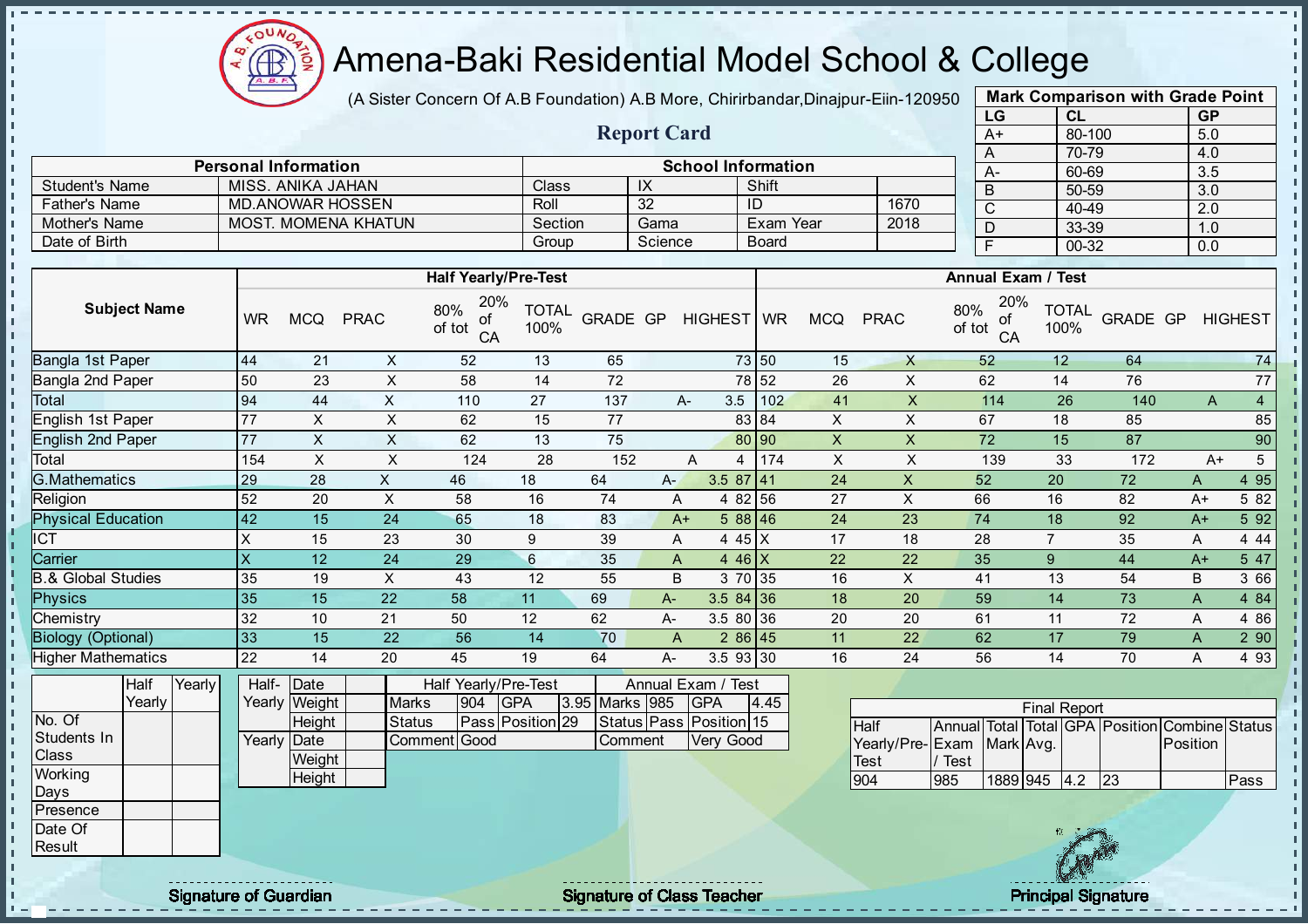# Amena-Baki Residential Model School & College

(A Sister Concern Of A.B Foundation) A.B More, Chirirbandar,Dinajpur-Eiin-120950

## Report Card

| Mark Comparison with Grade Point | | |
|---|---|---|
| LG | CL | GP |
| A+ | 80-100 | 5.0 |
| A | 70-79 | 4.0 |
| A- | 60-69 | 3.5 |
| B | 50-59 | 3.0 |
| C | 40-49 | 2.0 |
| D | 33-39 | 1.0 |
| F | 00-32 | 0.0 |

| Personal Information | | School Information | | | |
|---|---|---|---|---|---|
| Student's Name | MISS. ANIKA JAHAN | Class | IX | Shift | |
| Father's Name | MD.ANOWAR HOSSEN | Roll | 32 | ID | 1670 |
| Mother's Name | MOST. MOMENA KHATUN | Section | Gama | Exam Year | 2018 |
| Date of Birth | | Group | Science | Board | |

| Subject Name | Half Yearly/Pre-Test | | | | | | | | | Annual Exam / Test | | | | | | | | |
|---|---|---|---|---|---|---|---|---|---|---|---|---|---|---|---|---|---|---|
| | WR | MCQ | PRAC | 80% of tot | 20% of CA | TOTAL 100% | GRADE | GP | HIGHEST | WR | MCQ | PRAC | 80% of tot | 20% of CA | TOTAL 100% | GRADE | GP | HIGHEST |
| Bangla 1st Paper | 44 | 21 | X | 52 | 13 | 65 | | | 73 | 50 | 15 | X | 52 | 12 | 64 | | | 74 |
| Bangla 2nd Paper | 50 | 23 | X | 58 | 14 | 72 | | | 78 | 52 | 26 | X | 62 | 14 | 76 | | | 77 |
| Total | 94 | 44 | X | 110 | 27 | 137 | A- | 3.5 | | 102 | 41 | X | 114 | 26 | 140 | A | 4 | |
| English 1st Paper | 77 | X | X | 62 | 15 | 77 | | | 83 | 84 | X | X | 67 | 18 | 85 | | | 85 |
| English 2nd Paper | 77 | X | X | 62 | 13 | 75 | | | 80 | 90 | X | X | 72 | 15 | 87 | | | 90 |
| Total | 154 | X | X | 124 | 28 | 152 | A | 4 | | 174 | X | X | 139 | 33 | 172 | A+ | 5 | |
| G.Mathematics | 29 | 28 | X | 46 | 18 | 64 | A- | 3.5 | 87 | 41 | 24 | X | 52 | 20 | 72 | A | 4 | 95 |
| Religion | 52 | 20 | X | 58 | 16 | 74 | A | 4 | 82 | 56 | 27 | X | 66 | 16 | 82 | A+ | 5 | 82 |
| Physical Education | 42 | 15 | 24 | 65 | 18 | 83 | A+ | 5 | 88 | 46 | 24 | 23 | 74 | 18 | 92 | A+ | 5 | 92 |
| ICT | X | 15 | 23 | 30 | 9 | 39 | A | 4 | 45 | X | 17 | 18 | 28 | 7 | 35 | A | 4 | 44 |
| Carrier | X | 12 | 24 | 29 | 6 | 35 | A | 4 | 46 | X | 22 | 22 | 35 | 9 | 44 | A+ | 5 | 47 |
| B.& Global Studies | 35 | 19 | X | 43 | 12 | 55 | B | 3 | 70 | 35 | 16 | X | 41 | 13 | 54 | B | 3 | 66 |
| Physics | 35 | 15 | 22 | 58 | 11 | 69 | A- | 3.5 | 84 | 36 | 18 | 20 | 59 | 14 | 73 | A | 4 | 84 |
| Chemistry | 32 | 10 | 21 | 50 | 12 | 62 | A- | 3.5 | 80 | 36 | 20 | 20 | 61 | 11 | 72 | A | 4 | 86 |
| Biology (Optional) | 33 | 15 | 22 | 56 | 14 | 70 | A | 2 | 86 | 45 | 11 | 22 | 62 | 17 | 79 | A | 2 | 90 |
| Higher Mathematics | 22 | 14 | 20 | 45 | 19 | 64 | A- | 3.5 | 93 | 30 | 16 | 24 | 56 | 14 | 70 | A | 4 | 93 |

| | Half Yearly | Yearly |
|---|---|---|
| No. Of Students In Class | | |
| Working Days | | |
| Presence | | |
| Date Of Result | | |

| | | |
|---|---|---|
| Half-Yearly | Date | |
| | Weight | |
| | Height | |
| Yearly | Date | |
| | Weight | |
| | Height | |

| Half Yearly/Pre-Test | | | | Annual Exam / Test | | | |
|---|---|---|---|---|---|---|---|
| Marks | 904 | GPA | 3.95 | Marks | 985 | GPA | 4.45 |
| Status | Pass | Position | 29 | Status | Pass | Position | 15 |
| Comment | Good | | | Comment | Very Good | | |

| Final Report | | | | | | | |
|---|---|---|---|---|---|---|---|
| Half Yearly/Pre-Test | Annual Exam / Test | Total Mark | Total Avg. | GPA | Position | Combine Position | Status |
| 904 | 985 | 1889 | 945 | 4.2 | 23 | | Pass |

Signature of Guardian

Signature of Class Teacher

Principal Signature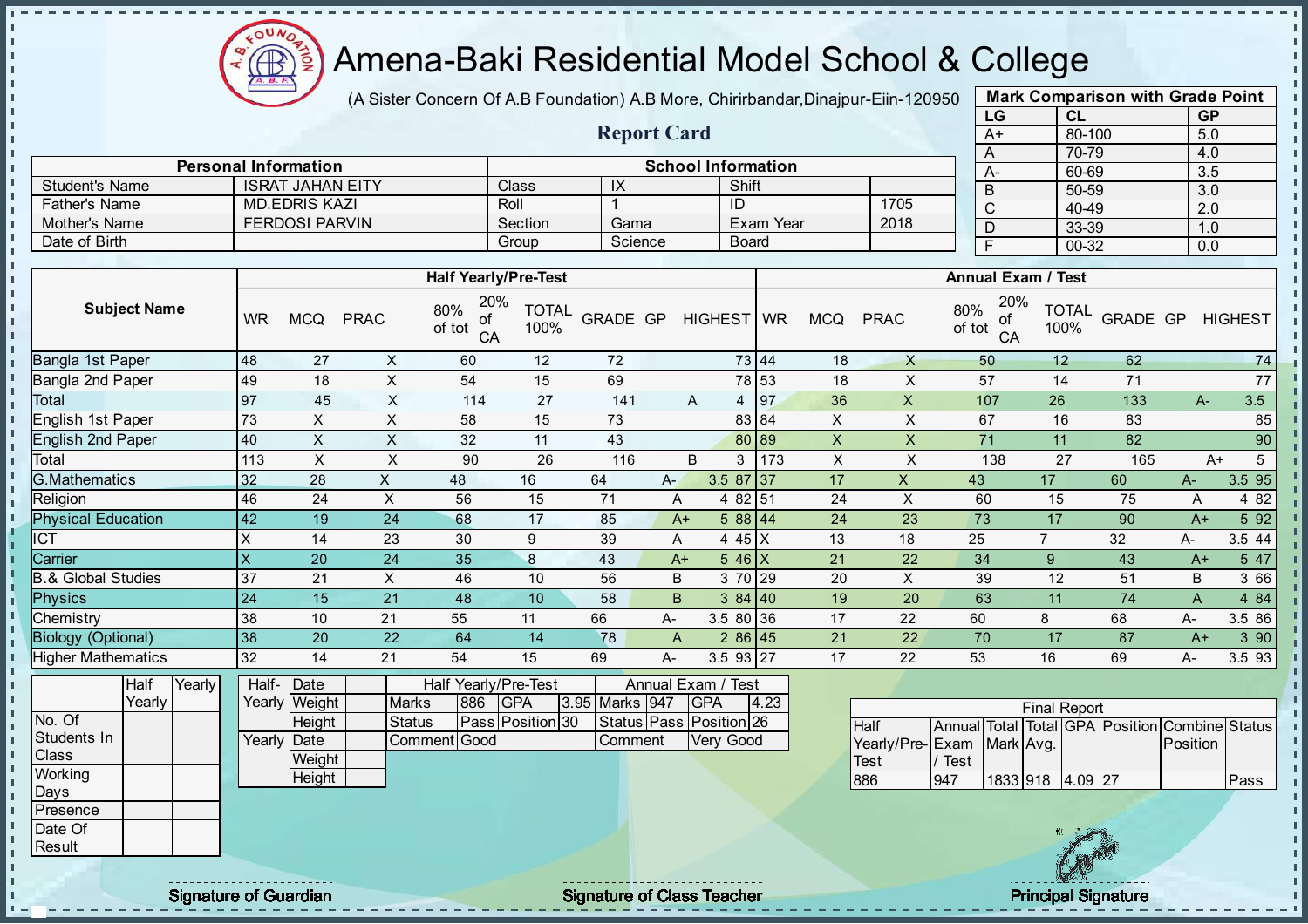# Amena-Baki Residential Model School & College

(A Sister Concern Of A.B Foundation) A.B More, Chirirbandar,Dinajpur-Eiin-120950

## Report Card

| Mark Comparison with Grade Point | | |
|---|---|---|
| LG | CL | GP |
| A+ | 80-100 | 5.0 |
| A | 70-79 | 4.0 |
| A- | 60-69 | 3.5 |
| B | 50-59 | 3.0 |
| C | 40-49 | 2.0 |
| D | 33-39 | 1.0 |
| F | 00-32 | 0.0 |

| Personal Information | | School Information | | | |
|---|---|---|---|---|---|
| Student's Name | ISRAT JAHAN EITY | Class | IX | Shift | |
| Father's Name | MD.EDRIS KAZI | Roll | 1 | ID | 1705 |
| Mother's Name | FERDOSI PARVIN | Section | Gama | Exam Year | 2018 |
| Date of Birth | | Group | Science | Board | |

| Subject Name | Half Yearly/Pre-Test | | | | | | | | | Annual Exam / Test | | | | | | | | |
|---|---|---|---|---|---|---|---|---|---|---|---|---|---|---|---|---|---|---|
| | WR | MCQ | PRAC | 80% of tot | 20% of CA | TOTAL 100% | GRADE | GP | HIGHEST | WR | MCQ | PRAC | 80% of tot | 20% of CA | TOTAL 100% | GRADE | GP | HIGHEST |
| Bangla 1st Paper | 48 | 27 | X | 60 | 12 | 72 | | | 73 | 44 | 18 | X | 50 | 12 | 62 | | | 74 |
| Bangla 2nd Paper | 49 | 18 | X | 54 | 15 | 69 | | | 78 | 53 | 18 | X | 57 | 14 | 71 | | | 77 |
| Total | 97 | 45 | X | 114 | 27 | 141 | A | 4 | | 97 | 36 | X | 107 | 26 | 133 | A- | 3.5 | |
| English 1st Paper | 73 | X | X | 58 | 15 | 73 | | | 83 | 84 | X | X | 67 | 16 | 83 | | | 85 |
| English 2nd Paper | 40 | X | X | 32 | 11 | 43 | | | 80 | 89 | X | X | 71 | 11 | 82 | | | 90 |
| Total | 113 | X | X | 90 | 26 | 116 | B | 3 | | 173 | X | X | 138 | 27 | 165 | A+ | 5 | |
| G.Mathematics | 32 | 28 | X | 48 | 16 | 64 | A- | 3.5 | 87 | 37 | 17 | X | 43 | 17 | 60 | A- | 3.5 | 95 |
| Religion | 46 | 24 | X | 56 | 15 | 71 | A | 4 | 82 | 51 | 24 | X | 60 | 15 | 75 | A | 4 | 82 |
| Physical Education | 42 | 19 | 24 | 68 | 17 | 85 | A+ | 5 | 88 | 44 | 24 | 23 | 73 | 17 | 90 | A+ | 5 | 92 |
| ICT | X | 14 | 23 | 30 | 9 | 39 | A | 4 | 45 | X | 13 | 18 | 25 | 7 | 32 | A- | 3.5 | 44 |
| Carrier | X | 20 | 24 | 35 | 8 | 43 | A+ | 5 | 46 | X | 21 | 22 | 34 | 9 | 43 | A+ | 5 | 47 |
| B.& Global Studies | 37 | 21 | X | 46 | 10 | 56 | B | 3 | 70 | 29 | 20 | X | 39 | 12 | 51 | B | 3 | 66 |
| Physics | 24 | 15 | 21 | 48 | 10 | 58 | B | 3 | 84 | 40 | 19 | 20 | 63 | 11 | 74 | A | 4 | 84 |
| Chemistry | 38 | 10 | 21 | 55 | 11 | 66 | A- | 3.5 | 80 | 36 | 17 | 22 | 60 | 8 | 68 | A- | 3.5 | 86 |
| Biology (Optional) | 38 | 20 | 22 | 64 | 14 | 78 | A | 2 | 86 | 45 | 21 | 22 | 70 | 17 | 87 | A+ | 3 | 90 |
| Higher Mathematics | 32 | 14 | 21 | 54 | 15 | 69 | A- | 3.5 | 93 | 27 | 17 | 22 | 53 | 16 | 69 | A- | 3.5 | 93 |

| | Half Yearly | Yearly |
|---|---|---|
| No. Of Students In Class | | |
| Working Days | | |
| Presence | | |
| Date Of Result | | |

| | | |
|---|---|---|
| Half-Yearly | Date | |
| | Weight | |
| | Height | |
| Yearly | Date | |
| | Weight | |
| | Height | |

| Half Yearly/Pre-Test | | | | Annual Exam / Test | | | |
|---|---|---|---|---|---|---|---|
| Marks | 886 | GPA | 3.95 | Marks | 947 | GPA | 4.23 |
| Status | Pass | Position | 30 | Status | Pass | Position | 26 |
| Comment | Good | | | Comment | Very Good | | |

| Final Report | | | | | | | |
|---|---|---|---|---|---|---|---|
| Half Yearly/Pre-Test | Annual Exam / Test | Total Mark | Total Avg. | GPA | Position | Combine Position | Status |
| 886 | 947 | 1833 | 918 | 4.09 | 27 | | Pass |

Signature of Guardian

Signature of Class Teacher

Principal Signature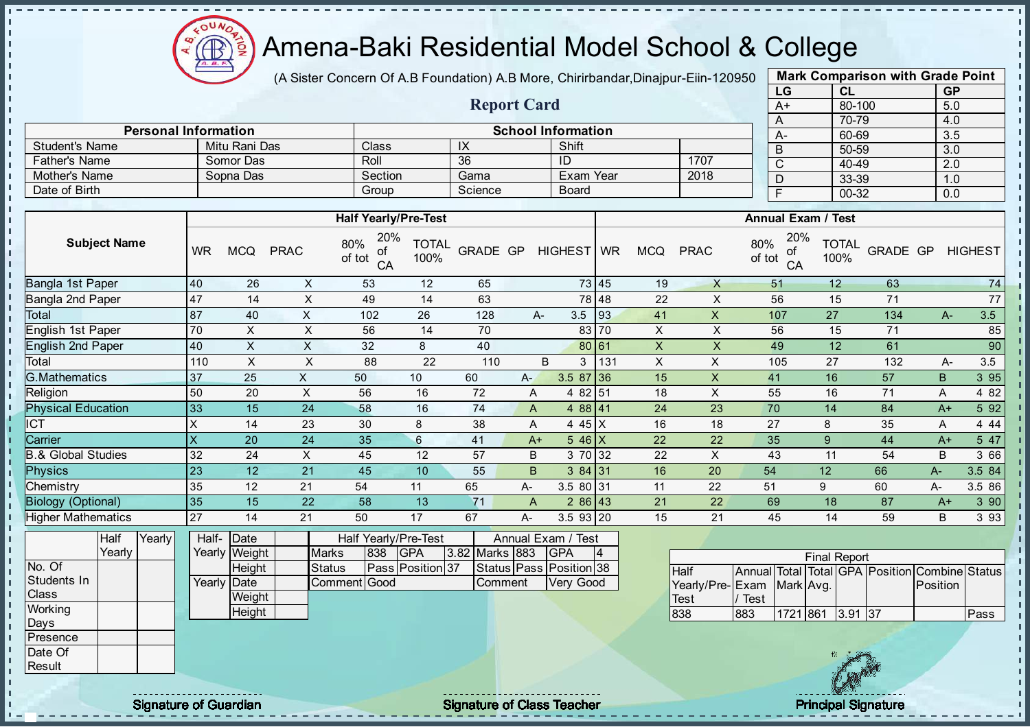# Amena-Baki Residential Model School & College

(A Sister Concern Of A.B Foundation) A.B More, Chirirbandar,Dinajpur-Eiin-120950

## Report Card

| Mark Comparison with Grade Point | | |
|---|---|---|
| LG | CL | GP |
| A+ | 80-100 | 5.0 |
| A | 70-79 | 4.0 |
| A- | 60-69 | 3.5 |
| B | 50-59 | 3.0 |
| C | 40-49 | 2.0 |
| D | 33-39 | 1.0 |
| F | 00-32 | 0.0 |

| Personal Information | | School Information | | | |
|---|---|---|---|---|---|
| Student's Name | Mitu Rani Das | Class | IX | Shift | |
| Father's Name | Somor Das | Roll | 36 | ID | 1707 |
| Mother's Name | Sopna Das | Section | Gama | Exam Year | 2018 |
| Date of Birth | | Group | Science | Board | |

| Subject Name | Half Yearly/Pre-Test | | | | | | | | | Annual Exam / Test | | | | | | | | |
|---|---|---|---|---|---|---|---|---|---|---|---|---|---|---|---|---|---|---|
| | WR | MCQ | PRAC | 80% of tot | 20% of CA | TOTAL 100% | GRADE | GP | HIGHEST | WR | MCQ | PRAC | 80% of tot | 20% of CA | TOTAL 100% | GRADE | GP | HIGHEST |
| Bangla 1st Paper | 40 | 26 | X | 53 | 12 | 65 | | | 73 | 45 | 19 | X | 51 | 12 | 63 | | | 74 |
| Bangla 2nd Paper | 47 | 14 | X | 49 | 14 | 63 | | | 78 | 48 | 22 | X | 56 | 15 | 71 | | | 77 |
| Total | 87 | 40 | X | 102 | 26 | 128 | A- | 3.5 | | 93 | 41 | X | 107 | 27 | 134 | A- | 3.5 | |
| English 1st Paper | 70 | X | X | 56 | 14 | 70 | | | 83 | 70 | X | X | 56 | 15 | 71 | | | 85 |
| English 2nd Paper | 40 | X | X | 32 | 8 | 40 | | | 80 | 61 | X | X | 49 | 12 | 61 | | | 90 |
| Total | 110 | X | X | 88 | 22 | 110 | B | 3 | | 131 | X | X | 105 | 27 | 132 | A- | 3.5 | |
| G.Mathematics | 37 | 25 | X | 50 | 10 | 60 | A- | 3.5 | 87 | 36 | 15 | X | 41 | 16 | 57 | B | 3 | 95 |
| Religion | 50 | 20 | X | 56 | 16 | 72 | A | 4 | 82 | 51 | 18 | X | 55 | 16 | 71 | A | 4 | 82 |
| Physical Education | 33 | 15 | 24 | 58 | 16 | 74 | A | 4 | 88 | 41 | 24 | 23 | 70 | 14 | 84 | A+ | 5 | 92 |
| ICT | X | 14 | 23 | 30 | 8 | 38 | A | 4 | 45 | X | 16 | 18 | 27 | 8 | 35 | A | 4 | 44 |
| Carrier | X | 20 | 24 | 35 | 6 | 41 | A+ | 5 | 46 | X | 22 | 22 | 35 | 9 | 44 | A+ | 5 | 47 |
| B.& Global Studies | 32 | 24 | X | 45 | 12 | 57 | B | 3 | 70 | 32 | 22 | X | 43 | 11 | 54 | B | 3 | 66 |
| Physics | 23 | 12 | 21 | 45 | 10 | 55 | B | 3 | 84 | 31 | 16 | 20 | 54 | 12 | 66 | A- | 3.5 | 84 |
| Chemistry | 35 | 12 | 21 | 54 | 11 | 65 | A- | 3.5 | 80 | 31 | 11 | 22 | 51 | 9 | 60 | A- | 3.5 | 86 |
| Biology (Optional) | 35 | 15 | 22 | 58 | 13 | 71 | A | 2 | 86 | 43 | 21 | 22 | 69 | 18 | 87 | A+ | 3 | 90 |
| Higher Mathematics | 27 | 14 | 21 | 50 | 17 | 67 | A- | 3.5 | 93 | 20 | 15 | 21 | 45 | 14 | 59 | B | 3 | 93 |

| | Half Yearly | Yearly |
|---|---|---|
| No. Of Students In Class | | |
| Working Days | | |
| Presence | | |
| Date Of Result | | |

| | | |
|---|---|---|
| Half-Yearly | Date | |
| | Weight | |
| | Height | |
| Yearly | Date | |
| | Weight | |
| | Height | |

| Half Yearly/Pre-Test | | | | Annual Exam / Test | | | |
|---|---|---|---|---|---|---|---|
| Marks | 838 | GPA | 3.82 | Marks | 883 | GPA | 4 |
| Status | Pass | Position | 37 | Status | Pass | Position | 38 |
| Comment | Good | | | Comment | Very Good | | |

| Final Report | | | | | | | |
|---|---|---|---|---|---|---|---|
| Half Yearly/Pre-Test | Annual Exam / Test | Total Mark | Total Avg. | GPA | Position | Combine Position | Status |
| 838 | 883 | 1721 | 861 | 3.91 | 37 | | Pass |

Signature of Guardian　　　Signature of Class Teacher　　　Principal Signature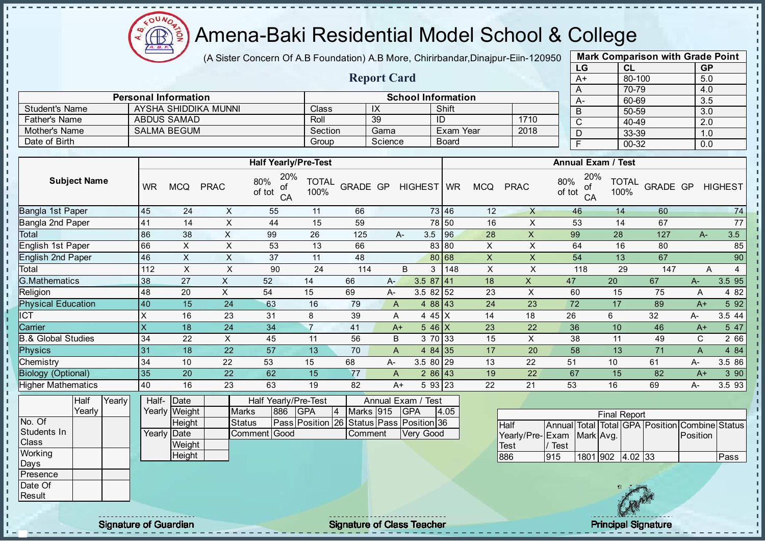# Amena-Baki Residential Model School & College

(A Sister Concern Of A.B Foundation) A.B More, Chirirbandar,Dinajpur-Eiin-120950

## Report Card

| Mark Comparison with Grade Point | | |
|---|---|---|
| LG | CL | GP |
| A+ | 80-100 | 5.0 |
| A | 70-79 | 4.0 |
| A- | 60-69 | 3.5 |
| B | 50-59 | 3.0 |
| C | 40-49 | 2.0 |
| D | 33-39 | 1.0 |
| F | 00-32 | 0.0 |

| Personal Information | | School Information | | | |
|---|---|---|---|---|---|
| Student's Name | AYSHA SHIDDIKA MUNNI | Class | IX | Shift | |
| Father's Name | ABDUS SAMAD | Roll | 39 | ID | 1710 |
| Mother's Name | SALMA BEGUM | Section | Gama | Exam Year | 2018 |
| Date of Birth | | Group | Science | Board | |

| Subject Name | Half Yearly/Pre-Test | | | | | | | | | Annual Exam / Test | | | | | | | | |
|---|---|---|---|---|---|---|---|---|---|---|---|---|---|---|---|---|---|---|
| | WR | MCQ | PRAC | 80% of tot | 20% of CA | TOTAL 100% | GRADE | GP | HIGHEST | WR | MCQ | PRAC | 80% of tot | 20% of CA | TOTAL 100% | GRADE | GP | HIGHEST |
| Bangla 1st Paper | 45 | 24 | X | 55 | 11 | 66 | | | 73 | 46 | 12 | X | 46 | 14 | 60 | | | 74 |
| Bangla 2nd Paper | 41 | 14 | X | 44 | 15 | 59 | | | 78 | 50 | 16 | X | 53 | 14 | 67 | | | 77 |
| Total | 86 | 38 | X | 99 | 26 | 125 | A- | 3.5 | | 96 | 28 | X | 99 | 28 | 127 | A- | 3.5 | |
| English 1st Paper | 66 | X | X | 53 | 13 | 66 | | | 83 | 80 | X | X | 64 | 16 | 80 | | | 85 |
| English 2nd Paper | 46 | X | X | 37 | 11 | 48 | | | 80 | 68 | X | X | 54 | 13 | 67 | | | 90 |
| Total | 112 | X | X | 90 | 24 | 114 | B | 3 | | 148 | X | X | 118 | 29 | 147 | A | 4 | |
| G.Mathematics | 38 | 27 | X | 52 | 14 | 66 | A- | 3.5 | 87 | 41 | 18 | X | 47 | 20 | 67 | A- | 3.5 | 95 |
| Religion | 48 | 20 | X | 54 | 15 | 69 | A- | 3.5 | 82 | 52 | 23 | X | 60 | 15 | 75 | A | 4 | 82 |
| Physical Education | 40 | 15 | 24 | 63 | 16 | 79 | A | 4 | 88 | 43 | 24 | 23 | 72 | 17 | 89 | A+ | 5 | 92 |
| ICT | X | 16 | 23 | 31 | 8 | 39 | A | 4 | 45 | X | 14 | 18 | 26 | 6 | 32 | A- | 3.5 | 44 |
| Carrier | X | 18 | 24 | 34 | 7 | 41 | A+ | 5 | 46 | X | 23 | 22 | 36 | 10 | 46 | A+ | 5 | 47 |
| B.& Global Studies | 34 | 22 | X | 45 | 11 | 56 | B | 3 | 70 | 33 | 15 | X | 38 | 11 | 49 | C | 2 | 66 |
| Physics | 31 | 18 | 22 | 57 | 13 | 70 | A | 4 | 84 | 35 | 17 | 20 | 58 | 13 | 71 | A | 4 | 84 |
| Chemistry | 34 | 10 | 22 | 53 | 15 | 68 | A- | 3.5 | 80 | 29 | 13 | 22 | 51 | 10 | 61 | A- | 3.5 | 86 |
| Biology (Optional) | 35 | 20 | 22 | 62 | 15 | 77 | A | 2 | 86 | 43 | 19 | 22 | 67 | 15 | 82 | A+ | 3 | 90 |
| Higher Mathematics | 40 | 16 | 23 | 63 | 19 | 82 | A+ | 5 | 93 | 23 | 22 | 21 | 53 | 16 | 69 | A- | 3.5 | 93 |

| | Half Yearly | Yearly |
|---|---|---|
| No. Of Students In Class | | |
| Working Days | | |
| Presence | | |
| Date Of Result | | |

| | | |
|---|---|---|
| Half-Yearly | Date | |
| | Weight | |
| | Height | |
| Yearly | Date | |
| | Weight | |
| | Height | |

| Half Yearly/Pre-Test | | | | Annual Exam / Test | | | |
|---|---|---|---|---|---|---|---|
| Marks | 886 | GPA | 4 | Marks | 915 | GPA | 4.05 |
| Status | Pass | Position | 26 | Status | Pass | Position | 36 |
| Comment | Good | | | Comment | Very Good | | |

| Final Report | | | | | | | |
|---|---|---|---|---|---|---|---|
| Half Yearly/Pre-Test | Annual Exam / Test | Total Mark | Total Avg. | GPA | Position | Combine Position | Status |
| 886 | 915 | 1801 | 902 | 4.02 | 33 | | Pass |

Signature of Guardian

Signature of Class Teacher

Principal Signature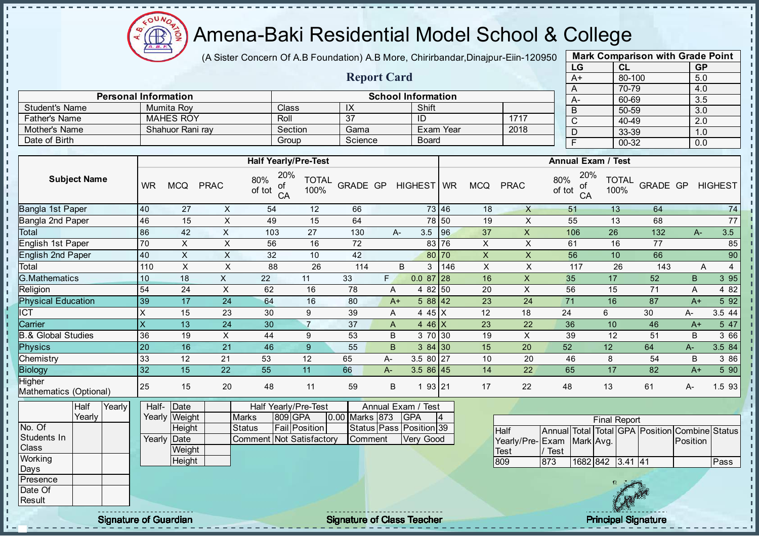# Amena-Baki Residential Model School & College

(A Sister Concern Of A.B Foundation) A.B More, Chirirbandar,Dinajpur-Eiin-120950

## Report Card

| Mark Comparison with Grade Point | | |
|---|---|---|
| LG | CL | GP |
| A+ | 80-100 | 5.0 |
| A | 70-79 | 4.0 |
| A- | 60-69 | 3.5 |
| B | 50-59 | 3.0 |
| C | 40-49 | 2.0 |
| D | 33-39 | 1.0 |
| F | 00-32 | 0.0 |

| Personal Information | | School Information | | | |
|---|---|---|---|---|---|
| Student's Name | Mumita Roy | Class | IX | Shift | |
| Father's Name | MAHES ROY | Roll | 37 | ID | 1717 |
| Mother's Name | Shahuor Rani ray | Section | Gama | Exam Year | 2018 |
| Date of Birth | | Group | Science | Board | |

| Subject Name | Half Yearly/Pre-Test | | | | | | | | | Annual Exam / Test | | | | | | | | |
|---|---|---|---|---|---|---|---|---|---|---|---|---|---|---|---|---|---|---|
| | WR | MCQ | PRAC | 80% of tot | 20% of CA | TOTAL 100% | GRADE | GP | HIGHEST | WR | MCQ | PRAC | 80% of tot | 20% of CA | TOTAL 100% | GRADE | GP | HIGHEST |
| Bangla 1st Paper | 40 | 27 | X | 54 | 12 | 66 | | | 73 | 46 | 18 | X | 51 | 13 | 64 | | | 74 |
| Bangla 2nd Paper | 46 | 15 | X | 49 | 15 | 64 | | | 78 | 50 | 19 | X | 55 | 13 | 68 | | | 77 |
| Total | 86 | 42 | X | 103 | 27 | 130 | A- | 3.5 | | 96 | 37 | X | 106 | 26 | 132 | A- | 3.5 | |
| English 1st Paper | 70 | X | X | 56 | 16 | 72 | | | 83 | 76 | X | X | 61 | 16 | 77 | | | 85 |
| English 2nd Paper | 40 | X | X | 32 | 10 | 42 | | | 80 | 70 | X | X | 56 | 10 | 66 | | | 90 |
| Total | 110 | X | X | 88 | 26 | 114 | B | 3 | | 146 | X | X | 117 | 26 | 143 | A | 4 | |
| G.Mathematics | 10 | 18 | X | 22 | 11 | 33 | F | 0.0 | 87 | 28 | 16 | X | 35 | 17 | 52 | B | 3 | 95 |
| Religion | 54 | 24 | X | 62 | 16 | 78 | A | 4 | 82 | 50 | 20 | X | 56 | 15 | 71 | A | 4 | 82 |
| Physical Education | 39 | 17 | 24 | 64 | 16 | 80 | A+ | 5 | 88 | 42 | 23 | 24 | 71 | 16 | 87 | A+ | 5 | 92 |
| ICT | X | 15 | 23 | 30 | 9 | 39 | A | 4 | 45 | X | 12 | 18 | 24 | 6 | 30 | A- | 3.5 | 44 |
| Carrier | X | 13 | 24 | 30 | 7 | 37 | A | 4 | 46 | X | 23 | 22 | 36 | 10 | 46 | A+ | 5 | 47 |
| B.& Global Studies | 36 | 19 | X | 44 | 9 | 53 | B | 3 | 70 | 30 | 19 | X | 39 | 12 | 51 | B | 3 | 66 |
| Physics | 20 | 16 | 21 | 46 | 9 | 55 | B | 3 | 84 | 30 | 15 | 20 | 52 | 12 | 64 | A- | 3.5 | 84 |
| Chemistry | 33 | 12 | 21 | 53 | 12 | 65 | A- | 3.5 | 80 | 27 | 10 | 20 | 46 | 8 | 54 | B | 3 | 86 |
| Biology | 32 | 15 | 22 | 55 | 11 | 66 | A- | 3.5 | 86 | 45 | 14 | 22 | 65 | 17 | 82 | A+ | 5 | 90 |
| Higher Mathematics (Optional) | 25 | 15 | 20 | 48 | 11 | 59 | B | 1 | 93 | 21 | 17 | 22 | 48 | 13 | 61 | A- | 1.5 | 93 |

| | Half Yearly | Yearly |
|---|---|---|
| No. Of Students In Class | | |
| Working Days | | |
| Presence | | |
| Date Of Result | | |

| | | |
|---|---|---|
| Half-Yearly | Date | |
| | Weight | |
| | Height | |
| Yearly | Date | |
| | Weight | |
| | Height | |

| Half Yearly/Pre-Test | | | | Annual Exam / Test | | | |
|---|---|---|---|---|---|---|---|
| Marks | 809 | GPA | 0.00 | Marks | 873 | GPA | 4 |
| Status | Fail | Position | | Status | Pass | Position | 39 |
| Comment | Not Satisfactory | | | Comment | Very Good | | |

| Final Report | | | | | | | |
|---|---|---|---|---|---|---|---|
| Half Yearly/Pre-Test | Annual Exam / Test | Total Mark | Total Avg. | GPA | Position | Combine Position | Status |
| 809 | 873 | 1682 | 842 | 3.41 | 41 | | Pass |

Signature of Guardian

Signature of Class Teacher

Principal Signature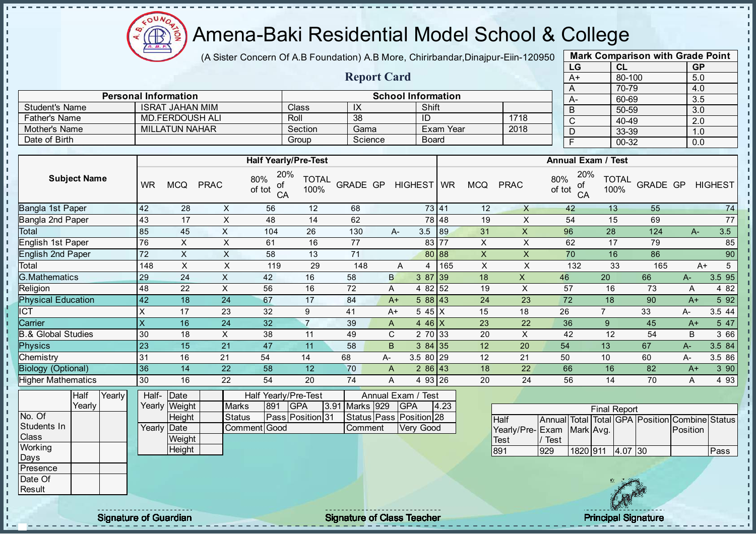# Amena-Baki Residential Model School & College

(A Sister Concern Of A.B Foundation) A.B More, Chirirbandar,Dinajpur-Eiin-120950

## Report Card

| Mark Comparison with Grade Point | | |
|---|---|---|
| LG | CL | GP |
| A+ | 80-100 | 5.0 |
| A | 70-79 | 4.0 |
| A- | 60-69 | 3.5 |
| B | 50-59 | 3.0 |
| C | 40-49 | 2.0 |
| D | 33-39 | 1.0 |
| F | 00-32 | 0.0 |

| Personal Information | | School Information | | | |
|---|---|---|---|---|---|
| Student's Name | ISRAT JAHAN MIM | Class | IX | Shift | |
| Father's Name | MD.FERDOUSH ALI | Roll | 38 | ID | 1718 |
| Mother's Name | MILLATUN NAHAR | Section | Gama | Exam Year | 2018 |
| Date of Birth | | Group | Science | Board | |

| Subject Name | Half Yearly/Pre-Test | | | | | | | | | Annual Exam / Test | | | | | | | | |
|---|---|---|---|---|---|---|---|---|---|---|---|---|---|---|---|---|---|---|
| | WR | MCQ | PRAC | 80% of tot | 20% of CA | TOTAL 100% | GRADE | GP | HIGHEST | WR | MCQ | PRAC | 80% of tot | 20% of CA | TOTAL 100% | GRADE | GP | HIGHEST |
| Bangla 1st Paper | 42 | 28 | X | 56 | 12 | 68 | | | 73 | 41 | 12 | X | 42 | 13 | 55 | | | 74 |
| Bangla 2nd Paper | 43 | 17 | X | 48 | 14 | 62 | | | 78 | 48 | 19 | X | 54 | 15 | 69 | | | 77 |
| Total | 85 | 45 | X | 104 | 26 | 130 | A- | 3.5 | | 89 | 31 | X | 96 | 28 | 124 | A- | 3.5 | |
| English 1st Paper | 76 | X | X | 61 | 16 | 77 | | | 83 | 77 | X | X | 62 | 17 | 79 | | | 85 |
| English 2nd Paper | 72 | X | X | 58 | 13 | 71 | | | 80 | 88 | X | X | 70 | 16 | 86 | | | 90 |
| Total | 148 | X | X | 119 | 29 | 148 | A | 4 | | 165 | X | X | 132 | 33 | 165 | A+ | 5 | |
| G.Mathematics | 29 | 24 | X | 42 | 16 | 58 | B | 3 | 87 | 39 | 18 | X | 46 | 20 | 66 | A- | 3.5 | 95 |
| Religion | 48 | 22 | X | 56 | 16 | 72 | A | 4 | 82 | 52 | 19 | X | 57 | 16 | 73 | A | 4 | 82 |
| Physical Education | 42 | 18 | 24 | 67 | 17 | 84 | A+ | 5 | 88 | 43 | 24 | 23 | 72 | 18 | 90 | A+ | 5 | 92 |
| ICT | X | 17 | 23 | 32 | 9 | 41 | A+ | 5 | 45 | X | 15 | 18 | 26 | 7 | 33 | A- | 3.5 | 44 |
| Carrier | X | 16 | 24 | 32 | 7 | 39 | A | 4 | 46 | X | 23 | 22 | 36 | 9 | 45 | A+ | 5 | 47 |
| B.& Global Studies | 30 | 18 | X | 38 | 11 | 49 | C | 2 | 70 | 33 | 20 | X | 42 | 12 | 54 | B | 3 | 66 |
| Physics | 23 | 15 | 21 | 47 | 11 | 58 | B | 3 | 84 | 35 | 12 | 20 | 54 | 13 | 67 | A- | 3.5 | 84 |
| Chemistry | 31 | 16 | 21 | 54 | 14 | 68 | A- | 3.5 | 80 | 29 | 12 | 21 | 50 | 10 | 60 | A- | 3.5 | 86 |
| Biology (Optional) | 36 | 14 | 22 | 58 | 12 | 70 | A | 2 | 86 | 43 | 18 | 22 | 66 | 16 | 82 | A+ | 3 | 90 |
| Higher Mathematics | 30 | 16 | 22 | 54 | 20 | 74 | A | 4 | 93 | 26 | 20 | 24 | 56 | 14 | 70 | A | 4 | 93 |

| | Half Yearly | Yearly |
|---|---|---|
| No. Of Students In Class | | |
| Working Days | | |
| Presence | | |
| Date Of Result | | |

| | | |
|---|---|---|
| Half-Yearly | Date | |
| | Weight | |
| | Height | |
| Yearly | Date | |
| | Weight | |
| | Height | |

| Half Yearly/Pre-Test | | | | Annual Exam / Test | | | |
|---|---|---|---|---|---|---|---|
| Marks | 891 | GPA | 3.91 | Marks | 929 | GPA | 4.23 |
| Status | Pass | Position | 31 | Status | Pass | Position | 28 |
| Comment | Good | | | Comment | Very Good | | |

| Final Report | | | | | | | |
|---|---|---|---|---|---|---|---|
| Half Yearly/Pre-Test | Annual Exam / Test | Total Mark | Total Avg. | GPA | Position | Combine Position | Status |
| 891 | 929 | 1820 | 911 | 4.07 | 30 | | Pass |

Signature of Guardian

Signature of Class Teacher

Principal Signature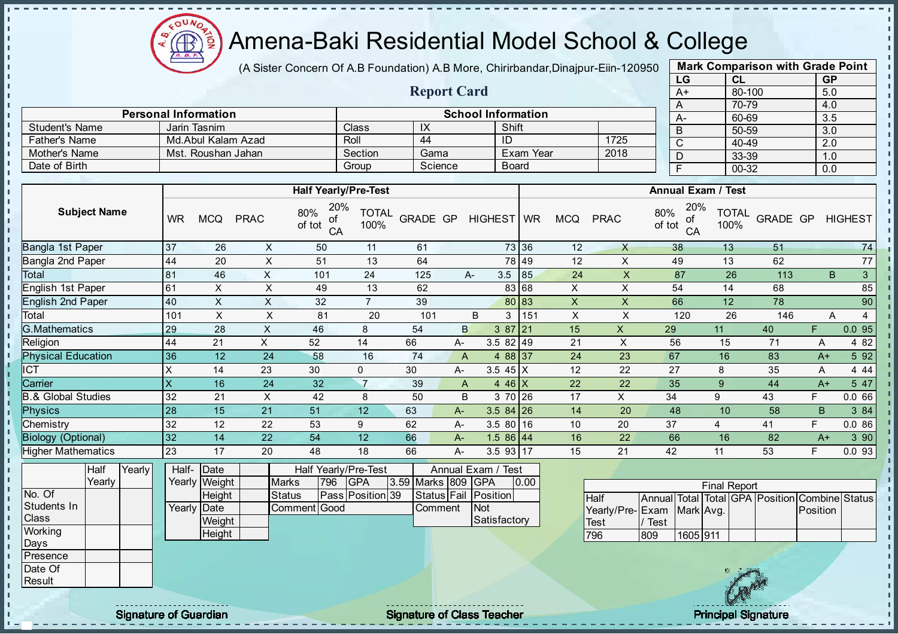# Amena-Baki Residential Model School & College

(A Sister Concern Of A.B Foundation) A.B More, Chirirbandar,Dinajpur-Eiin-120950

## Report Card

| Mark Comparison with Grade Point | | |
|---|---|---|
| LG | CL | GP |
| A+ | 80-100 | 5.0 |
| A | 70-79 | 4.0 |
| A- | 60-69 | 3.5 |
| B | 50-59 | 3.0 |
| C | 40-49 | 2.0 |
| D | 33-39 | 1.0 |
| F | 00-32 | 0.0 |

| Personal Information | | School Information | | | |
|---|---|---|---|---|---|
| Student's Name | Jarin Tasnim | Class | IX | Shift | |
| Father's Name | Md.Abul Kalam Azad | Roll | 44 | ID | 1725 |
| Mother's Name | Mst. Roushan Jahan | Section | Gama | Exam Year | 2018 |
| Date of Birth | | Group | Science | Board | |

| Subject Name | Half Yearly/Pre-Test | | | | | | | | | Annual Exam / Test | | | | | | | | |
|---|---|---|---|---|---|---|---|---|---|---|---|---|---|---|---|---|---|---|
| | WR | MCQ | PRAC | 80% of tot | 20% of CA | TOTAL 100% | GRADE | GP | HIGHEST | WR | MCQ | PRAC | 80% of tot | 20% of CA | TOTAL 100% | GRADE | GP | HIGHEST |
| Bangla 1st Paper | 37 | 26 | X | 50 | 11 | 61 | | | 73 | 36 | 12 | X | 38 | 13 | 51 | | | 74 |
| Bangla 2nd Paper | 44 | 20 | X | 51 | 13 | 64 | | | 78 | 49 | 12 | X | 49 | 13 | 62 | | | 77 |
| Total | 81 | 46 | X | 101 | 24 | 125 | A- | 3.5 | | 85 | 24 | X | 87 | 26 | 113 | B | 3 | |
| English 1st Paper | 61 | X | X | 49 | 13 | 62 | | | 83 | 68 | X | X | 54 | 14 | 68 | | | 85 |
| English 2nd Paper | 40 | X | X | 32 | 7 | 39 | | | 80 | 83 | X | X | 66 | 12 | 78 | | | 90 |
| Total | 101 | X | X | 81 | 20 | 101 | B | 3 | | 151 | X | X | 120 | 26 | 146 | A | 4 | |
| G.Mathematics | 29 | 28 | X | 46 | 8 | 54 | B | 3 | 87 | 21 | 15 | X | 29 | 11 | 40 | F | 0.0 | 95 |
| Religion | 44 | 21 | X | 52 | 14 | 66 | A- | 3.5 | 82 | 49 | 21 | X | 56 | 15 | 71 | A | 4 | 82 |
| Physical Education | 36 | 12 | 24 | 58 | 16 | 74 | A | 4 | 88 | 37 | 24 | 23 | 67 | 16 | 83 | A+ | 5 | 92 |
| ICT | X | 14 | 23 | 30 | 0 | 30 | A- | 3.5 | 45 | X | 12 | 22 | 27 | 8 | 35 | A | 4 | 44 |
| Carrier | X | 16 | 24 | 32 | 7 | 39 | A | 4 | 46 | X | 22 | 22 | 35 | 9 | 44 | A+ | 5 | 47 |
| B.& Global Studies | 32 | 21 | X | 42 | 8 | 50 | B | 3 | 70 | 26 | 17 | X | 34 | 9 | 43 | F | 0.0 | 66 |
| Physics | 28 | 15 | 21 | 51 | 12 | 63 | A- | 3.5 | 84 | 26 | 14 | 20 | 48 | 10 | 58 | B | 3 | 84 |
| Chemistry | 32 | 12 | 22 | 53 | 9 | 62 | A- | 3.5 | 80 | 16 | 10 | 20 | 37 | 4 | 41 | F | 0.0 | 86 |
| Biology (Optional) | 32 | 14 | 22 | 54 | 12 | 66 | A- | 1.5 | 86 | 44 | 16 | 22 | 66 | 16 | 82 | A+ | 3 | 90 |
| Higher Mathematics | 23 | 17 | 20 | 48 | 18 | 66 | A- | 3.5 | 93 | 17 | 15 | 21 | 42 | 11 | 53 | F | 0.0 | 93 |

| | Half Yearly | Yearly |
|---|---|---|
| No. Of Students In Class | | |
| Working Days | | |
| Presence | | |
| Date Of Result | | |

| | | |
|---|---|---|
| Half-Yearly | Date | |
| | Weight | |
| | Height | |
| Yearly | Date | |
| | Weight | |
| | Height | |

| Half Yearly/Pre-Test | | | | Annual Exam / Test | | | |
|---|---|---|---|---|---|---|---|
| Marks | 796 | GPA | 3.59 | Marks | 809 | GPA | 0.00 |
| Status | Pass | Position | 39 | Status | Fail | Position | |
| Comment | Good | | | Comment | Not Satisfactory | | |

| Final Report | | | | | | | |
|---|---|---|---|---|---|---|---|
| Half Yearly/Pre-Test | Annual Exam / Test | Total Mark | Total Avg. | GPA | Position | Combine Position | Status |
| 796 | 809 | 1605 | 911 | | | | |

Signature of Guardian

Signature of Class Teacher

Principal Signature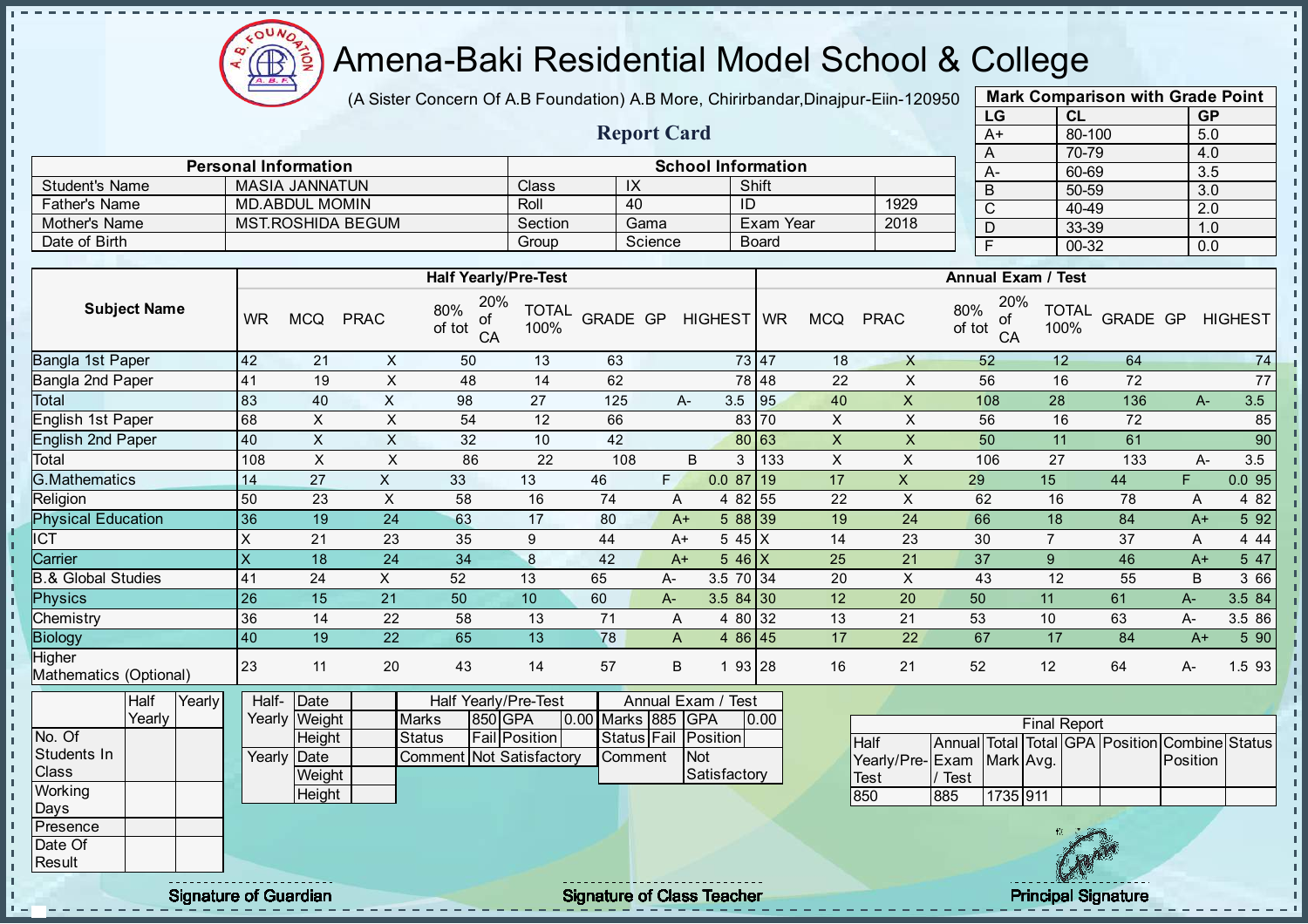# Amena-Baki Residential Model School & College

(A Sister Concern Of A.B Foundation) A.B More, Chirirbandar,Dinajpur-Eiin-120950

## Report Card

| Mark Comparison with Grade Point | | |
|---|---|---|
| LG | CL | GP |
| A+ | 80-100 | 5.0 |
| A | 70-79 | 4.0 |
| A- | 60-69 | 3.5 |
| B | 50-59 | 3.0 |
| C | 40-49 | 2.0 |
| D | 33-39 | 1.0 |
| F | 00-32 | 0.0 |

| Personal Information | | School Information | | | |
|---|---|---|---|---|---|
| Student's Name | MASIA JANNATUN | Class | IX | Shift | |
| Father's Name | MD.ABDUL MOMIN | Roll | 40 | ID | 1929 |
| Mother's Name | MST.ROSHIDA BEGUM | Section | Gama | Exam Year | 2018 |
| Date of Birth | | Group | Science | Board | |

| Subject Name | Half Yearly/Pre-Test | | | | | | | | | Annual Exam / Test | | | | | | | | |
|---|---|---|---|---|---|---|---|---|---|---|---|---|---|---|---|---|---|---|
| | WR | MCQ | PRAC | 80% of tot | 20% of CA | TOTAL 100% | GRADE | GP | HIGHEST | WR | MCQ | PRAC | 80% of tot | 20% of CA | TOTAL 100% | GRADE | GP | HIGHEST |
| Bangla 1st Paper | 42 | 21 | X | 50 | 13 | 63 | | | 73 | 47 | 18 | X | 52 | 12 | 64 | | | 74 |
| Bangla 2nd Paper | 41 | 19 | X | 48 | 14 | 62 | | | 78 | 48 | 22 | X | 56 | 16 | 72 | | | 77 |
| Total | 83 | 40 | X | 98 | 27 | 125 | A- | 3.5 | | 95 | 40 | X | 108 | 28 | 136 | A- | 3.5 | |
| English 1st Paper | 68 | X | X | 54 | 12 | 66 | | | 83 | 70 | X | X | 56 | 16 | 72 | | | 85 |
| English 2nd Paper | 40 | X | X | 32 | 10 | 42 | | | 80 | 63 | X | X | 50 | 11 | 61 | | | 90 |
| Total | 108 | X | X | 86 | 22 | 108 | B | 3 | | 133 | X | X | 106 | 27 | 133 | A- | 3.5 | |
| G.Mathematics | 14 | 27 | X | 33 | 13 | 46 | F | 0.0 | 87 | 19 | 17 | X | 29 | 15 | 44 | F | 0.0 | 95 |
| Religion | 50 | 23 | X | 58 | 16 | 74 | A | 4 | 82 | 55 | 22 | X | 62 | 16 | 78 | A | 4 | 82 |
| Physical Education | 36 | 19 | 24 | 63 | 17 | 80 | A+ | 5 | 88 | 39 | 19 | 24 | 66 | 18 | 84 | A+ | 5 | 92 |
| ICT | X | 21 | 23 | 35 | 9 | 44 | A+ | 5 | 45 | X | 14 | 23 | 30 | 7 | 37 | A | 4 | 44 |
| Carrier | X | 18 | 24 | 34 | 8 | 42 | A+ | 5 | 46 | X | 25 | 21 | 37 | 9 | 46 | A+ | 5 | 47 |
| B.& Global Studies | 41 | 24 | X | 52 | 13 | 65 | A- | 3.5 | 70 | 34 | 20 | X | 43 | 12 | 55 | B | 3 | 66 |
| Physics | 26 | 15 | 21 | 50 | 10 | 60 | A- | 3.5 | 84 | 30 | 12 | 20 | 50 | 11 | 61 | A- | 3.5 | 84 |
| Chemistry | 36 | 14 | 22 | 58 | 13 | 71 | A | 4 | 80 | 32 | 13 | 21 | 53 | 10 | 63 | A- | 3.5 | 86 |
| Biology | 40 | 19 | 22 | 65 | 13 | 78 | A | 4 | 86 | 45 | 17 | 22 | 67 | 17 | 84 | A+ | 5 | 90 |
| Higher Mathematics (Optional) | 23 | 11 | 20 | 43 | 14 | 57 | B | 1 | 93 | 28 | 16 | 21 | 52 | 12 | 64 | A- | 1.5 | 93 |

| | Half Yearly | Yearly |
|---|---|---|
| No. Of Students In Class | | |
| Working Days | | |
| Presence | | |
| Date Of Result | | |

| | | |
|---|---|---|
| Half-Yearly | Date | |
| | Weight | |
| | Height | |
| Yearly | Date | |
| | Weight | |
| | Height | |

| Half Yearly/Pre-Test | | | | Annual Exam / Test | | | |
|---|---|---|---|---|---|---|---|
| Marks | 850 | GPA | 0.00 | Marks | 885 | GPA | 0.00 |
| Status | Fail | Position | | Status | Fail | Position | |
| Comment | Not Satisfactory | | | Comment | Not Satisfactory | | |

| Final Report | | | | | | | |
|---|---|---|---|---|---|---|---|
| Half Yearly/Pre-Test | Annual Exam / Test | Total Mark | Total Avg. | GPA | Position | Combine Position | Status |
| 850 | 885 | 1735 | 911 | | | | |

Signature of Guardian | Signature of Class Teacher | Principal Signature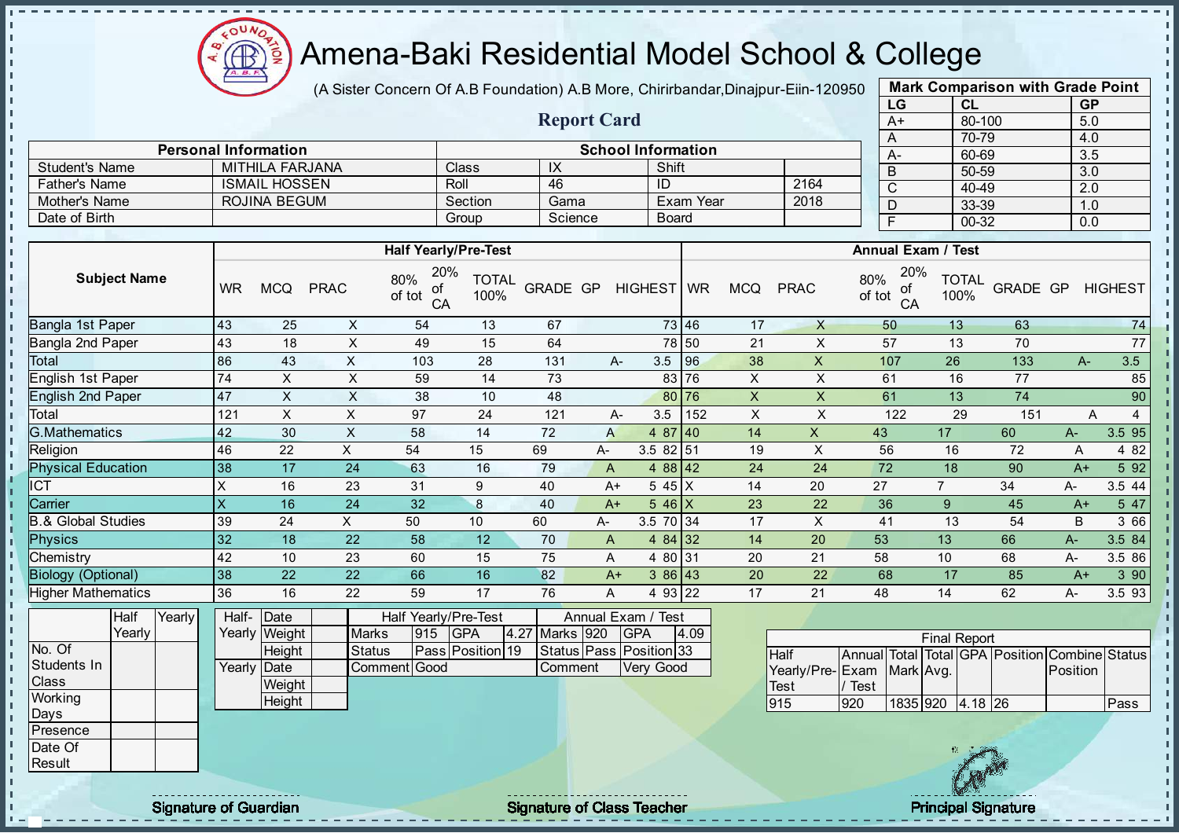# Amena-Baki Residential Model School & College

(A Sister Concern Of A.B Foundation) A.B More, Chirirbandar,Dinajpur-Eiin-120950

## Report Card

| Mark Comparison with Grade Point | | |
|---|---|---|
| LG | CL | GP |
| A+ | 80-100 | 5.0 |
| A | 70-79 | 4.0 |
| A- | 60-69 | 3.5 |
| B | 50-59 | 3.0 |
| C | 40-49 | 2.0 |
| D | 33-39 | 1.0 |
| F | 00-32 | 0.0 |

| Personal Information | | School Information | | | |
|---|---|---|---|---|---|
| Student's Name | MITHILA FARJANA | Class | IX | Shift | |
| Father's Name | ISMAIL HOSSEN | Roll | 46 | ID | 2164 |
| Mother's Name | ROJINA BEGUM | Section | Gama | Exam Year | 2018 |
| Date of Birth | | Group | Science | Board | |

| Subject Name | Half Yearly/Pre-Test | | | | | | | | | Annual Exam / Test | | | | | | | | |
|---|---|---|---|---|---|---|---|---|---|---|---|---|---|---|---|---|---|---|
| | WR | MCQ | PRAC | 80% of tot | 20% of CA | TOTAL 100% | GRADE | GP | HIGHEST | WR | MCQ | PRAC | 80% of tot | 20% of CA | TOTAL 100% | GRADE | GP | HIGHEST |
| Bangla 1st Paper | 43 | 25 | X | 54 | 13 | 67 | | | 73 | 46 | 17 | X | 50 | 13 | 63 | | | 74 |
| Bangla 2nd Paper | 43 | 18 | X | 49 | 15 | 64 | | | 78 | 50 | 21 | X | 57 | 13 | 70 | | | 77 |
| Total | 86 | 43 | X | 103 | 28 | 131 | A- | 3.5 | | 96 | 38 | X | 107 | 26 | 133 | A- | 3.5 | |
| English 1st Paper | 74 | X | X | 59 | 14 | 73 | | | 83 | 76 | X | X | 61 | 16 | 77 | | | 85 |
| English 2nd Paper | 47 | X | X | 38 | 10 | 48 | | | 80 | 76 | X | X | 61 | 13 | 74 | | | 90 |
| Total | 121 | X | X | 97 | 24 | 121 | A- | 3.5 | | 152 | X | X | 122 | 29 | 151 | A | 4 | |
| G.Mathematics | 42 | 30 | X | 58 | 14 | 72 | A | 4 | 87 | 40 | 14 | X | 43 | 17 | 60 | A- | 3.5 | 95 |
| Religion | 46 | 22 | X | 54 | 15 | 69 | A- | 3.5 | 82 | 51 | 19 | X | 56 | 16 | 72 | A | 4 | 82 |
| Physical Education | 38 | 17 | 24 | 63 | 16 | 79 | A | 4 | 88 | 42 | 24 | 24 | 72 | 18 | 90 | A+ | 5 | 92 |
| ICT | X | 16 | 23 | 31 | 9 | 40 | A+ | 5 | 45 | X | 14 | 20 | 27 | 7 | 34 | A- | 3.5 | 44 |
| Carrier | X | 16 | 24 | 32 | 8 | 40 | A+ | 5 | 46 | X | 23 | 22 | 36 | 9 | 45 | A+ | 5 | 47 |
| B.& Global Studies | 39 | 24 | X | 50 | 10 | 60 | A- | 3.5 | 70 | 34 | 17 | X | 41 | 13 | 54 | B | 3 | 66 |
| Physics | 32 | 18 | 22 | 58 | 12 | 70 | A | 4 | 84 | 32 | 14 | 20 | 53 | 13 | 66 | A- | 3.5 | 84 |
| Chemistry | 42 | 10 | 23 | 60 | 15 | 75 | A | 4 | 80 | 31 | 20 | 21 | 58 | 10 | 68 | A- | 3.5 | 86 |
| Biology (Optional) | 38 | 22 | 22 | 66 | 16 | 82 | A+ | 3 | 86 | 43 | 20 | 22 | 68 | 17 | 85 | A+ | 3 | 90 |
| Higher Mathematics | 36 | 16 | 22 | 59 | 17 | 76 | A | 4 | 93 | 22 | 17 | 21 | 48 | 14 | 62 | A- | 3.5 | 93 |

| | Half Yearly | Yearly |
|---|---|---|
| No. Of Students In Class | | |
| Working Days | | |
| Presence | | |
| Date Of Result | | |

| | | |
|---|---|---|
| Half-Yearly | Date | |
| | Weight | |
| | Height | |
| Yearly | Date | |
| | Weight | |
| | Height | |

| Half Yearly/Pre-Test | | | | Annual Exam / Test | | | |
|---|---|---|---|---|---|---|---|
| Marks | 915 | GPA | 4.27 | Marks | 920 | GPA | 4.09 |
| Status | Pass | Position | 19 | Status | Pass | Position | 33 |
| Comment | Good | | | Comment | Very Good | | |

| Final Report | | | | | | | |
|---|---|---|---|---|---|---|---|
| Half Yearly/Pre-Test | Annual Exam / Test | Total Mark | Total Avg. | GPA | Position | Combine Position | Status |
| 915 | 920 | 1835 | 920 | 4.18 | 26 | | Pass |

Signature of Guardian

Signature of Class Teacher

Principal Signature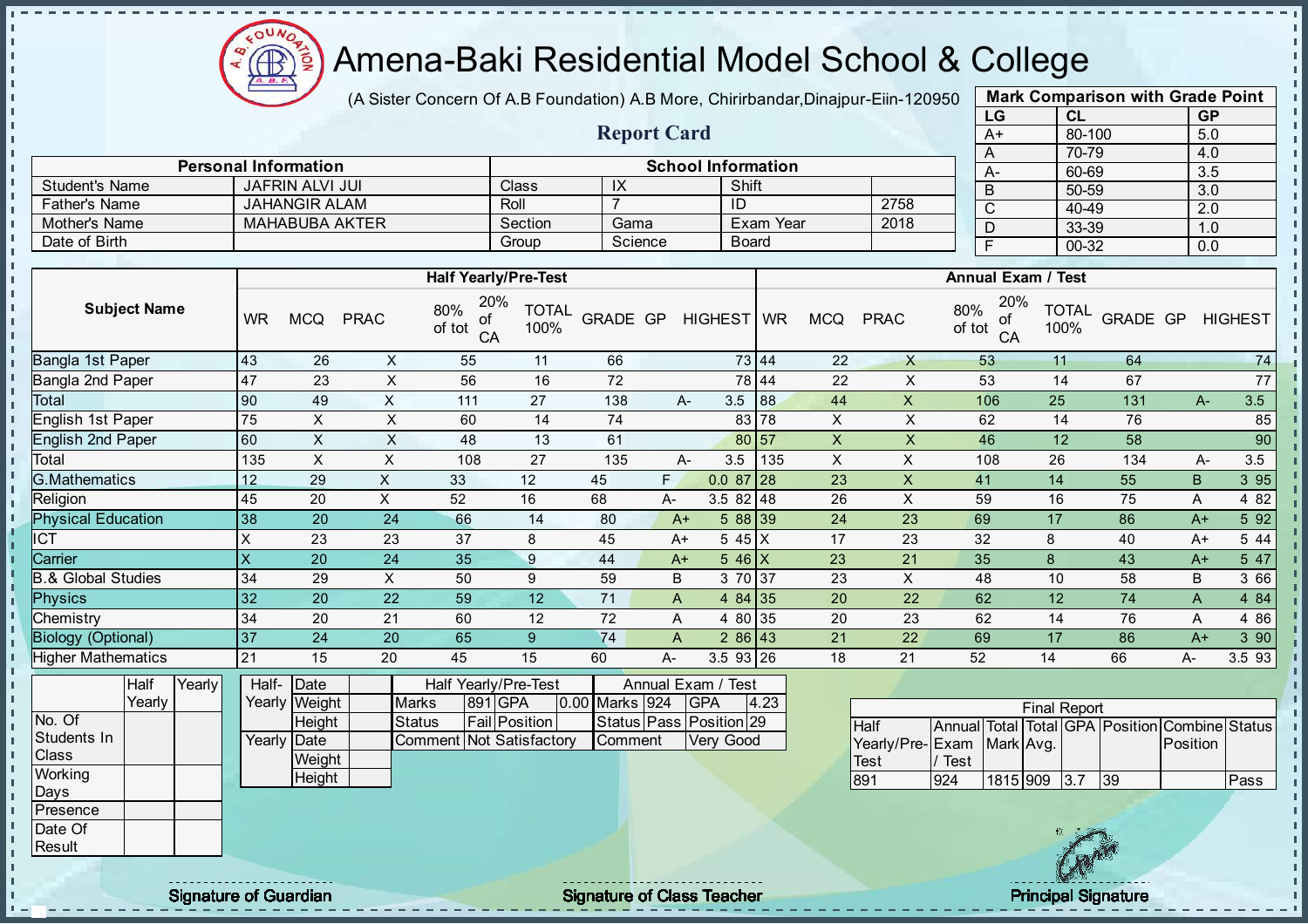# Amena-Baki Residential Model School & College

(A Sister Concern Of A.B Foundation) A.B More, Chirirbandar,Dinajpur-Eiin-120950

## Report Card

| Mark Comparison with Grade Point | | |
|---|---|---|
| LG | CL | GP |
| A+ | 80-100 | 5.0 |
| A | 70-79 | 4.0 |
| A- | 60-69 | 3.5 |
| B | 50-59 | 3.0 |
| C | 40-49 | 2.0 |
| D | 33-39 | 1.0 |
| F | 00-32 | 0.0 |

| Personal Information | | School Information | | | |
|---|---|---|---|---|---|
| Student's Name | JAFRIN ALVI JUI | Class | IX | Shift | |
| Father's Name | JAHANGIR ALAM | Roll | 7 | ID | 2758 |
| Mother's Name | MAHABUBA AKTER | Section | Gama | Exam Year | 2018 |
| Date of Birth | | Group | Science | Board | |

| Subject Name | Half Yearly/Pre-Test | | | | | | | | | Annual Exam / Test | | | | | | | | |
|---|---|---|---|---|---|---|---|---|---|---|---|---|---|---|---|---|---|---|
| | WR | MCQ | PRAC | 80% of tot | 20% of CA | TOTAL 100% | GRADE | GP | HIGHEST | WR | MCQ | PRAC | 80% of tot | 20% of CA | TOTAL 100% | GRADE | GP | HIGHEST |
| Bangla 1st Paper | 43 | 26 | X | 55 | 11 | 66 | | | 73 | 44 | 22 | X | 53 | 11 | 64 | | | 74 |
| Bangla 2nd Paper | 47 | 23 | X | 56 | 16 | 72 | | | 78 | 44 | 22 | X | 53 | 14 | 67 | | | 77 |
| Total | 90 | 49 | X | 111 | 27 | 138 | A- | 3.5 | | 88 | 44 | X | 106 | 25 | 131 | A- | 3.5 | |
| English 1st Paper | 75 | X | X | 60 | 14 | 74 | | | 83 | 78 | X | X | 62 | 14 | 76 | | | 85 |
| English 2nd Paper | 60 | X | X | 48 | 13 | 61 | | | 80 | 57 | X | X | 46 | 12 | 58 | | | 90 |
| Total | 135 | X | X | 108 | 27 | 135 | A- | 3.5 | | 135 | X | X | 108 | 26 | 134 | A- | 3.5 | |
| G.Mathematics | 12 | 29 | X | 33 | 12 | 45 | F | 0.0 | 87 | 28 | 23 | X | 41 | 14 | 55 | B | 3 | 95 |
| Religion | 45 | 20 | X | 52 | 16 | 68 | A- | 3.5 | 82 | 48 | 26 | X | 59 | 16 | 75 | A | 4 | 82 |
| Physical Education | 38 | 20 | 24 | 66 | 14 | 80 | A+ | 5 | 88 | 39 | 24 | 23 | 69 | 17 | 86 | A+ | 5 | 92 |
| ICT | X | 23 | 23 | 37 | 8 | 45 | A+ | 5 | 45 | X | 17 | 23 | 32 | 8 | 40 | A+ | 5 | 44 |
| Carrier | X | 20 | 24 | 35 | 9 | 44 | A+ | 5 | 46 | X | 23 | 21 | 35 | 8 | 43 | A+ | 5 | 47 |
| B.& Global Studies | 34 | 29 | X | 50 | 9 | 59 | B | 3 | 70 | 37 | 23 | X | 48 | 10 | 58 | B | 3 | 66 |
| Physics | 32 | 20 | 22 | 59 | 12 | 71 | A | 4 | 84 | 35 | 20 | 22 | 62 | 12 | 74 | A | 4 | 84 |
| Chemistry | 34 | 20 | 21 | 60 | 12 | 72 | A | 4 | 80 | 35 | 20 | 23 | 62 | 14 | 76 | A | 4 | 86 |
| Biology (Optional) | 37 | 24 | 20 | 65 | 9 | 74 | A | 2 | 86 | 43 | 21 | 22 | 69 | 17 | 86 | A+ | 3 | 90 |
| Higher Mathematics | 21 | 15 | 20 | 45 | 15 | 60 | A- | 3.5 | 93 | 26 | 18 | 21 | 52 | 14 | 66 | A- | 3.5 | 93 |

| | Half Yearly | Yearly |
|---|---|---|
| No. Of Students In Class | | |
| Working Days | | |
| Presence | | |
| Date Of Result | | |

| | | |
|---|---|---|
| Half-Yearly | Date | |
| | Weight | |
| | Height | |
| Yearly | Date | |
| | Weight | |
| | Height | |

| Half Yearly/Pre-Test | | | | Annual Exam / Test | | | |
|---|---|---|---|---|---|---|---|
| Marks | 891 | GPA | 0.00 | Marks | 924 | GPA | 4.23 |
| Status | Fail | Position | | Status | Pass | Position | 29 |
| Comment | Not Satisfactory | | | Comment | Very Good | | |

| Final Report | | | | | | | |
|---|---|---|---|---|---|---|---|
| Half Yearly/Pre-Test | Annual Exam / Test | Total Mark | Total Avg. | GPA | Position | Combine Position | Status |
| 891 | 924 | 1815 | 909 | 3.7 | 39 | | Pass |

Signature of Guardian

Signature of Class Teacher

Principal Signature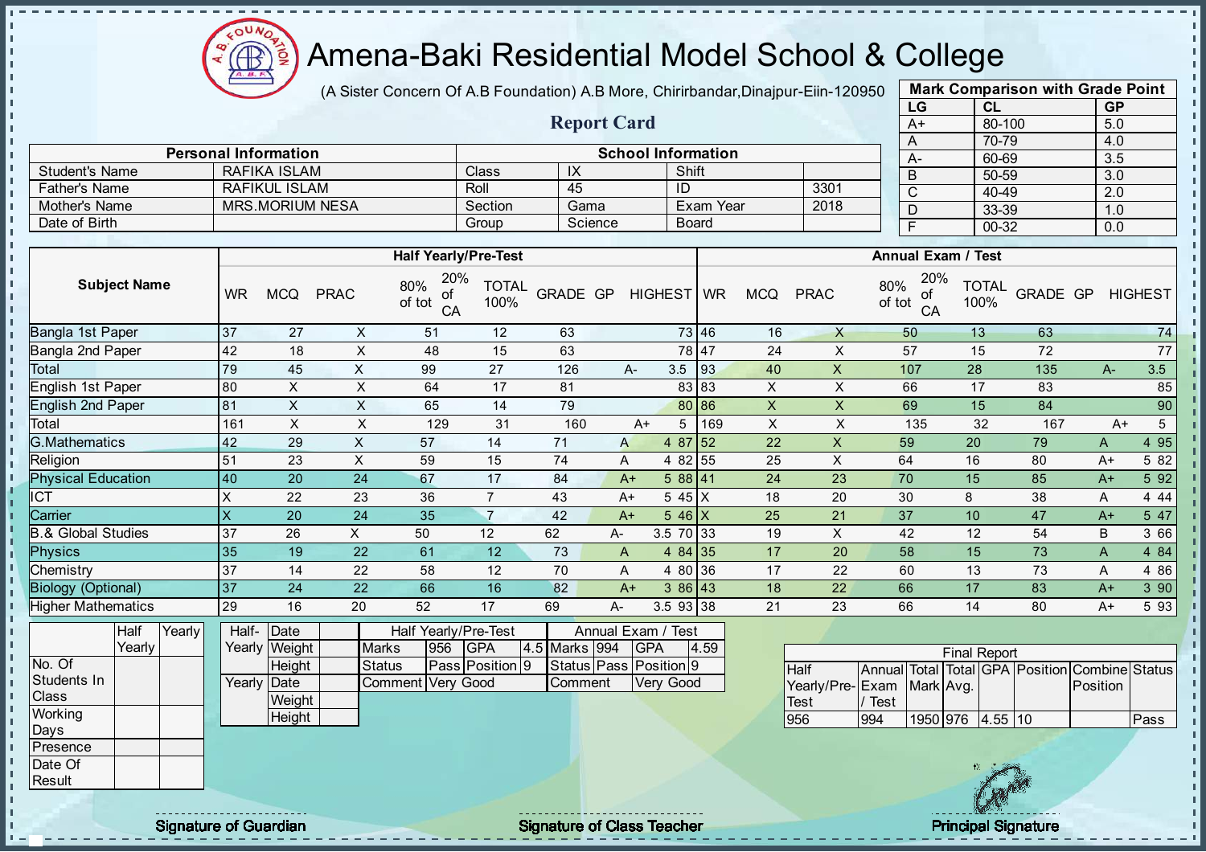# Amena-Baki Residential Model School & College

(A Sister Concern Of A.B Foundation) A.B More, Chirirbandar,Dinajpur-Eiin-120950

## Report Card

| Mark Comparison with Grade Point | | |
|---|---|---|
| LG | CL | GP |
| A+ | 80-100 | 5.0 |
| A | 70-79 | 4.0 |
| A- | 60-69 | 3.5 |
| B | 50-59 | 3.0 |
| C | 40-49 | 2.0 |
| D | 33-39 | 1.0 |
| F | 00-32 | 0.0 |

| Personal Information | | School Information | | | |
|---|---|---|---|---|---|
| Student's Name | RAFIKA ISLAM | Class | IX | Shift | |
| Father's Name | RAFIKUL ISLAM | Roll | 45 | ID | 3301 |
| Mother's Name | MRS.MORIUM NESA | Section | Gama | Exam Year | 2018 |
| Date of Birth | | Group | Science | Board | |

| Subject Name | Half Yearly/Pre-Test | | | | | | | | | Annual Exam / Test | | | | | | | | |
|---|---|---|---|---|---|---|---|---|---|---|---|---|---|---|---|---|---|---|
| | WR | MCQ | PRAC | 80% of tot | 20% of CA | TOTAL 100% | GRADE | GP | HIGHEST | WR | MCQ | PRAC | 80% of tot | 20% of CA | TOTAL 100% | GRADE | GP | HIGHEST |
| Bangla 1st Paper | 37 | 27 | X | 51 | 12 | 63 | | | 73 | 46 | 16 | X | 50 | 13 | 63 | | | 74 |
| Bangla 2nd Paper | 42 | 18 | X | 48 | 15 | 63 | | | 78 | 47 | 24 | X | 57 | 15 | 72 | | | 77 |
| Total | 79 | 45 | X | 99 | 27 | 126 | A- | 3.5 | | 93 | 40 | X | 107 | 28 | 135 | A- | 3.5 | |
| English 1st Paper | 80 | X | X | 64 | 17 | 81 | | | 83 | 83 | X | X | 66 | 17 | 83 | | | 85 |
| English 2nd Paper | 81 | X | X | 65 | 14 | 79 | | | 80 | 86 | X | X | 69 | 15 | 84 | | | 90 |
| Total | 161 | X | X | 129 | 31 | 160 | A+ | 5 | | 169 | X | X | 135 | 32 | 167 | A+ | 5 | |
| G.Mathematics | 42 | 29 | X | 57 | 14 | 71 | A | 4 | 87 | 52 | 22 | X | 59 | 20 | 79 | A | 4 | 95 |
| Religion | 51 | 23 | X | 59 | 15 | 74 | A | 4 | 82 | 55 | 25 | X | 64 | 16 | 80 | A+ | 5 | 82 |
| Physical Education | 40 | 20 | 24 | 67 | 17 | 84 | A+ | 5 | 88 | 41 | 24 | 23 | 70 | 15 | 85 | A+ | 5 | 92 |
| ICT | X | 22 | 23 | 36 | 7 | 43 | A+ | 5 | 45 | X | 18 | 20 | 30 | 8 | 38 | A | 4 | 44 |
| Carrier | X | 20 | 24 | 35 | 7 | 42 | A+ | 5 | 46 | X | 25 | 21 | 37 | 10 | 47 | A+ | 5 | 47 |
| B.& Global Studies | 37 | 26 | X | 50 | 12 | 62 | A- | 3.5 | 70 | 33 | 19 | X | 42 | 12 | 54 | B | 3 | 66 |
| Physics | 35 | 19 | 22 | 61 | 12 | 73 | A | 4 | 84 | 35 | 17 | 20 | 58 | 15 | 73 | A | 4 | 84 |
| Chemistry | 37 | 14 | 22 | 58 | 12 | 70 | A | 4 | 80 | 36 | 17 | 22 | 60 | 13 | 73 | A | 4 | 86 |
| Biology (Optional) | 37 | 24 | 22 | 66 | 16 | 82 | A+ | 3 | 86 | 43 | 18 | 22 | 66 | 17 | 83 | A+ | 3 | 90 |
| Higher Mathematics | 29 | 16 | 20 | 52 | 17 | 69 | A- | 3.5 | 93 | 38 | 21 | 23 | 66 | 14 | 80 | A+ | 5 | 93 |

| | Half Yearly | Yearly |
|---|---|---|
| No. Of Students In Class | | |
| Working Days | | |
| Presence | | |
| Date Of Result | | |

| | | |
|---|---|---|
| Half-Yearly | Date | |
| | Weight | |
| | Height | |
| Yearly | Date | |
| | Weight | |
| | Height | |

| Half Yearly/Pre-Test | | | | Annual Exam / Test | | | |
|---|---|---|---|---|---|---|---|
| Marks | 956 | GPA | 4.5 | Marks | 994 | GPA | 4.59 |
| Status | Pass | Position | 9 | Status | Pass | Position | 9 |
| Comment | Very Good | | | Comment | Very Good | | |

| Final Report | | | | | | | |
|---|---|---|---|---|---|---|---|
| Half Yearly/Pre-Test | Annual Exam / Test | Total Mark | Total Avg. | GPA | Position | Combine Position | Status |
| 956 | 994 | 1950 | 976 | 4.55 | 10 | | Pass |

Signature of Guardian | Signature of Class Teacher | Principal Signature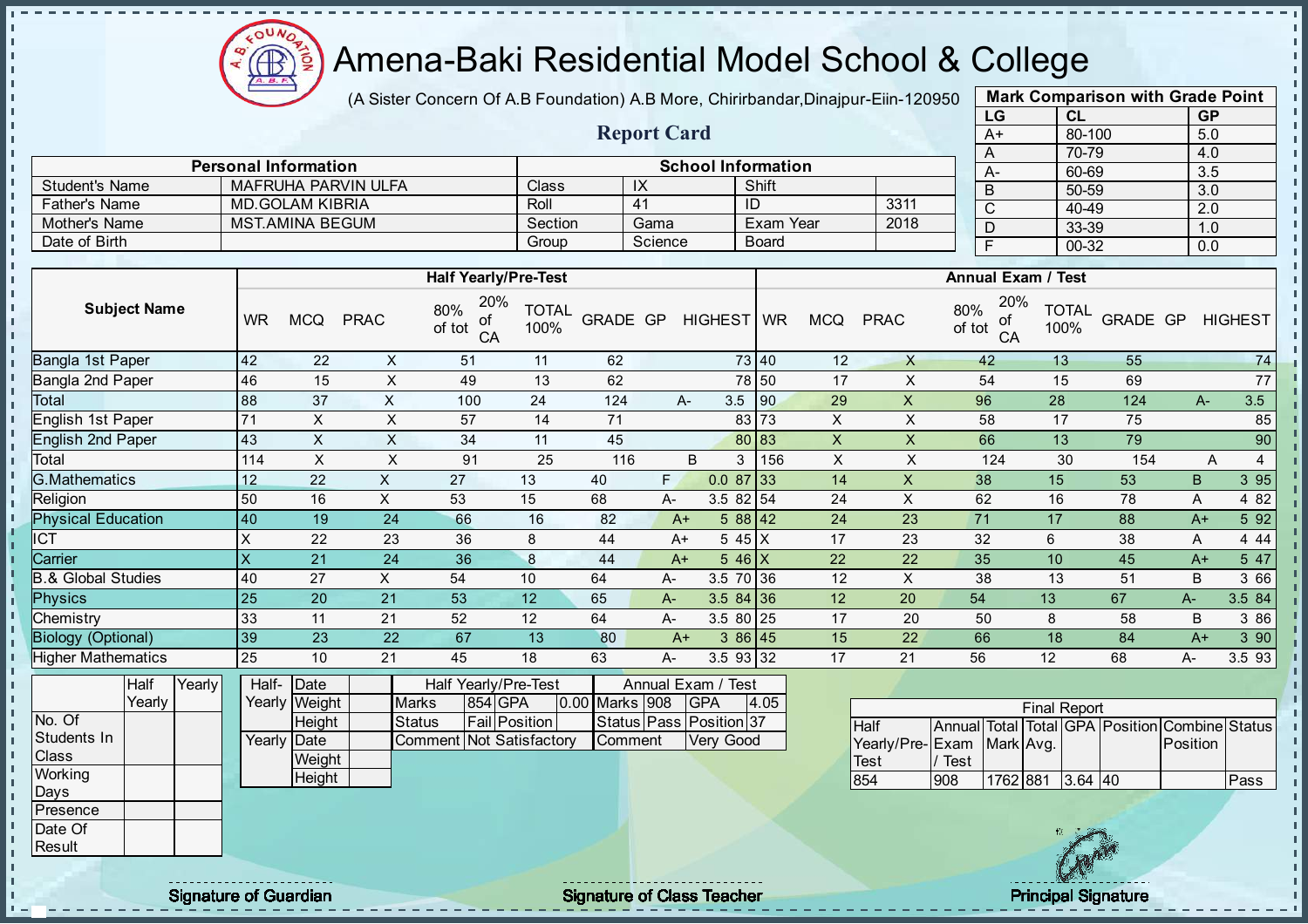# Amena-Baki Residential Model School & College

(A Sister Concern Of A.B Foundation) A.B More, Chirirbandar,Dinajpur-Eiin-120950

## Report Card

| Mark Comparison with Grade Point | | |
|---|---|---|
| LG | CL | GP |
| A+ | 80-100 | 5.0 |
| A | 70-79 | 4.0 |
| A- | 60-69 | 3.5 |
| B | 50-59 | 3.0 |
| C | 40-49 | 2.0 |
| D | 33-39 | 1.0 |
| F | 00-32 | 0.0 |

| Personal Information | | School Information | | | |
|---|---|---|---|---|---|
| Student's Name | MAFRUHA PARVIN ULFA | Class | IX | Shift | |
| Father's Name | MD.GOLAM KIBRIA | Roll | 41 | ID | 3311 |
| Mother's Name | MST.AMINA BEGUM | Section | Gama | Exam Year | 2018 |
| Date of Birth | | Group | Science | Board | |

| Subject Name | Half Yearly/Pre-Test | | | | | | | | | Annual Exam / Test | | | | | | | | |
|---|---|---|---|---|---|---|---|---|---|---|---|---|---|---|---|---|---|---|
| | WR | MCQ | PRAC | 80% of tot | 20% of CA | TOTAL 100% | GRADE | GP | HIGHEST | WR | MCQ | PRAC | 80% of tot | 20% of CA | TOTAL 100% | GRADE | GP | HIGHEST |
| Bangla 1st Paper | 42 | 22 | X | 51 | 11 | 62 | | | 73 | 40 | 12 | X | 42 | 13 | 55 | | | 74 |
| Bangla 2nd Paper | 46 | 15 | X | 49 | 13 | 62 | | | 78 | 50 | 17 | X | 54 | 15 | 69 | | | 77 |
| Total | 88 | 37 | X | 100 | 24 | 124 | A- | 3.5 | | 90 | 29 | X | 96 | 28 | 124 | A- | 3.5 | |
| English 1st Paper | 71 | X | X | 57 | 14 | 71 | | | 83 | 73 | X | X | 58 | 17 | 75 | | | 85 |
| English 2nd Paper | 43 | X | X | 34 | 11 | 45 | | | 80 | 83 | X | X | 66 | 13 | 79 | | | 90 |
| Total | 114 | X | X | 91 | 25 | 116 | B | 3 | | 156 | X | X | 124 | 30 | 154 | A | 4 | |
| G.Mathematics | 12 | 22 | X | 27 | 13 | 40 | F | 0.0 | 87 | 33 | 14 | X | 38 | 15 | 53 | B | 3 | 95 |
| Religion | 50 | 16 | X | 53 | 15 | 68 | A- | 3.5 | 82 | 54 | 24 | X | 62 | 16 | 78 | A | 4 | 82 |
| Physical Education | 40 | 19 | 24 | 66 | 16 | 82 | A+ | 5 | 88 | 42 | 24 | 23 | 71 | 17 | 88 | A+ | 5 | 92 |
| ICT | X | 22 | 23 | 36 | 8 | 44 | A+ | 5 | 45 | X | 17 | 23 | 32 | 6 | 38 | A | 4 | 44 |
| Carrier | X | 21 | 24 | 36 | 8 | 44 | A+ | 5 | 46 | X | 22 | 22 | 35 | 10 | 45 | A+ | 5 | 47 |
| B.& Global Studies | 40 | 27 | X | 54 | 10 | 64 | A- | 3.5 | 70 | 36 | 12 | X | 38 | 13 | 51 | B | 3 | 66 |
| Physics | 25 | 20 | 21 | 53 | 12 | 65 | A- | 3.5 | 84 | 36 | 12 | 20 | 54 | 13 | 67 | A- | 3.5 | 84 |
| Chemistry | 33 | 11 | 21 | 52 | 12 | 64 | A- | 3.5 | 80 | 25 | 17 | 20 | 50 | 8 | 58 | B | 3 | 86 |
| Biology (Optional) | 39 | 23 | 22 | 67 | 13 | 80 | A+ | 3 | 86 | 45 | 15 | 22 | 66 | 18 | 84 | A+ | 3 | 90 |
| Higher Mathematics | 25 | 10 | 21 | 45 | 18 | 63 | A- | 3.5 | 93 | 32 | 17 | 21 | 56 | 12 | 68 | A- | 3.5 | 93 |

| | Half Yearly | Yearly |
|---|---|---|
| No. Of Students In Class | | |
| Working Days | | |
| Presence | | |
| Date Of Result | | |

| | | |
|---|---|---|
| Half-Yearly | Date | |
| | Weight | |
| | Height | |
| Yearly | Date | |
| | Weight | |
| | Height | |

| Half Yearly/Pre-Test | | | | Annual Exam / Test | | | |
|---|---|---|---|---|---|---|---|
| Marks | 854 | GPA | 0.00 | Marks | 908 | GPA | 4.05 |
| Status | Fail | Position | | Status | Pass | Position | 37 |
| Comment | Not Satisfactory | | | Comment | Very Good | | |

| Final Report | | | | | | | |
|---|---|---|---|---|---|---|---|
| Half Yearly/Pre-Test | Annual Exam / Test | Total Mark | Total Avg. | GPA | Position | Combine Position | Status |
| 854 | 908 | 1762 | 881 | 3.64 | 40 | | Pass |

Signature of Guardian | Signature of Class Teacher | Principal Signature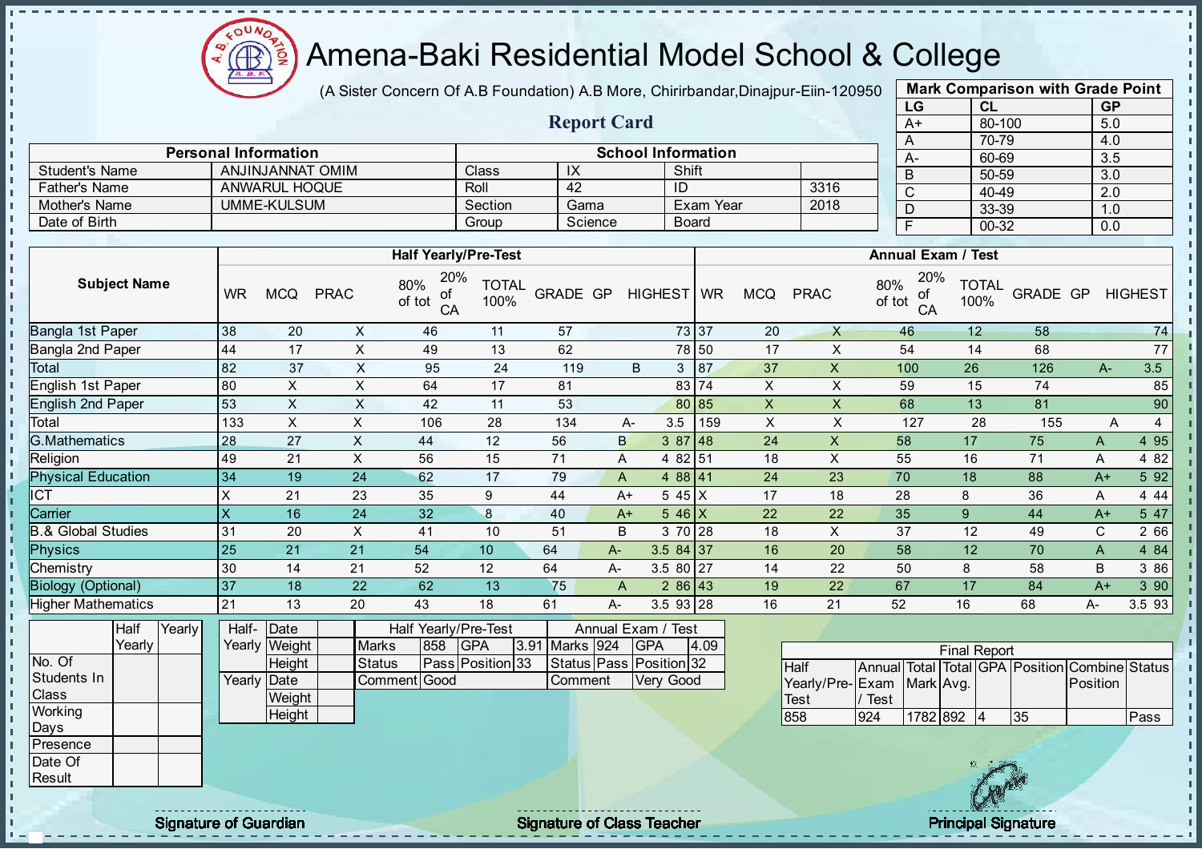# Amena-Baki Residential Model School & College

(A Sister Concern Of A.B Foundation) A.B More, Chirirbandar,Dinajpur-Eiin-120950

## Report Card

| Mark Comparison with Grade Point | | |
|---|---|---|
| LG | CL | GP |
| A+ | 80-100 | 5.0 |
| A | 70-79 | 4.0 |
| A- | 60-69 | 3.5 |
| B | 50-59 | 3.0 |
| C | 40-49 | 2.0 |
| D | 33-39 | 1.0 |
| F | 00-32 | 0.0 |

| Personal Information | | School Information | | | |
|---|---|---|---|---|---|
| Student's Name | ANJINJANNAT OMIM | Class | IX | Shift | |
| Father's Name | ANWARUL HOQUE | Roll | 42 | ID | 3316 |
| Mother's Name | UMME-KULSUM | Section | Gama | Exam Year | 2018 |
| Date of Birth | | Group | Science | Board | |

| Subject Name | Half Yearly/Pre-Test | | | | | | | | | Annual Exam / Test | | | | | | | | |
|---|---|---|---|---|---|---|---|---|---|---|---|---|---|---|---|---|---|---|
| | WR | MCQ | PRAC | 80% of tot | 20% of CA | TOTAL 100% | GRADE | GP | HIGHEST | WR | MCQ | PRAC | 80% of tot | 20% of CA | TOTAL 100% | GRADE | GP | HIGHEST |
| Bangla 1st Paper | 38 | 20 | X | 46 | 11 | 57 | | | 73 | 37 | 20 | X | 46 | 12 | 58 | | | 74 |
| Bangla 2nd Paper | 44 | 17 | X | 49 | 13 | 62 | | | 78 | 50 | 17 | X | 54 | 14 | 68 | | | 77 |
| Total | 82 | 37 | X | 95 | 24 | 119 | B | 3 | | 87 | 37 | X | 100 | 26 | 126 | A- | 3.5 | |
| English 1st Paper | 80 | X | X | 64 | 17 | 81 | | | 83 | 74 | X | X | 59 | 15 | 74 | | | 85 |
| English 2nd Paper | 53 | X | X | 42 | 11 | 53 | | | 80 | 85 | X | X | 68 | 13 | 81 | | | 90 |
| Total | 133 | X | X | 106 | 28 | 134 | A- | 3.5 | | 159 | X | X | 127 | 28 | 155 | A | 4 | |
| G.Mathematics | 28 | 27 | X | 44 | 12 | 56 | B | 3 | 87 | 48 | 24 | X | 58 | 17 | 75 | A | 4 | 95 |
| Religion | 49 | 21 | X | 56 | 15 | 71 | A | 4 | 82 | 51 | 18 | X | 55 | 16 | 71 | A | 4 | 82 |
| Physical Education | 34 | 19 | 24 | 62 | 17 | 79 | A | 4 | 88 | 41 | 24 | 23 | 70 | 18 | 88 | A+ | 5 | 92 |
| ICT | X | 21 | 23 | 35 | 9 | 44 | A+ | 5 | 45 | X | 17 | 18 | 28 | 8 | 36 | A | 4 | 44 |
| Carrier | X | 16 | 24 | 32 | 8 | 40 | A+ | 5 | 46 | X | 22 | 22 | 35 | 9 | 44 | A+ | 5 | 47 |
| B.& Global Studies | 31 | 20 | X | 41 | 10 | 51 | B | 3 | 70 | 28 | 18 | X | 37 | 12 | 49 | C | 2 | 66 |
| Physics | 25 | 21 | 21 | 54 | 10 | 64 | A- | 3.5 | 84 | 37 | 16 | 20 | 58 | 12 | 70 | A | 4 | 84 |
| Chemistry | 30 | 14 | 21 | 52 | 12 | 64 | A- | 3.5 | 80 | 27 | 14 | 22 | 50 | 8 | 58 | B | 3 | 86 |
| Biology (Optional) | 37 | 18 | 22 | 62 | 13 | 75 | A | 2 | 86 | 43 | 19 | 22 | 67 | 17 | 84 | A+ | 3 | 90 |
| Higher Mathematics | 21 | 13 | 20 | 43 | 18 | 61 | A- | 3.5 | 93 | 28 | 16 | 21 | 52 | 16 | 68 | A- | 3.5 | 93 |

| | Half Yearly | Yearly |
|---|---|---|
| No. Of Students In Class | | |
| Working Days | | |
| Presence | | |
| Date Of Result | | |

| | | |
|---|---|---|
| Half-Yearly | Date | |
| | Weight | |
| | Height | |
| Yearly | Date | |
| | Weight | |
| | Height | |

| Half Yearly/Pre-Test | | | | Annual Exam / Test | | | |
|---|---|---|---|---|---|---|---|
| Marks | 858 | GPA | 3.91 | Marks | 924 | GPA | 4.09 |
| Status | Pass | Position | 33 | Status | Pass | Position | 32 |
| Comment | Good | | | Comment | Very Good | | |

| Final Report | | | | | | | |
|---|---|---|---|---|---|---|---|
| Half Yearly/Pre-Test | Annual Exam / Test | Total Mark | Total Avg. | GPA | Position | Combine Position | Status |
| 858 | 924 | 1782 | 892 | 4 | 35 | | Pass |

Signature of Guardian — Signature of Class Teacher — Principal Signature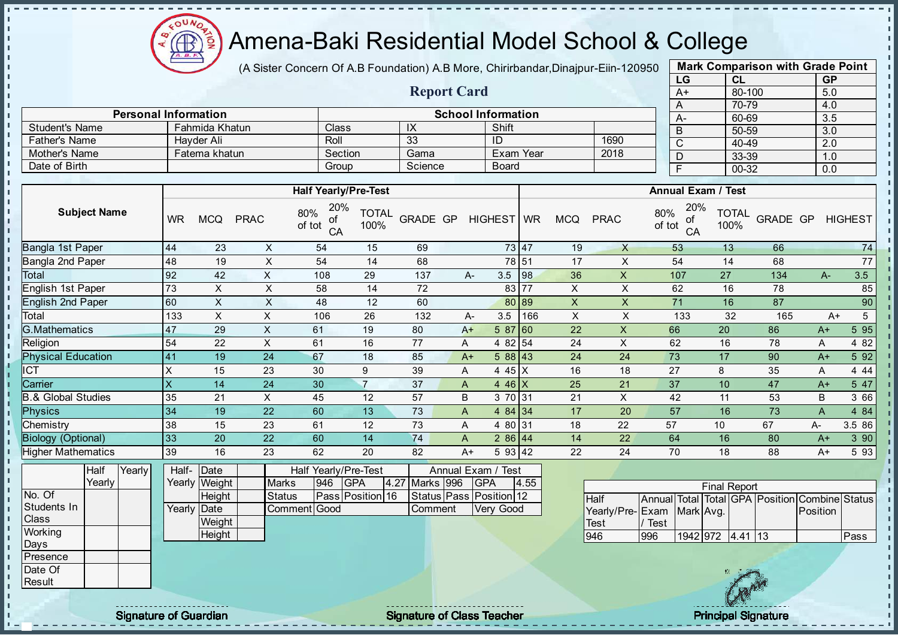# Amena-Baki Residential Model School & College

(A Sister Concern Of A.B Foundation) A.B More, Chirirbandar,Dinajpur-Eiin-120950

## Report Card

| Mark Comparison with Grade Point | | |
|---|---|---|
| LG | CL | GP |
| A+ | 80-100 | 5.0 |
| A | 70-79 | 4.0 |
| A- | 60-69 | 3.5 |
| B | 50-59 | 3.0 |
| C | 40-49 | 2.0 |
| D | 33-39 | 1.0 |
| F | 00-32 | 0.0 |

| Personal Information | | School Information | | | |
|---|---|---|---|---|---|
| Student's Name | Fahmida Khatun | Class | IX | Shift | |
| Father's Name | Hayder Ali | Roll | 33 | ID | 1690 |
| Mother's Name | Fatema khatun | Section | Gama | Exam Year | 2018 |
| Date of Birth | | Group | Science | Board | |

| Subject Name | Half Yearly/Pre-Test | | | | | | | | | Annual Exam / Test | | | | | | | | |
|---|---|---|---|---|---|---|---|---|---|---|---|---|---|---|---|---|---|---|
| | WR | MCQ | PRAC | 80% of tot | 20% of CA | TOTAL 100% | GRADE | GP | HIGHEST | WR | MCQ | PRAC | 80% of tot | 20% of CA | TOTAL 100% | GRADE | GP | HIGHEST |
| Bangla 1st Paper | 44 | 23 | X | 54 | 15 | 69 | | | 73 | 47 | 19 | X | 53 | 13 | 66 | | | 74 |
| Bangla 2nd Paper | 48 | 19 | X | 54 | 14 | 68 | | | 78 | 51 | 17 | X | 54 | 14 | 68 | | | 77 |
| Total | 92 | 42 | X | 108 | 29 | 137 | A- | 3.5 | | 98 | 36 | X | 107 | 27 | 134 | A- | 3.5 | |
| English 1st Paper | 73 | X | X | 58 | 14 | 72 | | | 83 | 77 | X | X | 62 | 16 | 78 | | | 85 |
| English 2nd Paper | 60 | X | X | 48 | 12 | 60 | | | 80 | 89 | X | X | 71 | 16 | 87 | | | 90 |
| Total | 133 | X | X | 106 | 26 | 132 | A- | 3.5 | | 166 | X | X | 133 | 32 | 165 | A+ | 5 | |
| G.Mathematics | 47 | 29 | X | 61 | 19 | 80 | A+ | 5 | 87 | 60 | 22 | X | 66 | 20 | 86 | A+ | 5 | 95 |
| Religion | 54 | 22 | X | 61 | 16 | 77 | A | 4 | 82 | 54 | 24 | X | 62 | 16 | 78 | A | 4 | 82 |
| Physical Education | 41 | 19 | 24 | 67 | 18 | 85 | A+ | 5 | 88 | 43 | 24 | 24 | 73 | 17 | 90 | A+ | 5 | 92 |
| ICT | X | 15 | 23 | 30 | 9 | 39 | A | 4 | 45 | X | 16 | 18 | 27 | 8 | 35 | A | 4 | 44 |
| Carrier | X | 14 | 24 | 30 | 7 | 37 | A | 4 | 46 | X | 25 | 21 | 37 | 10 | 47 | A+ | 5 | 47 |
| B.& Global Studies | 35 | 21 | X | 45 | 12 | 57 | B | 3 | 70 | 31 | 21 | X | 42 | 11 | 53 | B | 3 | 66 |
| Physics | 34 | 19 | 22 | 60 | 13 | 73 | A | 4 | 84 | 34 | 17 | 20 | 57 | 16 | 73 | A | 4 | 84 |
| Chemistry | 38 | 15 | 23 | 61 | 12 | 73 | A | 4 | 80 | 31 | 18 | 22 | 57 | 10 | 67 | A- | 3.5 | 86 |
| Biology (Optional) | 33 | 20 | 22 | 60 | 14 | 74 | A | 2 | 86 | 44 | 14 | 22 | 64 | 16 | 80 | A+ | 3 | 90 |
| Higher Mathematics | 39 | 16 | 23 | 62 | 20 | 82 | A+ | 5 | 93 | 42 | 22 | 24 | 70 | 18 | 88 | A+ | 5 | 93 |

| | Half Yearly | Yearly |
|---|---|---|
| No. Of Students In Class | | |
| Working Days | | |
| Presence | | |
| Date Of Result | | |

| | | |
|---|---|---|
| Half-Yearly | Date | |
| | Weight | |
| | Height | |
| Yearly | Date | |
| | Weight | |
| | Height | |

| Half Yearly/Pre-Test | | | | Annual Exam / Test | | | |
|---|---|---|---|---|---|---|---|
| Marks | 946 | GPA | 4.27 | Marks | 996 | GPA | 4.55 |
| Status | Pass | Position | 16 | Status | Pass | Position | 12 |
| Comment | Good | | | Comment | Very Good | | |

| Final Report | | | | | | | |
|---|---|---|---|---|---|---|---|
| Half Yearly/Pre-Test | Annual Exam / Test | Total Mark | Total Avg. | GPA | Position | Combine Position | Status |
| 946 | 996 | 1942 | 972 | 4.41 | 13 | | Pass |

Signature of Guardian

Signature of Class Teacher

Principal Signature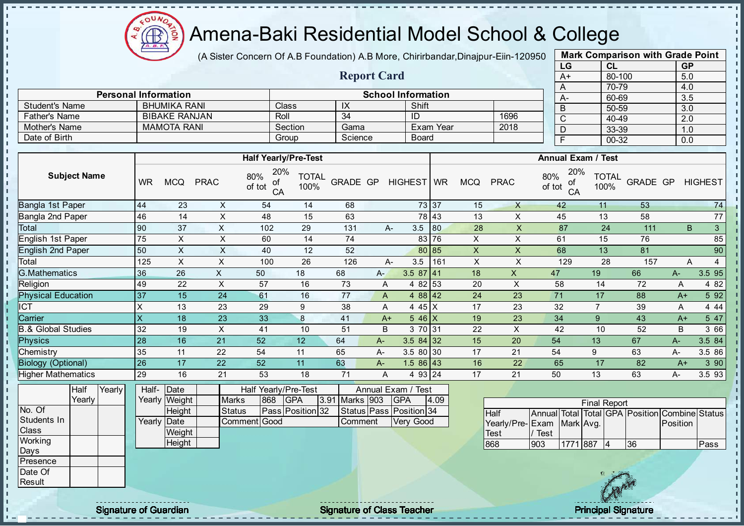# Amena-Baki Residential Model School & College

(A Sister Concern Of A.B Foundation) A.B More, Chirirbandar,Dinajpur-Eiin-120950

## Report Card

| Mark Comparison with Grade Point | | |
|---|---|---|
| LG | CL | GP |
| A+ | 80-100 | 5.0 |
| A | 70-79 | 4.0 |
| A- | 60-69 | 3.5 |
| B | 50-59 | 3.0 |
| C | 40-49 | 2.0 |
| D | 33-39 | 1.0 |
| F | 00-32 | 0.0 |

| Personal Information | | School Information | | | |
|---|---|---|---|---|---|
| Student's Name | BHUMIKA RANI | Class | IX | Shift | |
| Father's Name | BIBAKE RANJAN | Roll | 34 | ID | 1696 |
| Mother's Name | MAMOTA RANI | Section | Gama | Exam Year | 2018 |
| Date of Birth | | Group | Science | Board | |

| Subject Name | Half Yearly/Pre-Test | | | | | | | | | Annual Exam / Test | | | | | | | | |
|---|---|---|---|---|---|---|---|---|---|---|---|---|---|---|---|---|---|---|
| | WR | MCQ | PRAC | 80% of tot | 20% of CA | TOTAL 100% | GRADE | GP | HIGHEST | WR | MCQ | PRAC | 80% of tot | 20% of CA | TOTAL 100% | GRADE | GP | HIGHEST |
| Bangla 1st Paper | 44 | 23 | X | 54 | 14 | 68 | | | 73 | 37 | 15 | X | 42 | 11 | 53 | | | 74 |
| Bangla 2nd Paper | 46 | 14 | X | 48 | 15 | 63 | | | 78 | 43 | 13 | X | 45 | 13 | 58 | | | 77 |
| Total | 90 | 37 | X | 102 | 29 | 131 | A- | 3.5 | | 80 | 28 | X | 87 | 24 | 111 | B | 3 | |
| English 1st Paper | 75 | X | X | 60 | 14 | 74 | | | 83 | 76 | X | X | 61 | 15 | 76 | | | 85 |
| English 2nd Paper | 50 | X | X | 40 | 12 | 52 | | | 80 | 85 | X | X | 68 | 13 | 81 | | | 90 |
| Total | 125 | X | X | 100 | 26 | 126 | A- | 3.5 | | 161 | X | X | 129 | 28 | 157 | A | 4 | |
| G.Mathematics | 36 | 26 | X | 50 | 18 | 68 | A- | 3.5 | 87 | 41 | 18 | X | 47 | 19 | 66 | A- | 3.5 | 95 |
| Religion | 49 | 22 | X | 57 | 16 | 73 | A | 4 | 82 | 53 | 20 | X | 58 | 14 | 72 | A | 4 | 82 |
| Physical Education | 37 | 15 | 24 | 61 | 16 | 77 | A | 4 | 88 | 42 | 24 | 23 | 71 | 17 | 88 | A+ | 5 | 92 |
| ICT | X | 13 | 23 | 29 | 9 | 38 | A | 4 | 45 | X | 17 | 23 | 32 | 7 | 39 | A | 4 | 44 |
| Carrier | X | 18 | 23 | 33 | 8 | 41 | A+ | 5 | 46 | X | 19 | 23 | 34 | 9 | 43 | A+ | 5 | 47 |
| B.& Global Studies | 32 | 19 | X | 41 | 10 | 51 | B | 3 | 70 | 31 | 22 | X | 42 | 10 | 52 | B | 3 | 66 |
| Physics | 28 | 16 | 21 | 52 | 12 | 64 | A- | 3.5 | 84 | 32 | 15 | 20 | 54 | 13 | 67 | A- | 3.5 | 84 |
| Chemistry | 35 | 11 | 22 | 54 | 11 | 65 | A- | 3.5 | 80 | 30 | 17 | 21 | 54 | 9 | 63 | A- | 3.5 | 86 |
| Biology (Optional) | 26 | 17 | 22 | 52 | 11 | 63 | A- | 1.5 | 86 | 43 | 16 | 22 | 65 | 17 | 82 | A+ | 3 | 90 |
| Higher Mathematics | 29 | 16 | 21 | 53 | 18 | 71 | A | 4 | 93 | 24 | 17 | 21 | 50 | 13 | 63 | A- | 3.5 | 93 |

| | Half Yearly | Yearly |
|---|---|---|
| No. Of Students In Class | | |
| Working Days | | |
| Presence | | |
| Date Of Result | | |

| | | |
|---|---|---|
| Half-Yearly | Date | |
| | Weight | |
| | Height | |
| Yearly | Date | |
| | Weight | |
| | Height | |

| Half Yearly/Pre-Test | | | | Annual Exam / Test | | | |
|---|---|---|---|---|---|---|---|
| Marks | 868 | GPA | 3.91 | Marks | 903 | GPA | 4.09 |
| Status | Pass | Position | 32 | Status | Pass | Position | 34 |
| Comment | Good | | | Comment | Very Good | | |

| Final Report | | | | | | | |
|---|---|---|---|---|---|---|---|
| Half Yearly/Pre-Test | Annual Exam / Test | Total Mark | Total Avg. | GPA | Position | Combine Position | Status |
| 868 | 903 | 1771 | 887 | 4 | 36 | | Pass |

Signature of Guardian

Signature of Class Teacher

Principal Signature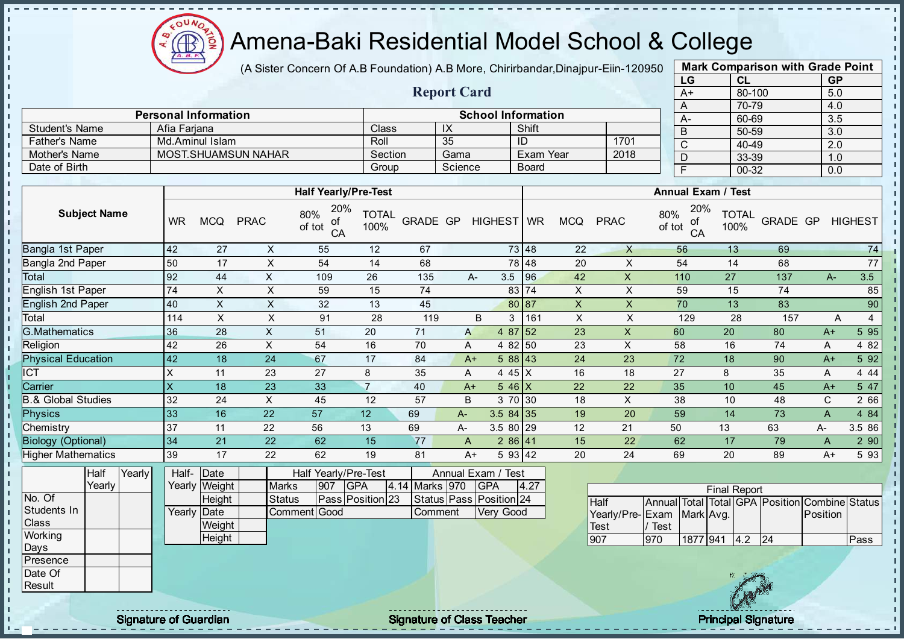# Amena-Baki Residential Model School & College

(A Sister Concern Of A.B Foundation) A.B More, Chirirbandar,Dinajpur-Eiin-120950

## Report Card

| Mark Comparison with Grade Point | | |
|---|---|---|
| **LG** | **CL** | **GP** |
| A+ | 80-100 | 5.0 |
| A | 70-79 | 4.0 |
| A- | 60-69 | 3.5 |
| B | 50-59 | 3.0 |
| C | 40-49 | 2.0 |
| D | 33-39 | 1.0 |
| F | 00-32 | 0.0 |

| Personal Information | | School Information | | | |
|---|---|---|---|---|---|
| Student's Name | Afia Farjana | Class | IX | Shift | |
| Father's Name | Md.Aminul Islam | Roll | 35 | ID | 1701 |
| Mother's Name | MOST.SHUAMSUN NAHAR | Section | Gama | Exam Year | 2018 |
| Date of Birth | | Group | Science | Board | |

| Subject Name | Half Yearly/Pre-Test | | | | | | | | | Annual Exam / Test | | | | | | | | |
|---|---|---|---|---|---|---|---|---|---|---|---|---|---|---|---|---|---|---|
| | WR | MCQ | PRAC | 80% of tot | 20% of CA | TOTAL 100% | GRADE | GP | HIGHEST | WR | MCQ | PRAC | 80% of tot | 20% of CA | TOTAL 100% | GRADE | GP | HIGHEST |
| Bangla 1st Paper | 42 | 27 | X | 55 | 12 | 67 | | | 73 | 48 | 22 | X | 56 | 13 | 69 | | | 74 |
| Bangla 2nd Paper | 50 | 17 | X | 54 | 14 | 68 | | | 78 | 48 | 20 | X | 54 | 14 | 68 | | | 77 |
| Total | 92 | 44 | X | 109 | 26 | 135 | A- | 3.5 | | 96 | 42 | X | 110 | 27 | 137 | A- | 3.5 | |
| English 1st Paper | 74 | X | X | 59 | 15 | 74 | | | 83 | 74 | X | X | 59 | 15 | 74 | | | 85 |
| English 2nd Paper | 40 | X | X | 32 | 13 | 45 | | | 80 | 87 | X | X | 70 | 13 | 83 | | | 90 |
| Total | 114 | X | X | 91 | 28 | 119 | B | 3 | | 161 | X | X | 129 | 28 | 157 | A | 4 | |
| G.Mathematics | 36 | 28 | X | 51 | 20 | 71 | A | 4 | 87 | 52 | 23 | X | 60 | 20 | 80 | A+ | 5 | 95 |
| Religion | 42 | 26 | X | 54 | 16 | 70 | A | 4 | 82 | 50 | 23 | X | 58 | 16 | 74 | A | 4 | 82 |
| Physical Education | 42 | 18 | 24 | 67 | 17 | 84 | A+ | 5 | 88 | 43 | 24 | 23 | 72 | 18 | 90 | A+ | 5 | 92 |
| ICT | X | 11 | 23 | 27 | 8 | 35 | A | 4 | 45 | X | 16 | 18 | 27 | 8 | 35 | A | 4 | 44 |
| Carrier | X | 18 | 23 | 33 | 7 | 40 | A+ | 5 | 46 | X | 22 | 22 | 35 | 10 | 45 | A+ | 5 | 47 |
| B.& Global Studies | 32 | 24 | X | 45 | 12 | 57 | B | 3 | 70 | 30 | 18 | X | 38 | 10 | 48 | C | 2 | 66 |
| Physics | 33 | 16 | 22 | 57 | 12 | 69 | A- | 3.5 | 84 | 35 | 19 | 20 | 59 | 14 | 73 | A | 4 | 84 |
| Chemistry | 37 | 11 | 22 | 56 | 13 | 69 | A- | 3.5 | 80 | 29 | 12 | 21 | 50 | 13 | 63 | A- | 3.5 | 86 |
| Biology (Optional) | 34 | 21 | 22 | 62 | 15 | 77 | A | 2 | 86 | 41 | 15 | 22 | 62 | 17 | 79 | A | 2 | 90 |
| Higher Mathematics | 39 | 17 | 22 | 62 | 19 | 81 | A+ | 5 | 93 | 42 | 20 | 24 | 69 | 20 | 89 | A+ | 5 | 93 |

| | Half Yearly | Yearly |
|---|---|---|
| No. Of Students In Class | | |
| Working Days | | |
| Presence | | |
| Date Of Result | | |

| | | |
|---|---|---|
| Half-Yearly | Date | |
| | Weight | |
| | Height | |
| Yearly | Date | |
| | Weight | |
| | Height | |

| Half Yearly/Pre-Test | | | | Annual Exam / Test | | | |
|---|---|---|---|---|---|---|---|
| Marks | 907 | GPA | 4.14 | Marks | 970 | GPA | 4.27 |
| Status | Pass | Position | 23 | Status | Pass | Position | 24 |
| Comment | Good | | | Comment | Very Good | | |

| Final Report | | | | | | | |
|---|---|---|---|---|---|---|---|
| Half Yearly/Pre-Test | Annual Exam / Test | Total Mark | Total Avg. | GPA | Position | Combine Position | Status |
| 907 | 970 | 1877 | 941 | 4.2 | 24 | | Pass |

Signature of Guardian

Signature of Class Teacher

Principal Signature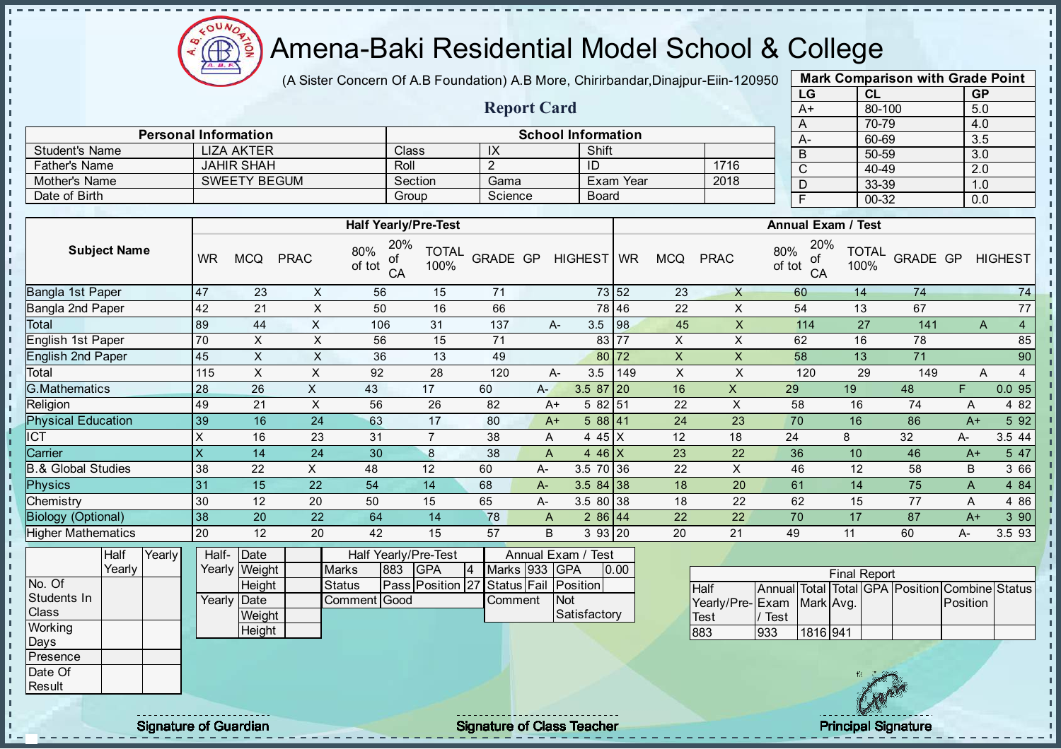# Amena-Baki Residential Model School & College

(A Sister Concern Of A.B Foundation) A.B More, Chirirbandar,Dinajpur-Eiin-120950

## Report Card

| Mark Comparison with Grade Point | | |
|---|---|---|
| LG | CL | GP |
| A+ | 80-100 | 5.0 |
| A | 70-79 | 4.0 |
| A- | 60-69 | 3.5 |
| B | 50-59 | 3.0 |
| C | 40-49 | 2.0 |
| D | 33-39 | 1.0 |
| F | 00-32 | 0.0 |

| Personal Information | | School Information | | | |
|---|---|---|---|---|---|
| Student's Name | LIZA AKTER | Class | IX | Shift | |
| Father's Name | JAHIR SHAH | Roll | 2 | ID | 1716 |
| Mother's Name | SWEETY BEGUM | Section | Gama | Exam Year | 2018 |
| Date of Birth | | Group | Science | Board | |

| Subject Name | Half Yearly/Pre-Test | | | | | | | | | Annual Exam / Test | | | | | | | | |
|---|---|---|---|---|---|---|---|---|---|---|---|---|---|---|---|---|---|---|
| | WR | MCQ | PRAC | 80% of tot | 20% of CA | TOTAL 100% | GRADE | GP | HIGHEST | WR | MCQ | PRAC | 80% of tot | 20% of CA | TOTAL 100% | GRADE | GP | HIGHEST |
| Bangla 1st Paper | 47 | 23 | X | 56 | 15 | 71 | | | 73 | 52 | 23 | X | 60 | 14 | 74 | | | 74 |
| Bangla 2nd Paper | 42 | 21 | X | 50 | 16 | 66 | | | 78 | 46 | 22 | X | 54 | 13 | 67 | | | 77 |
| Total | 89 | 44 | X | 106 | 31 | 137 | A- | 3.5 | | 98 | 45 | X | 114 | 27 | 141 | A | 4 | |
| English 1st Paper | 70 | X | X | 56 | 15 | 71 | | | 83 | 77 | X | X | 62 | 16 | 78 | | | 85 |
| English 2nd Paper | 45 | X | X | 36 | 13 | 49 | | | 80 | 72 | X | X | 58 | 13 | 71 | | | 90 |
| Total | 115 | X | X | 92 | 28 | 120 | A- | 3.5 | | 149 | X | X | 120 | 29 | 149 | A | 4 | |
| G.Mathematics | 28 | 26 | X | 43 | 17 | 60 | A- | 3.5 | 87 | 20 | 16 | X | 29 | 19 | 48 | F | 0.0 | 95 |
| Religion | 49 | 21 | X | 56 | 26 | 82 | A+ | 5 | 82 | 51 | 22 | X | 58 | 16 | 74 | A | 4 | 82 |
| Physical Education | 39 | 16 | 24 | 63 | 17 | 80 | A+ | 5 | 88 | 41 | 24 | 23 | 70 | 16 | 86 | A+ | 5 | 92 |
| ICT | X | 16 | 23 | 31 | 7 | 38 | A | 4 | 45 | X | 12 | 18 | 24 | 8 | 32 | A- | 3.5 | 44 |
| Carrier | X | 14 | 24 | 30 | 8 | 38 | A | 4 | 46 | X | 23 | 22 | 36 | 10 | 46 | A+ | 5 | 47 |
| B.& Global Studies | 38 | 22 | X | 48 | 12 | 60 | A- | 3.5 | 70 | 36 | 22 | X | 46 | 12 | 58 | B | 3 | 66 |
| Physics | 31 | 15 | 22 | 54 | 14 | 68 | A- | 3.5 | 84 | 38 | 18 | 20 | 61 | 14 | 75 | A | 4 | 84 |
| Chemistry | 30 | 12 | 20 | 50 | 15 | 65 | A- | 3.5 | 80 | 38 | 18 | 22 | 62 | 15 | 77 | A | 4 | 86 |
| Biology (Optional) | 38 | 20 | 22 | 64 | 14 | 78 | A | 2 | 86 | 44 | 22 | 22 | 70 | 17 | 87 | A+ | 3 | 90 |
| Higher Mathematics | 20 | 12 | 20 | 42 | 15 | 57 | B | 3 | 93 | 20 | 20 | 21 | 49 | 11 | 60 | A- | 3.5 | 93 |

| | Half Yearly | Yearly |
|---|---|---|
| No. Of Students In Class | | |
| Working Days | | |
| Presence | | |
| Date Of Result | | |

| | | |
|---|---|---|
| Half-Yearly | Date | |
| | Weight | |
| | Height | |
| Yearly | Date | |
| | Weight | |
| | Height | |

| Half Yearly/Pre-Test | | | |
|---|---|---|---|
| Marks | 883 | GPA | 4 |
| Status | Pass | Position | 27 |
| Comment | Good | | |

| Annual Exam / Test | | | |
|---|---|---|---|
| Marks | 933 | GPA | 0.00 |
| Status | Fail | Position | |
| Comment | Not Satisfactory | | |

| Final Report | | | | | | | |
|---|---|---|---|---|---|---|---|
| Half Yearly/Pre-Test | Annual Exam / Test | Total Mark | Total Avg. | GPA | Position | Combine Position | Status |
| 883 | 933 | 1816 | 941 | | | | |

Signature of Guardian | Signature of Class Teacher | Principal Signature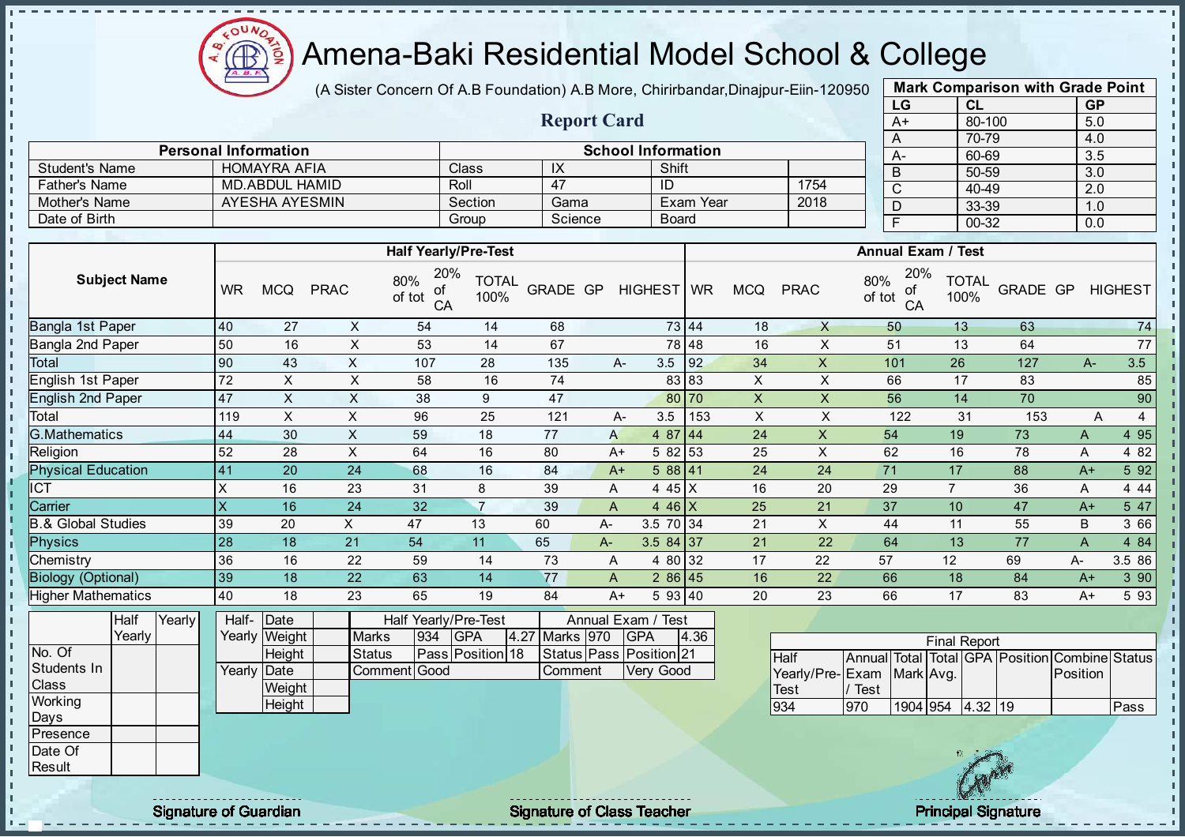# Amena-Baki Residential Model School & College

(A Sister Concern Of A.B Foundation) A.B More, Chirirbandar,Dinajpur-Eiin-120950

## Report Card

| Mark Comparison with Grade Point | | |
|---|---|---|
| LG | CL | GP |
| A+ | 80-100 | 5.0 |
| A | 70-79 | 4.0 |
| A- | 60-69 | 3.5 |
| B | 50-59 | 3.0 |
| C | 40-49 | 2.0 |
| D | 33-39 | 1.0 |
| F | 00-32 | 0.0 |

| Personal Information | | School Information | | | |
|---|---|---|---|---|---|
| Student's Name | HOMAYRA AFIA | Class | IX | Shift | |
| Father's Name | MD.ABDUL HAMID | Roll | 47 | ID | 1754 |
| Mother's Name | AYESHA AYESMIN | Section | Gama | Exam Year | 2018 |
| Date of Birth | | Group | Science | Board | |

| Subject Name | Half Yearly/Pre-Test | | | | | | | | | Annual Exam / Test | | | | | | | | |
|---|---|---|---|---|---|---|---|---|---|---|---|---|---|---|---|---|---|---|
| | WR | MCQ | PRAC | 80% of tot | 20% of CA | TOTAL 100% | GRADE | GP | HIGHEST | WR | MCQ | PRAC | 80% of tot | 20% of CA | TOTAL 100% | GRADE | GP | HIGHEST |
| Bangla 1st Paper | 40 | 27 | X | 54 | 14 | 68 | | | 73 | 44 | 18 | X | 50 | 13 | 63 | | | 74 |
| Bangla 2nd Paper | 50 | 16 | X | 53 | 14 | 67 | | | 78 | 48 | 16 | X | 51 | 13 | 64 | | | 77 |
| Total | 90 | 43 | X | 107 | 28 | 135 | A- | 3.5 | | 92 | 34 | X | 101 | 26 | 127 | A- | 3.5 | |
| English 1st Paper | 72 | X | X | 58 | 16 | 74 | | | 83 | 83 | X | X | 66 | 17 | 83 | | | 85 |
| English 2nd Paper | 47 | X | X | 38 | 9 | 47 | | | 80 | 70 | X | X | 56 | 14 | 70 | | | 90 |
| Total | 119 | X | X | 96 | 25 | 121 | A- | 3.5 | | 153 | X | X | 122 | 31 | 153 | A | 4 | |
| G.Mathematics | 44 | 30 | X | 59 | 18 | 77 | A | 4 | 87 | 44 | 24 | X | 54 | 19 | 73 | A | 4 | 95 |
| Religion | 52 | 28 | X | 64 | 16 | 80 | A+ | 5 | 82 | 53 | 25 | X | 62 | 16 | 78 | A | 4 | 82 |
| Physical Education | 41 | 20 | 24 | 68 | 16 | 84 | A+ | 5 | 88 | 41 | 24 | 24 | 71 | 17 | 88 | A+ | 5 | 92 |
| ICT | X | 16 | 23 | 31 | 8 | 39 | A | 4 | 45 | X | 16 | 20 | 29 | 7 | 36 | A | 4 | 44 |
| Carrier | X | 16 | 24 | 32 | 7 | 39 | A | 4 | 46 | X | 25 | 21 | 37 | 10 | 47 | A+ | 5 | 47 |
| B.& Global Studies | 39 | 20 | X | 47 | 13 | 60 | A- | 3.5 | 70 | 34 | 21 | X | 44 | 11 | 55 | B | 3 | 66 |
| Physics | 28 | 18 | 21 | 54 | 11 | 65 | A- | 3.5 | 84 | 37 | 21 | 22 | 64 | 13 | 77 | A | 4 | 84 |
| Chemistry | 36 | 16 | 22 | 59 | 14 | 73 | A | 4 | 80 | 32 | 17 | 22 | 57 | 12 | 69 | A- | 3.5 | 86 |
| Biology (Optional) | 39 | 18 | 22 | 63 | 14 | 77 | A | 2 | 86 | 45 | 16 | 22 | 66 | 18 | 84 | A+ | 3 | 90 |
| Higher Mathematics | 40 | 18 | 23 | 65 | 19 | 84 | A+ | 5 | 93 | 40 | 20 | 23 | 66 | 17 | 83 | A+ | 5 | 93 |

| | Half Yearly | Yearly |
|---|---|---|
| No. Of Students In Class | | |
| Working Days | | |
| Presence | | |
| Date Of Result | | |

| | | |
|---|---|---|
| Half-Yearly | Date | |
| | Weight | |
| | Height | |
| Yearly | Date | |
| | Weight | |
| | Height | |

| Half Yearly/Pre-Test | | | | Annual Exam / Test | | | |
|---|---|---|---|---|---|---|---|
| Marks | 934 | GPA | 4.27 | Marks | 970 | GPA | 4.36 |
| Status | Pass | Position | 18 | Status | Pass | Position | 21 |
| Comment | Good | | | Comment | Very Good | | |

| Final Report | | | | | | | |
|---|---|---|---|---|---|---|---|
| Half Yearly/Pre-Test | Annual Exam / Test | Total Mark | Total Avg. | GPA | Position | Combine Position | Status |
| 934 | 970 | 1904 | 954 | 4.32 | 19 | | Pass |

Signature of Guardian

Signature of Class Teacher

Principal Signature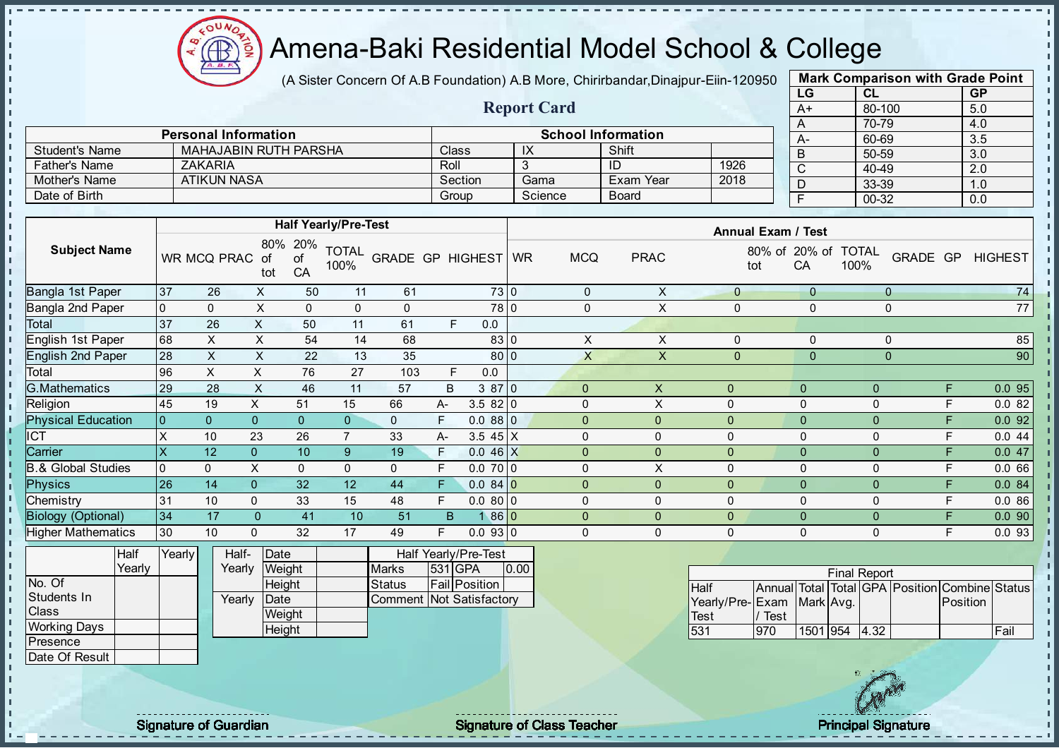# Amena-Baki Residential Model School & College

(A Sister Concern Of A.B Foundation) A.B More, Chirirbandar,Dinajpur-Eiin-120950

## Report Card

| Mark Comparison with Grade Point | | |
|---|---|---|
| LG | CL | GP |
| A+ | 80-100 | 5.0 |
| A | 70-79 | 4.0 |
| A- | 60-69 | 3.5 |
| B | 50-59 | 3.0 |
| C | 40-49 | 2.0 |
| D | 33-39 | 1.0 |
| F | 00-32 | 0.0 |

| Personal Information | | School Information | | | |
|---|---|---|---|---|---|
| Student's Name | MAHAJABIN RUTH PARSHA | Class | IX | Shift | |
| Father's Name | ZAKARIA | Roll | 3 | ID | 1926 |
| Mother's Name | ATIKUN NASA | Section | Gama | Exam Year | 2018 |
| Date of Birth | | Group | Science | Board | |

| Subject Name | Half Yearly/Pre-Test | | | | | | | | | Annual Exam / Test | | | | | | | | |
|---|---|---|---|---|---|---|---|---|---|---|---|---|---|---|---|---|---|---|
| | WR | MCQ | PRAC | 80% of tot | 20% of CA | TOTAL 100% | GRADE | GP | HIGHEST | WR | MCQ | PRAC | 80% of tot | 20% of CA | TOTAL 100% | GRADE | GP | HIGHEST |
| Bangla 1st Paper | 37 | 26 | X | 50 | 11 | 61 | | | 73 | 0 | 0 | X | 0 | 0 | 0 | | | 74 |
| Bangla 2nd Paper | 0 | 0 | X | 0 | 0 | 0 | | | 78 | 0 | 0 | X | 0 | 0 | 0 | | | 77 |
| Total | 37 | 26 | X | 50 | 11 | 61 | F | 0.0 | | | | | | | | | | |
| English 1st Paper | 68 | X | X | 54 | 14 | 68 | | | 83 | 0 | X | X | 0 | 0 | 0 | | | 85 |
| English 2nd Paper | 28 | X | X | 22 | 13 | 35 | | | 80 | 0 | X | X | 0 | 0 | 0 | | | 90 |
| Total | 96 | X | X | 76 | 27 | 103 | F | 0.0 | | | | | | | | | | |
| G.Mathematics | 29 | 28 | X | 46 | 11 | 57 | B | 3 | 87 | 0 | 0 | X | 0 | 0 | 0 | F | 0.0 | 95 |
| Religion | 45 | 19 | X | 51 | 15 | 66 | A- | 3.5 | 82 | 0 | 0 | X | 0 | 0 | 0 | F | 0.0 | 82 |
| Physical Education | 0 | 0 | 0 | 0 | 0 | 0 | F | 0.0 | 88 | 0 | 0 | 0 | 0 | 0 | 0 | F | 0.0 | 92 |
| ICT | X | 10 | 23 | 26 | 7 | 33 | A- | 3.5 | 45 | X | 0 | 0 | 0 | 0 | 0 | F | 0.0 | 44 |
| Carrier | X | 12 | 0 | 10 | 9 | 19 | F | 0.0 | 46 | X | 0 | 0 | 0 | 0 | 0 | F | 0.0 | 47 |
| B.& Global Studies | 0 | 0 | X | 0 | 0 | 0 | F | 0.0 | 70 | 0 | 0 | X | 0 | 0 | 0 | F | 0.0 | 66 |
| Physics | 26 | 14 | 0 | 32 | 12 | 44 | F | 0.0 | 84 | 0 | 0 | 0 | 0 | 0 | 0 | F | 0.0 | 84 |
| Chemistry | 31 | 10 | 0 | 33 | 15 | 48 | F | 0.0 | 80 | 0 | 0 | 0 | 0 | 0 | 0 | F | 0.0 | 86 |
| Biology (Optional) | 34 | 17 | 0 | 41 | 10 | 51 | B | 1 | 86 | 0 | 0 | 0 | 0 | 0 | 0 | F | 0.0 | 90 |
| Higher Mathematics | 30 | 10 | 0 | 32 | 17 | 49 | F | 0.0 | 93 | 0 | 0 | 0 | 0 | 0 | 0 | F | 0.0 | 93 |

| | Half Yearly | Yearly |
|---|---|---|
| No. Of Students In Class | | |
| Working Days | | |
| Presence | | |
| Date Of Result | | |

| | | |
|---|---|---|
| Half-Yearly | Date | |
| | Weight | |
| | Height | |
| Yearly | Date | |
| | Weight | |
| | Height | |

| Half Yearly/Pre-Test | | | |
|---|---|---|---|
| Marks | 531 | GPA | 0.00 |
| Status | Fail | Position | |
| Comment | Not Satisfactory | | |

| Final Report | | | | | | | |
|---|---|---|---|---|---|---|---|
| Half Yearly/Pre-Test | Annual Exam / Test | Total Mark | Total Avg. | GPA | Position | Combine Position | Status |
| 531 | 970 | 1501 | 954 | 4.32 | | | Fail |

Signature of Guardian

Signature of Class Teacher

Principal Signature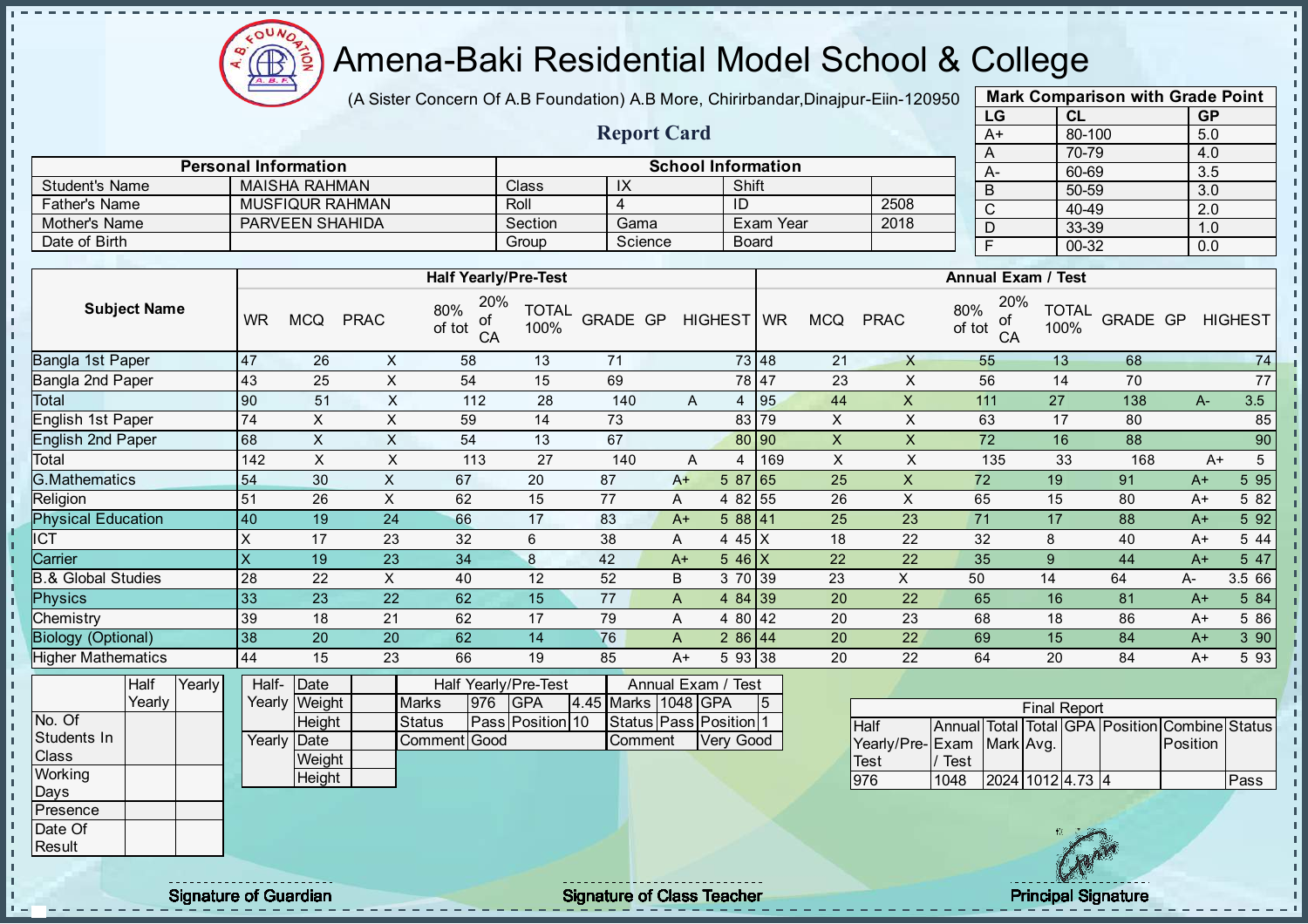# Amena-Baki Residential Model School & College

(A Sister Concern Of A.B Foundation) A.B More, Chirirbandar,Dinajpur-Eiin-120950

## Report Card

| Mark Comparison with Grade Point | | |
|---|---|---|
| LG | CL | GP |
| A+ | 80-100 | 5.0 |
| A | 70-79 | 4.0 |
| A- | 60-69 | 3.5 |
| B | 50-59 | 3.0 |
| C | 40-49 | 2.0 |
| D | 33-39 | 1.0 |
| F | 00-32 | 0.0 |

| Personal Information | | School Information | | | |
|---|---|---|---|---|---|
| Student's Name | MAISHA RAHMAN | Class | IX | Shift | |
| Father's Name | MUSFIQUR RAHMAN | Roll | 4 | ID | 2508 |
| Mother's Name | PARVEEN SHAHIDA | Section | Gama | Exam Year | 2018 |
| Date of Birth | | Group | Science | Board | |

| Subject Name | Half Yearly/Pre-Test | | | | | | | | | Annual Exam / Test | | | | | | | | |
|---|---|---|---|---|---|---|---|---|---|---|---|---|---|---|---|---|---|---|
| | WR | MCQ | PRAC | 80% of tot | 20% of CA | TOTAL 100% | GRADE | GP | HIGHEST | WR | MCQ | PRAC | 80% of tot | 20% of CA | TOTAL 100% | GRADE | GP | HIGHEST |
| Bangla 1st Paper | 47 | 26 | X | 58 | 13 | 71 | | | 73 | 48 | 21 | X | 55 | 13 | 68 | | | 74 |
| Bangla 2nd Paper | 43 | 25 | X | 54 | 15 | 69 | | | 78 | 47 | 23 | X | 56 | 14 | 70 | | | 77 |
| Total | 90 | 51 | X | 112 | 28 | 140 | A | 4 | | 95 | 44 | X | 111 | 27 | 138 | A- | 3.5 | |
| English 1st Paper | 74 | X | X | 59 | 14 | 73 | | | 83 | 79 | X | X | 63 | 17 | 80 | | | 85 |
| English 2nd Paper | 68 | X | X | 54 | 13 | 67 | | | 80 | 90 | X | X | 72 | 16 | 88 | | | 90 |
| Total | 142 | X | X | 113 | 27 | 140 | A | 4 | | 169 | X | X | 135 | 33 | 168 | A+ | 5 | |
| G.Mathematics | 54 | 30 | X | 67 | 20 | 87 | A+ | 5 | 87 | 65 | 25 | X | 72 | 19 | 91 | A+ | 5 | 95 |
| Religion | 51 | 26 | X | 62 | 15 | 77 | A | 4 | 82 | 55 | 26 | X | 65 | 15 | 80 | A+ | 5 | 82 |
| Physical Education | 40 | 19 | 24 | 66 | 17 | 83 | A+ | 5 | 88 | 41 | 25 | 23 | 71 | 17 | 88 | A+ | 5 | 92 |
| ICT | X | 17 | 23 | 32 | 6 | 38 | A | 4 | 45 | X | 18 | 22 | 32 | 8 | 40 | A+ | 5 | 44 |
| Carrier | X | 19 | 23 | 34 | 8 | 42 | A+ | 5 | 46 | X | 22 | 22 | 35 | 9 | 44 | A+ | 5 | 47 |
| B.& Global Studies | 28 | 22 | X | 40 | 12 | 52 | B | 3 | 70 | 39 | 23 | X | 50 | 14 | 64 | A- | 3.5 | 66 |
| Physics | 33 | 23 | 22 | 62 | 15 | 77 | A | 4 | 84 | 39 | 20 | 22 | 65 | 16 | 81 | A+ | 5 | 84 |
| Chemistry | 39 | 18 | 21 | 62 | 17 | 79 | A | 4 | 80 | 42 | 20 | 23 | 68 | 18 | 86 | A+ | 5 | 86 |
| Biology (Optional) | 38 | 20 | 20 | 62 | 14 | 76 | A | 2 | 86 | 44 | 20 | 22 | 69 | 15 | 84 | A+ | 3 | 90 |
| Higher Mathematics | 44 | 15 | 23 | 66 | 19 | 85 | A+ | 5 | 93 | 38 | 20 | 22 | 64 | 20 | 84 | A+ | 5 | 93 |

| | Half Yearly | Yearly |
|---|---|---|
| No. Of Students In Class | | |
| Working Days | | |
| Presence | | |
| Date Of Result | | |

| | | |
|---|---|---|
| Half-Yearly | Date | |
| | Weight | |
| | Height | |
| Yearly | Date | |
| | Weight | |
| | Height | |

| Half Yearly/Pre-Test | | | | Annual Exam / Test | | | |
|---|---|---|---|---|---|---|---|
| Marks | 976 | GPA | 4.45 | Marks | 1048 | GPA | 5 |
| Status | Pass | Position | 10 | Status | Pass | Position | 1 |
| Comment | Good | | | Comment | Very Good | | |

| Final Report | | | | | | | |
|---|---|---|---|---|---|---|---|
| Half Yearly/Pre-Test | Annual Exam / Test | Total Mark | Total Avg. | GPA | Position | Combine Position | Status |
| 976 | 1048 | 2024 | 1012 | 4.73 | 4 | | Pass |

Signature of Guardian

Signature of Class Teacher

Principal Signature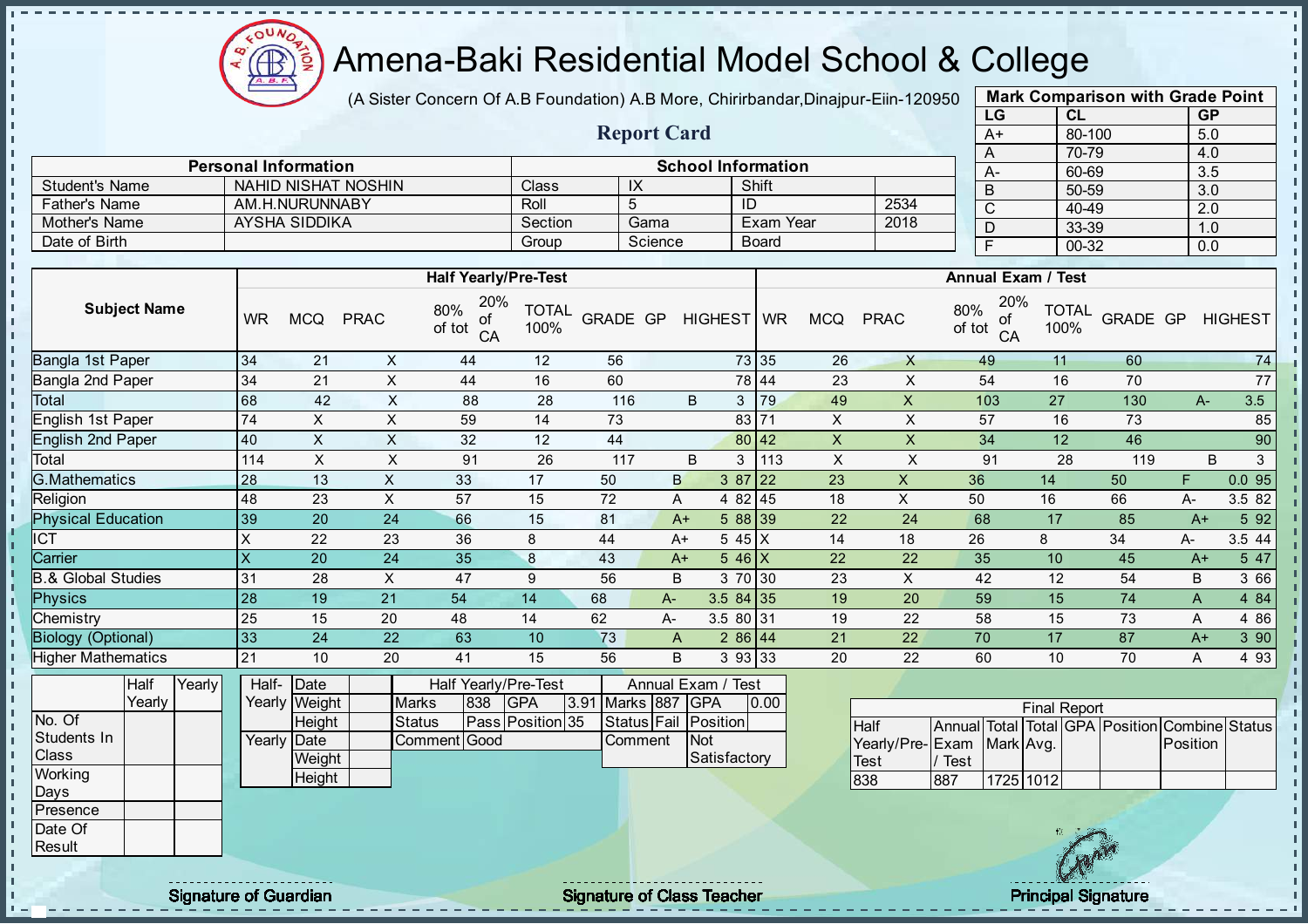# Amena-Baki Residential Model School & College

(A Sister Concern Of A.B Foundation) A.B More, Chirirbandar,Dinajpur-Eiin-120950

## Report Card

| Mark Comparison with Grade Point | | |
|---|---|---|
| LG | CL | GP |
| A+ | 80-100 | 5.0 |
| A | 70-79 | 4.0 |
| A- | 60-69 | 3.5 |
| B | 50-59 | 3.0 |
| C | 40-49 | 2.0 |
| D | 33-39 | 1.0 |
| F | 00-32 | 0.0 |

| Personal Information | | School Information | | | |
|---|---|---|---|---|---|
| Student's Name | NAHID NISHAT NOSHIN | Class | IX | Shift | |
| Father's Name | AM.H.NURUNNABY | Roll | 5 | ID | 2534 |
| Mother's Name | AYSHA SIDDIKA | Section | Gama | Exam Year | 2018 |
| Date of Birth | | Group | Science | Board | |

| Subject Name | Half Yearly/Pre-Test | | | | | | | | | Annual Exam / Test | | | | | | | | |
|---|---|---|---|---|---|---|---|---|---|---|---|---|---|---|---|---|---|---|
| | WR | MCQ | PRAC | 80% of tot | 20% of CA | TOTAL 100% | GRADE | GP | HIGHEST | WR | MCQ | PRAC | 80% of tot | 20% of CA | TOTAL 100% | GRADE | GP | HIGHEST |
| Bangla 1st Paper | 34 | 21 | X | 44 | 12 | 56 | | | 73 | 35 | 26 | X | 49 | 11 | 60 | | | 74 |
| Bangla 2nd Paper | 34 | 21 | X | 44 | 16 | 60 | | | 78 | 44 | 23 | X | 54 | 16 | 70 | | | 77 |
| Total | 68 | 42 | X | 88 | 28 | 116 | B | 3 | | 79 | 49 | X | 103 | 27 | 130 | A- | 3.5 | |
| English 1st Paper | 74 | X | X | 59 | 14 | 73 | | | 83 | 71 | X | X | 57 | 16 | 73 | | | 85 |
| English 2nd Paper | 40 | X | X | 32 | 12 | 44 | | | 80 | 42 | X | X | 34 | 12 | 46 | | | 90 |
| Total | 114 | X | X | 91 | 26 | 117 | B | 3 | | 113 | X | X | 91 | 28 | 119 | B | 3 | |
| G.Mathematics | 28 | 13 | X | 33 | 17 | 50 | B | 3 | 87 | 22 | 23 | X | 36 | 14 | 50 | F | 0.0 | 95 |
| Religion | 48 | 23 | X | 57 | 15 | 72 | A | 4 | 82 | 45 | 18 | X | 50 | 16 | 66 | A- | 3.5 | 82 |
| Physical Education | 39 | 20 | 24 | 66 | 15 | 81 | A+ | 5 | 88 | 39 | 22 | 24 | 68 | 17 | 85 | A+ | 5 | 92 |
| ICT | X | 22 | 23 | 36 | 8 | 44 | A+ | 5 | 45 | X | 14 | 18 | 26 | 8 | 34 | A- | 3.5 | 44 |
| Carrier | X | 20 | 24 | 35 | 8 | 43 | A+ | 5 | 46 | X | 22 | 22 | 35 | 10 | 45 | A+ | 5 | 47 |
| B.& Global Studies | 31 | 28 | X | 47 | 9 | 56 | B | 3 | 70 | 30 | 23 | X | 42 | 12 | 54 | B | 3 | 66 |
| Physics | 28 | 19 | 21 | 54 | 14 | 68 | A- | 3.5 | 84 | 35 | 19 | 20 | 59 | 15 | 74 | A | 4 | 84 |
| Chemistry | 25 | 15 | 20 | 48 | 14 | 62 | A- | 3.5 | 80 | 31 | 19 | 22 | 58 | 15 | 73 | A | 4 | 86 |
| Biology (Optional) | 33 | 24 | 22 | 63 | 10 | 73 | A | 2 | 86 | 44 | 21 | 22 | 70 | 17 | 87 | A+ | 3 | 90 |
| Higher Mathematics | 21 | 10 | 20 | 41 | 15 | 56 | B | 3 | 93 | 33 | 20 | 22 | 60 | 10 | 70 | A | 4 | 93 |

| | Half Yearly | Yearly |
|---|---|---|
| No. Of Students In Class | | |
| Working Days | | |
| Presence | | |
| Date Of Result | | |

| | | |
|---|---|---|
| Half-Yearly | Date | |
| | Weight | |
| | Height | |
| Yearly | Date | |
| | Weight | |
| | Height | |

| Half Yearly/Pre-Test | | | | Annual Exam / Test | | | |
|---|---|---|---|---|---|---|---|
| Marks | 838 | GPA | 3.91 | Marks | 887 | GPA | 0.00 |
| Status | Pass | Position | 35 | Status | Fail | Position | |
| Comment | Good | | | Comment | Not Satisfactory | | |

| Final Report | | | | | | | |
|---|---|---|---|---|---|---|---|
| Half Yearly/Pre-Test | Annual Exam / Test | Total Mark | Total Avg. | GPA | Position | Combine Position | Status |
| 838 | 887 | 1725 | 1012 | | | | |

Signature of Guardian

Signature of Class Teacher

Principal Signature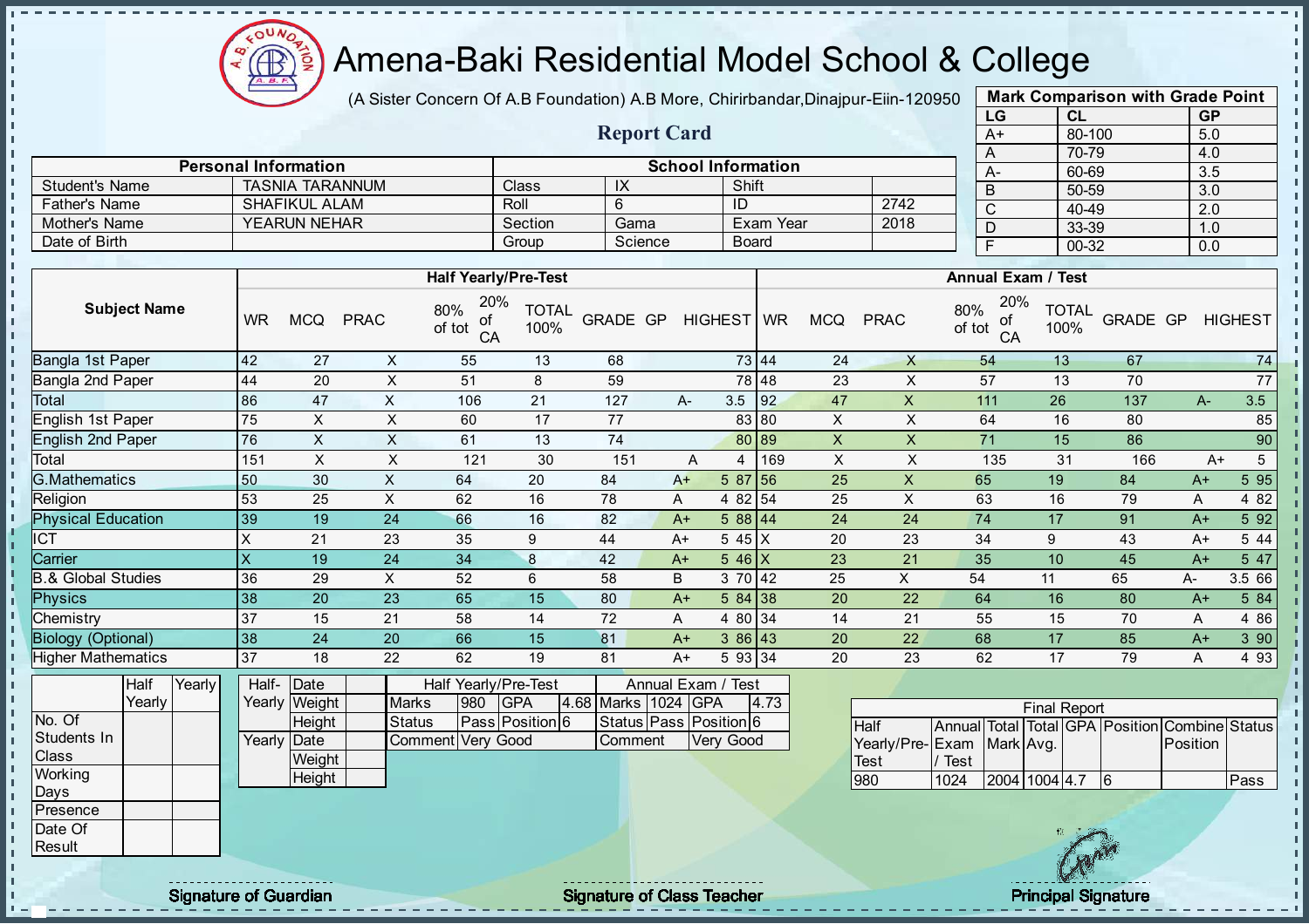# Amena-Baki Residential Model School & College

(A Sister Concern Of A.B Foundation) A.B More, Chirirbandar,Dinajpur-Eiin-120950

## Report Card

| Mark Comparison with Grade Point | | |
|---|---|---|
| LG | CL | GP |
| A+ | 80-100 | 5.0 |
| A | 70-79 | 4.0 |
| A- | 60-69 | 3.5 |
| B | 50-59 | 3.0 |
| C | 40-49 | 2.0 |
| D | 33-39 | 1.0 |
| F | 00-32 | 0.0 |

| Personal Information | | School Information | | | |
|---|---|---|---|---|---|
| Student's Name | TASNIA TARANNUM | Class | IX | Shift | |
| Father's Name | SHAFIKUL ALAM | Roll | 6 | ID | 2742 |
| Mother's Name | YEARUN NEHAR | Section | Gama | Exam Year | 2018 |
| Date of Birth | | Group | Science | Board | |

| Subject Name | Half Yearly/Pre-Test | | | | | | | | | Annual Exam / Test | | | | | | | | |
|---|---|---|---|---|---|---|---|---|---|---|---|---|---|---|---|---|---|---|
| | WR | MCQ | PRAC | 80% of tot | 20% of CA | TOTAL 100% | GRADE | GP | HIGHEST | WR | MCQ | PRAC | 80% of tot | 20% of CA | TOTAL 100% | GRADE | GP | HIGHEST |
| Bangla 1st Paper | 42 | 27 | X | 55 | 13 | 68 | | | 73 | 44 | 24 | X | 54 | 13 | 67 | | | 74 |
| Bangla 2nd Paper | 44 | 20 | X | 51 | 8 | 59 | | | 78 | 48 | 23 | X | 57 | 13 | 70 | | | 77 |
| Total | 86 | 47 | X | 106 | 21 | 127 | A- | 3.5 | | 92 | 47 | X | 111 | 26 | 137 | A- | 3.5 | |
| English 1st Paper | 75 | X | X | 60 | 17 | 77 | | | 83 | 80 | X | X | 64 | 16 | 80 | | | 85 |
| English 2nd Paper | 76 | X | X | 61 | 13 | 74 | | | 80 | 89 | X | X | 71 | 15 | 86 | | | 90 |
| Total | 151 | X | X | 121 | 30 | 151 | A | 4 | | 169 | X | X | 135 | 31 | 166 | A+ | 5 | |
| G.Mathematics | 50 | 30 | X | 64 | 20 | 84 | A+ | 5 | 87 | 56 | 25 | X | 65 | 19 | 84 | A+ | 5 | 95 |
| Religion | 53 | 25 | X | 62 | 16 | 78 | A | 4 | 82 | 54 | 25 | X | 63 | 16 | 79 | A | 4 | 82 |
| Physical Education | 39 | 19 | 24 | 66 | 16 | 82 | A+ | 5 | 88 | 44 | 24 | 24 | 74 | 17 | 91 | A+ | 5 | 92 |
| ICT | X | 21 | 23 | 35 | 9 | 44 | A+ | 5 | 45 | X | 20 | 23 | 34 | 9 | 43 | A+ | 5 | 44 |
| Carrier | X | 19 | 24 | 34 | 8 | 42 | A+ | 5 | 46 | X | 23 | 21 | 35 | 10 | 45 | A+ | 5 | 47 |
| B.& Global Studies | 36 | 29 | X | 52 | 6 | 58 | B | 3 | 70 | 42 | 25 | X | 54 | 11 | 65 | A- | 3.5 | 66 |
| Physics | 38 | 20 | 23 | 65 | 15 | 80 | A+ | 5 | 84 | 38 | 20 | 22 | 64 | 16 | 80 | A+ | 5 | 84 |
| Chemistry | 37 | 15 | 21 | 58 | 14 | 72 | A | 4 | 80 | 34 | 14 | 21 | 55 | 15 | 70 | A | 4 | 86 |
| Biology (Optional) | 38 | 24 | 20 | 66 | 15 | 81 | A+ | 3 | 86 | 43 | 20 | 22 | 68 | 17 | 85 | A+ | 3 | 90 |
| Higher Mathematics | 37 | 18 | 22 | 62 | 19 | 81 | A+ | 5 | 93 | 34 | 20 | 23 | 62 | 17 | 79 | A | 4 | 93 |

| | Half Yearly | Yearly |
|---|---|---|
| No. Of Students In Class | | |
| Working Days | | |
| Presence | | |
| Date Of Result | | |

| | | |
|---|---|---|
| Half-Yearly | Date | |
| | Weight | |
| | Height | |
| Yearly | Date | |
| | Weight | |
| | Height | |

| Half Yearly/Pre-Test | | | | Annual Exam / Test | | | |
|---|---|---|---|---|---|---|---|
| Marks | 980 | GPA | 4.68 | Marks | 1024 | GPA | 4.73 |
| Status | Pass | Position | 6 | Status | Pass | Position | 6 |
| Comment | Very Good | | | Comment | Very Good | | |

| Final Report | | | | | | | |
|---|---|---|---|---|---|---|---|
| Half Yearly/Pre-Test | Annual Exam / Test | Total Mark | Total Avg. | GPA | Position | Combine Position | Status |
| 980 | 1024 | 2004 | 1004 | 4.7 | 6 | | Pass |

Signature of Guardian

Signature of Class Teacher

Principal Signature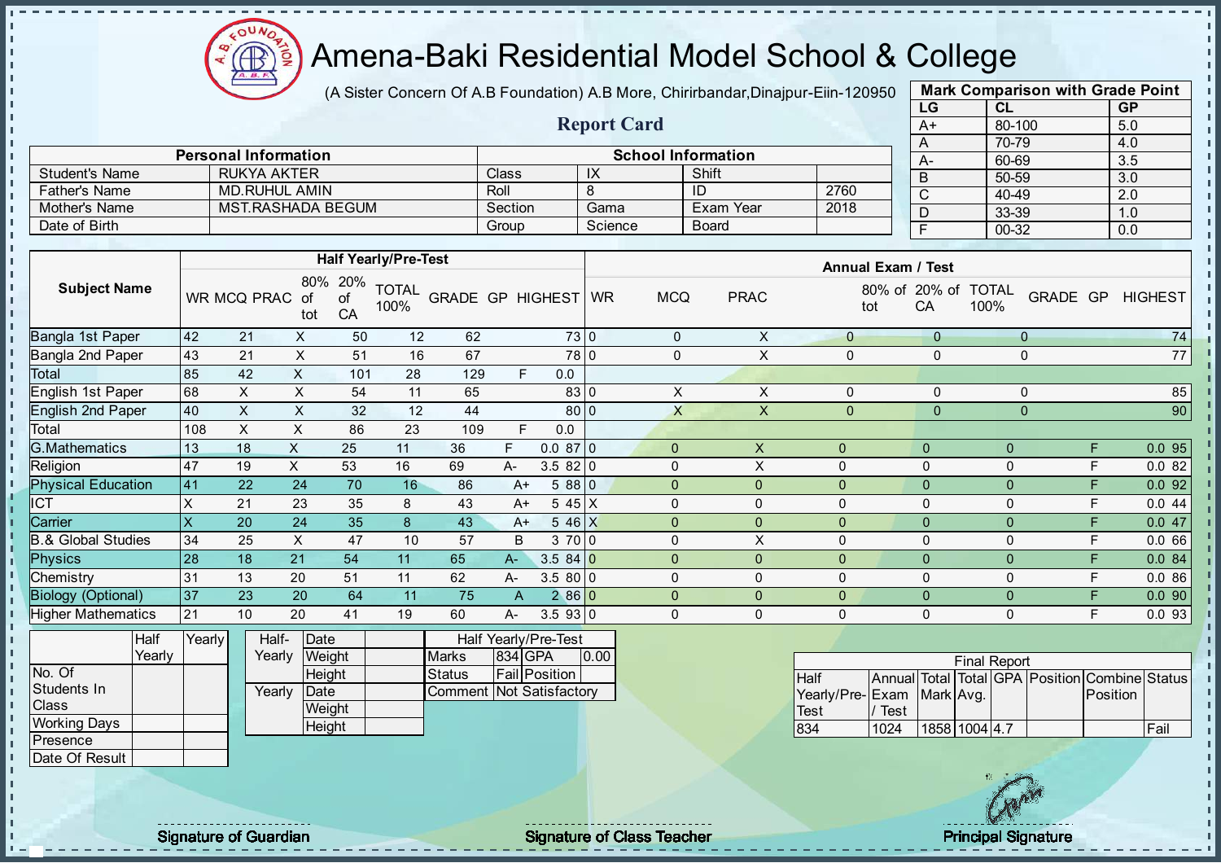# Amena-Baki Residential Model School & College

(A Sister Concern Of A.B Foundation) A.B More, Chirirbandar,Dinajpur-Eiin-120950

## Report Card

| Mark Comparison with Grade Point | | |
|---|---|---|
| LG | CL | GP |
| A+ | 80-100 | 5.0 |
| A | 70-79 | 4.0 |
| A- | 60-69 | 3.5 |
| B | 50-59 | 3.0 |
| C | 40-49 | 2.0 |
| D | 33-39 | 1.0 |
| F | 00-32 | 0.0 |

| Personal Information | | School Information | | | |
|---|---|---|---|---|---|
| Student's Name | RUKYA AKTER | Class | IX | Shift | |
| Father's Name | MD.RUHUL AMIN | Roll | 8 | ID | 2760 |
| Mother's Name | MST.RASHADA BEGUM | Section | Gama | Exam Year | 2018 |
| Date of Birth | | Group | Science | Board | |

| Subject Name | Half Yearly/Pre-Test | | | | | | | | | Annual Exam / Test | | | | | | | | | |
|---|---|---|---|---|---|---|---|---|---|---|---|---|---|---|---|---|---|---|---|
| | WR | MCQ | PRAC | 80% of tot | 20% of CA | TOTAL 100% | GRADE | GP | HIGHEST | WR | MCQ | PRAC | 80% of tot | 20% of CA | TOTAL 100% | GRADE | GP | HIGHEST |
| Bangla 1st Paper | 42 | 21 | X | 50 | 12 | 62 | | | 73 | 0 | 0 | X | 0 | 0 | 0 | | | 74 |
| Bangla 2nd Paper | 43 | 21 | X | 51 | 16 | 67 | | | 78 | 0 | 0 | X | 0 | 0 | 0 | | | 77 |
| Total | 85 | 42 | X | 101 | 28 | 129 | F | 0.0 | | | | | | | | | | |
| English 1st Paper | 68 | X | X | 54 | 11 | 65 | | | 83 | 0 | X | X | 0 | 0 | 0 | | | 85 |
| English 2nd Paper | 40 | X | X | 32 | 12 | 44 | | | 80 | 0 | X | X | 0 | 0 | 0 | | | 90 |
| Total | 108 | X | X | 86 | 23 | 109 | F | 0.0 | | | | | | | | | | |
| G.Mathematics | 13 | 18 | X | 25 | 11 | 36 | F | 0.0 | 87 | 0 | 0 | X | 0 | 0 | 0 | F | 0.0 | 95 |
| Religion | 47 | 19 | X | 53 | 16 | 69 | A- | 3.5 | 82 | 0 | 0 | X | 0 | 0 | 0 | F | 0.0 | 82 |
| Physical Education | 41 | 22 | 24 | 70 | 16 | 86 | A+ | 5 | 88 | 0 | 0 | 0 | 0 | 0 | 0 | F | 0.0 | 92 |
| ICT | X | 21 | 23 | 35 | 8 | 43 | A+ | 5 | 45 | X | 0 | 0 | 0 | 0 | 0 | F | 0.0 | 44 |
| Carrier | X | 20 | 24 | 35 | 8 | 43 | A+ | 5 | 46 | X | 0 | 0 | 0 | 0 | 0 | F | 0.0 | 47 |
| B.& Global Studies | 34 | 25 | X | 47 | 10 | 57 | B | 3 | 70 | 0 | 0 | X | 0 | 0 | 0 | F | 0.0 | 66 |
| Physics | 28 | 18 | 21 | 54 | 11 | 65 | A- | 3.5 | 84 | 0 | 0 | 0 | 0 | 0 | 0 | F | 0.0 | 84 |
| Chemistry | 31 | 13 | 20 | 51 | 11 | 62 | A- | 3.5 | 80 | 0 | 0 | 0 | 0 | 0 | 0 | F | 0.0 | 86 |
| Biology (Optional) | 37 | 23 | 20 | 64 | 11 | 75 | A | 2 | 86 | 0 | 0 | 0 | 0 | 0 | 0 | F | 0.0 | 90 |
| Higher Mathematics | 21 | 10 | 20 | 41 | 19 | 60 | A- | 3.5 | 93 | 0 | 0 | 0 | 0 | 0 | 0 | F | 0.0 | 93 |

| | Half Yearly | Yearly |
|---|---|---|
| No. Of Students In Class | | |
| Working Days | | |
| Presence | | |
| Date Of Result | | |

| | | |
|---|---|---|
| Half-Yearly | Date | |
| | Weight | |
| | Height | |
| Yearly | Date | |
| | Weight | |
| | Height | |

| Half Yearly/Pre-Test | | | |
|---|---|---|---|
| Marks | 834 | GPA | 0.00 |
| Status | Fail | Position | |
| Comment | Not Satisfactory | | |

| Final Report | | | | | | | |
|---|---|---|---|---|---|---|---|
| Half Yearly/Pre-Test | Annual Exam / Test | Total Mark | Total Avg. | GPA | Position | Combine Position | Status |
| 834 | 1024 | 1858 | 1004 | 4.7 | | | Fail |

Signature of Guardian

Signature of Class Teacher

Principal Signature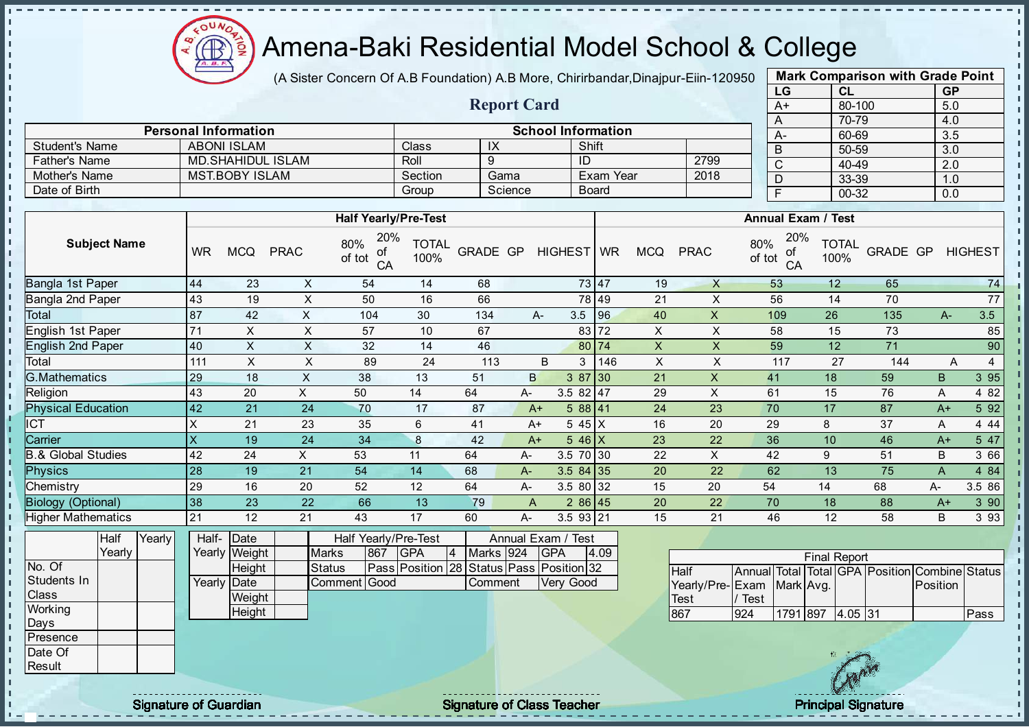# Amena-Baki Residential Model School & College

(A Sister Concern Of A.B Foundation) A.B More, Chirirbandar,Dinajpur-Eiin-120950

## Report Card

| Mark Comparison with Grade Point | | |
|---|---|---|
| LG | CL | GP |
| A+ | 80-100 | 5.0 |
| A | 70-79 | 4.0 |
| A- | 60-69 | 3.5 |
| B | 50-59 | 3.0 |
| C | 40-49 | 2.0 |
| D | 33-39 | 1.0 |
| F | 00-32 | 0.0 |

| Personal Information | | School Information | | | |
|---|---|---|---|---|---|
| Student's Name | ABONI ISLAM | Class | IX | Shift | |
| Father's Name | MD.SHAHIDUL ISLAM | Roll | 9 | ID | 2799 |
| Mother's Name | MST.BOBY ISLAM | Section | Gama | Exam Year | 2018 |
| Date of Birth | | Group | Science | Board | |

| Subject Name | Half Yearly/Pre-Test | | | | | | | | | Annual Exam / Test | | | | | | | | |
|---|---|---|---|---|---|---|---|---|---|---|---|---|---|---|---|---|---|---|
| | WR | MCQ | PRAC | 80% of tot | 20% of CA | TOTAL 100% | GRADE | GP | HIGHEST | WR | MCQ | PRAC | 80% of tot | 20% of CA | TOTAL 100% | GRADE | GP | HIGHEST |
| Bangla 1st Paper | 44 | 23 | X | 54 | 14 | 68 | | | 73 | 47 | 19 | X | 53 | 12 | 65 | | | 74 |
| Bangla 2nd Paper | 43 | 19 | X | 50 | 16 | 66 | | | 78 | 49 | 21 | X | 56 | 14 | 70 | | | 77 |
| Total | 87 | 42 | X | 104 | 30 | 134 | A- | 3.5 | | 96 | 40 | X | 109 | 26 | 135 | A- | 3.5 | |
| English 1st Paper | 71 | X | X | 57 | 10 | 67 | | | 83 | 72 | X | X | 58 | 15 | 73 | | | 85 |
| English 2nd Paper | 40 | X | X | 32 | 14 | 46 | | | 80 | 74 | X | X | 59 | 12 | 71 | | | 90 |
| Total | 111 | X | X | 89 | 24 | 113 | B | 3 | | 146 | X | X | 117 | 27 | 144 | A | 4 | |
| G.Mathematics | 29 | 18 | X | 38 | 13 | 51 | B | 3 | 87 | 30 | 21 | X | 41 | 18 | 59 | B | 3 | 95 |
| Religion | 43 | 20 | X | 50 | 14 | 64 | A- | 3.5 | 82 | 47 | 29 | X | 61 | 15 | 76 | A | 4 | 82 |
| Physical Education | 42 | 21 | 24 | 70 | 17 | 87 | A+ | 5 | 88 | 41 | 24 | 23 | 70 | 17 | 87 | A+ | 5 | 92 |
| ICT | X | 21 | 23 | 35 | 6 | 41 | A+ | 5 | 45 | X | 16 | 20 | 29 | 8 | 37 | A | 4 | 44 |
| Carrier | X | 19 | 24 | 34 | 8 | 42 | A+ | 5 | 46 | X | 23 | 22 | 36 | 10 | 46 | A+ | 5 | 47 |
| B.& Global Studies | 42 | 24 | X | 53 | 11 | 64 | A- | 3.5 | 70 | 30 | 22 | X | 42 | 9 | 51 | B | 3 | 66 |
| Physics | 28 | 19 | 21 | 54 | 14 | 68 | A- | 3.5 | 84 | 35 | 20 | 22 | 62 | 13 | 75 | A | 4 | 84 |
| Chemistry | 29 | 16 | 20 | 52 | 12 | 64 | A- | 3.5 | 80 | 32 | 15 | 20 | 54 | 14 | 68 | A- | 3.5 | 86 |
| Biology (Optional) | 38 | 23 | 22 | 66 | 13 | 79 | A | 2 | 86 | 45 | 20 | 22 | 70 | 18 | 88 | A+ | 3 | 90 |
| Higher Mathematics | 21 | 12 | 21 | 43 | 17 | 60 | A- | 3.5 | 93 | 21 | 15 | 21 | 46 | 12 | 58 | B | 3 | 93 |

| | Half Yearly | Yearly |
|---|---|---|
| No. Of Students In Class | | |
| Working Days | | |
| Presence | | |
| Date Of Result | | |

| | | |
|---|---|---|
| Half-Yearly | Date | |
| | Weight | |
| | Height | |
| Yearly | Date | |
| | Weight | |
| | Height | |

| Half Yearly/Pre-Test | | | | Annual Exam / Test | | | |
|---|---|---|---|---|---|---|---|
| Marks | 867 | GPA | 4 | Marks | 924 | GPA | 4.09 |
| Status | Pass | Position | 28 | Status | Pass | Position | 32 |
| Comment | Good | | | Comment | Very Good | | |

| Final Report | | | | | | | |
|---|---|---|---|---|---|---|---|
| Half Yearly/Pre-Test | Annual Exam / Test | Total Mark | Total Avg. | GPA | Position | Combine Position | Status |
| 867 | 924 | 1791 | 897 | 4.05 | 31 | | Pass |

Signature of Guardian | Signature of Class Teacher | Principal Signature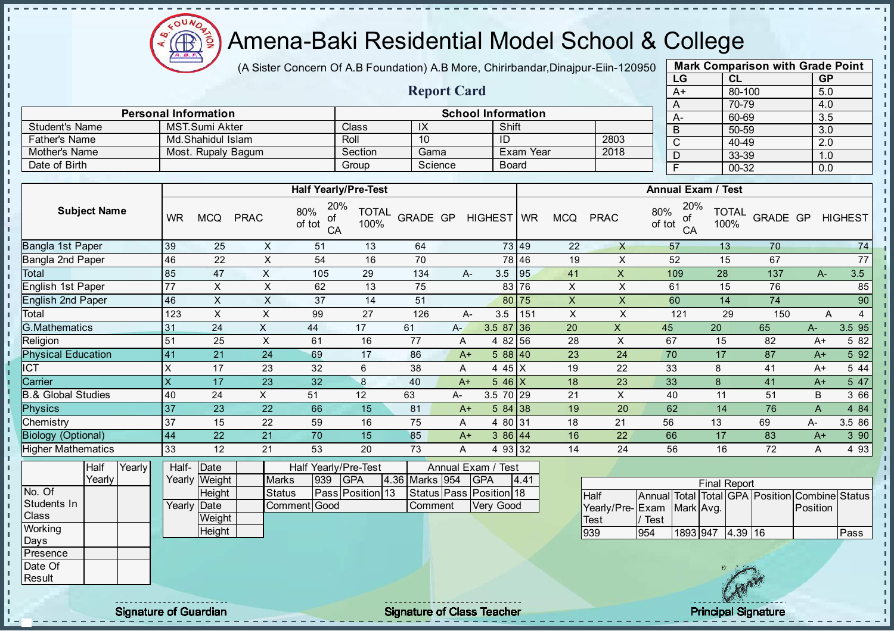# Amena-Baki Residential Model School & College

(A Sister Concern Of A.B Foundation) A.B More, Chirirbandar,Dinajpur-Eiin-120950

## Report Card

| Mark Comparison with Grade Point | | |
|---|---|---|
| LG | CL | GP |
| A+ | 80-100 | 5.0 |
| A | 70-79 | 4.0 |
| A- | 60-69 | 3.5 |
| B | 50-59 | 3.0 |
| C | 40-49 | 2.0 |
| D | 33-39 | 1.0 |
| F | 00-32 | 0.0 |

| Personal Information | | School Information | | | |
|---|---|---|---|---|---|
| Student's Name | MST.Sumi Akter | Class | IX | Shift | |
| Father's Name | Md.Shahidul Islam | Roll | 10 | ID | 2803 |
| Mother's Name | Most. Rupaly Bagum | Section | Gama | Exam Year | 2018 |
| Date of Birth | | Group | Science | Board | |

| Subject Name | Half Yearly/Pre-Test | | | | | | | | | Annual Exam / Test | | | | | | | | |
|---|---|---|---|---|---|---|---|---|---|---|---|---|---|---|---|---|---|---|
| | WR | MCQ | PRAC | 80% of tot | 20% of CA | TOTAL 100% | GRADE | GP | HIGHEST | WR | MCQ | PRAC | 80% of tot | 20% of CA | TOTAL 100% | GRADE | GP | HIGHEST |
| Bangla 1st Paper | 39 | 25 | X | 51 | 13 | 64 | | | 73 | 49 | 22 | X | 57 | 13 | 70 | | | 74 |
| Bangla 2nd Paper | 46 | 22 | X | 54 | 16 | 70 | | | 78 | 46 | 19 | X | 52 | 15 | 67 | | | 77 |
| Total | 85 | 47 | X | 105 | 29 | 134 | A- | 3.5 | | 95 | 41 | X | 109 | 28 | 137 | A- | 3.5 | |
| English 1st Paper | 77 | X | X | 62 | 13 | 75 | | | 83 | 76 | X | X | 61 | 15 | 76 | | | 85 |
| English 2nd Paper | 46 | X | X | 37 | 14 | 51 | | | 80 | 75 | X | X | 60 | 14 | 74 | | | 90 |
| Total | 123 | X | X | 99 | 27 | 126 | A- | 3.5 | | 151 | X | X | 121 | 29 | 150 | A | 4 | |
| G.Mathematics | 31 | 24 | X | 44 | 17 | 61 | A- | 3.5 | 87 | 36 | 20 | X | 45 | 20 | 65 | A- | 3.5 | 95 |
| Religion | 51 | 25 | X | 61 | 16 | 77 | A | 4 | 82 | 56 | 28 | X | 67 | 15 | 82 | A+ | 5 | 82 |
| Physical Education | 41 | 21 | 24 | 69 | 17 | 86 | A+ | 5 | 88 | 40 | 23 | 24 | 70 | 17 | 87 | A+ | 5 | 92 |
| ICT | X | 17 | 23 | 32 | 6 | 38 | A | 4 | 45 | X | 19 | 22 | 33 | 8 | 41 | A+ | 5 | 44 |
| Carrier | X | 17 | 23 | 32 | 8 | 40 | A+ | 5 | 46 | X | 18 | 23 | 33 | 8 | 41 | A+ | 5 | 47 |
| B.& Global Studies | 40 | 24 | X | 51 | 12 | 63 | A- | 3.5 | 70 | 29 | 21 | X | 40 | 11 | 51 | B | 3 | 66 |
| Physics | 37 | 23 | 22 | 66 | 15 | 81 | A+ | 5 | 84 | 38 | 19 | 20 | 62 | 14 | 76 | A | 4 | 84 |
| Chemistry | 37 | 15 | 22 | 59 | 16 | 75 | A | 4 | 80 | 31 | 18 | 21 | 56 | 13 | 69 | A- | 3.5 | 86 |
| Biology (Optional) | 44 | 22 | 21 | 70 | 15 | 85 | A+ | 3 | 86 | 44 | 16 | 22 | 66 | 17 | 83 | A+ | 3 | 90 |
| Higher Mathematics | 33 | 12 | 21 | 53 | 20 | 73 | A | 4 | 93 | 32 | 14 | 24 | 56 | 16 | 72 | A | 4 | 93 |

| | Half Yearly | Yearly |
|---|---|---|
| No. Of Students In Class | | |
| Working Days | | |
| Presence | | |
| Date Of Result | | |

| | | |
|---|---|---|
| Half-Yearly | Date | |
| | Weight | |
| | Height | |
| Yearly | Date | |
| | Weight | |
| | Height | |

| Half Yearly/Pre-Test | | | | Annual Exam / Test | | | |
|---|---|---|---|---|---|---|---|
| Marks | 939 | GPA | 4.36 | Marks | 954 | GPA | 4.41 |
| Status | Pass | Position | 13 | Status | Pass | Position | 18 |
| Comment | Good | | | Comment | Very Good | | |

| Final Report | | | | | | | |
|---|---|---|---|---|---|---|---|
| Half Yearly/Pre-Test | Annual Exam / Test | Total Mark | Total Avg. | GPA | Position | Combine Position | Status |
| 939 | 954 | 1893 | 947 | 4.39 | 16 | | Pass |

Signature of Guardian

Signature of Class Teacher

Principal Signature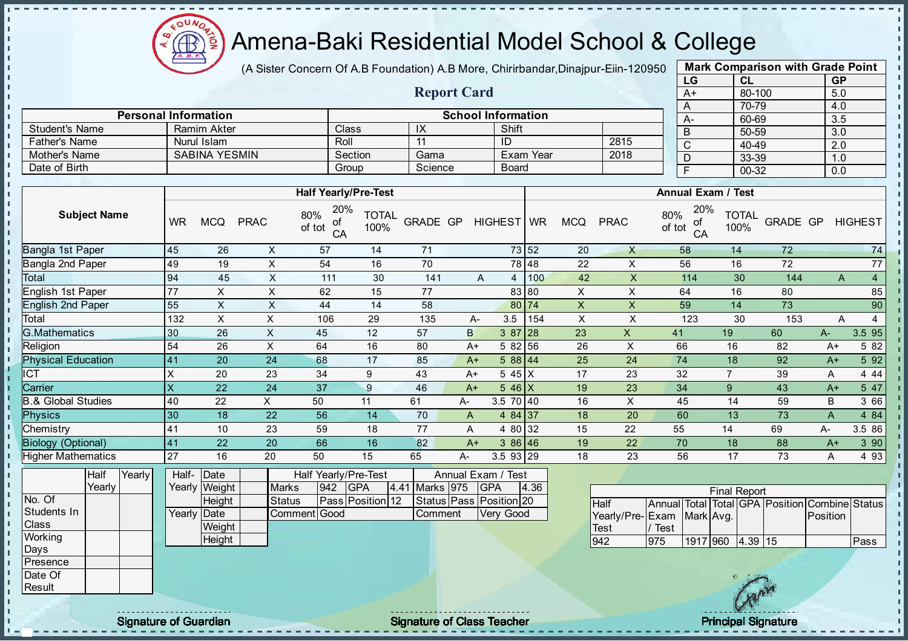# Amena-Baki Residential Model School & College

(A Sister Concern Of A.B Foundation) A.B More, Chirirbandar,Dinajpur-Eiin-120950

## Report Card

| Mark Comparison with Grade Point | | |
|---|---|---|
| LG | CL | GP |
| A+ | 80-100 | 5.0 |
| A | 70-79 | 4.0 |
| A- | 60-69 | 3.5 |
| B | 50-59 | 3.0 |
| C | 40-49 | 2.0 |
| D | 33-39 | 1.0 |
| F | 00-32 | 0.0 |

| Personal Information | | School Information | | | |
|---|---|---|---|---|---|
| Student's Name | Ramim Akter | Class | IX | Shift | |
| Father's Name | Nurul Islam | Roll | 11 | ID | 2815 |
| Mother's Name | SABINA YESMIN | Section | Gama | Exam Year | 2018 |
| Date of Birth | | Group | Science | Board | |

| Subject Name | Half Yearly/Pre-Test | | | | | | | | | Annual Exam / Test | | | | | | | | |
|---|---|---|---|---|---|---|---|---|---|---|---|---|---|---|---|---|---|---|
| | WR | MCQ | PRAC | 80% of tot | 20% of CA | TOTAL 100% | GRADE | GP | HIGHEST | WR | MCQ | PRAC | 80% of tot | 20% of CA | TOTAL 100% | GRADE | GP | HIGHEST |
| Bangla 1st Paper | 45 | 26 | X | 57 | 14 | 71 | | | 73 | 52 | 20 | X | 58 | 14 | 72 | | | 74 |
| Bangla 2nd Paper | 49 | 19 | X | 54 | 16 | 70 | | | 78 | 48 | 22 | X | 56 | 16 | 72 | | | 77 |
| Total | 94 | 45 | X | 111 | 30 | 141 | A | 4 | | 100 | 42 | X | 114 | 30 | 144 | A | 4 | |
| English 1st Paper | 77 | X | X | 62 | 15 | 77 | | | 83 | 80 | X | X | 64 | 16 | 80 | | | 85 |
| English 2nd Paper | 55 | X | X | 44 | 14 | 58 | | | 80 | 74 | X | X | 59 | 14 | 73 | | | 90 |
| Total | 132 | X | X | 106 | 29 | 135 | A- | 3.5 | | 154 | X | X | 123 | 30 | 153 | A | 4 | |
| G.Mathematics | 30 | 26 | X | 45 | 12 | 57 | B | 3 | 87 | 28 | 23 | X | 41 | 19 | 60 | A- | 3.5 | 95 |
| Religion | 54 | 26 | X | 64 | 16 | 80 | A+ | 5 | 82 | 56 | 26 | X | 66 | 16 | 82 | A+ | 5 | 82 |
| Physical Education | 41 | 20 | 24 | 68 | 17 | 85 | A+ | 5 | 88 | 44 | 25 | 24 | 74 | 18 | 92 | A+ | 5 | 92 |
| ICT | X | 20 | 23 | 34 | 9 | 43 | A+ | 5 | 45 | X | 17 | 23 | 32 | 7 | 39 | A | 4 | 44 |
| Carrier | X | 22 | 24 | 37 | 9 | 46 | A+ | 5 | 46 | X | 19 | 23 | 34 | 9 | 43 | A+ | 5 | 47 |
| B.& Global Studies | 40 | 22 | X | 50 | 11 | 61 | A- | 3.5 | 70 | 40 | 16 | X | 45 | 14 | 59 | B | 3 | 66 |
| Physics | 30 | 18 | 22 | 56 | 14 | 70 | A | 4 | 84 | 37 | 18 | 20 | 60 | 13 | 73 | A | 4 | 84 |
| Chemistry | 41 | 10 | 23 | 59 | 18 | 77 | A | 4 | 80 | 32 | 15 | 22 | 55 | 14 | 69 | A- | 3.5 | 86 |
| Biology (Optional) | 41 | 22 | 20 | 66 | 16 | 82 | A+ | 3 | 86 | 46 | 19 | 22 | 70 | 18 | 88 | A+ | 3 | 90 |
| Higher Mathematics | 27 | 16 | 20 | 50 | 15 | 65 | A- | 3.5 | 93 | 29 | 18 | 23 | 56 | 17 | 73 | A | 4 | 93 |

| | Half Yearly | Yearly |
|---|---|---|
| No. Of Students In Class | | |
| Working Days | | |
| Presence | | |
| Date Of Result | | |

| Half-Yearly | Date | |
|---|---|---|
| | Weight | |
| | Height | |
| Yearly | Date | |
| | Weight | |
| | Height | |

| Half Yearly/Pre-Test | | | | Annual Exam / Test | | | |
|---|---|---|---|---|---|---|---|
| Marks | 942 | GPA | 4.41 | Marks | 975 | GPA | 4.36 |
| Status | Pass | Position | 12 | Status | Pass | Position | 20 |
| Comment | Good | | | Comment | Very Good | | |

| Final Report | | | | | | | |
|---|---|---|---|---|---|---|---|
| Half Yearly/Pre-Test | Annual Exam / Test | Total Mark | Total Avg. | GPA | Position | Combine Position | Status |
| 942 | 975 | 1917 | 960 | 4.39 | 15 | | Pass |

Signature of Guardian

Signature of Class Teacher

Principal Signature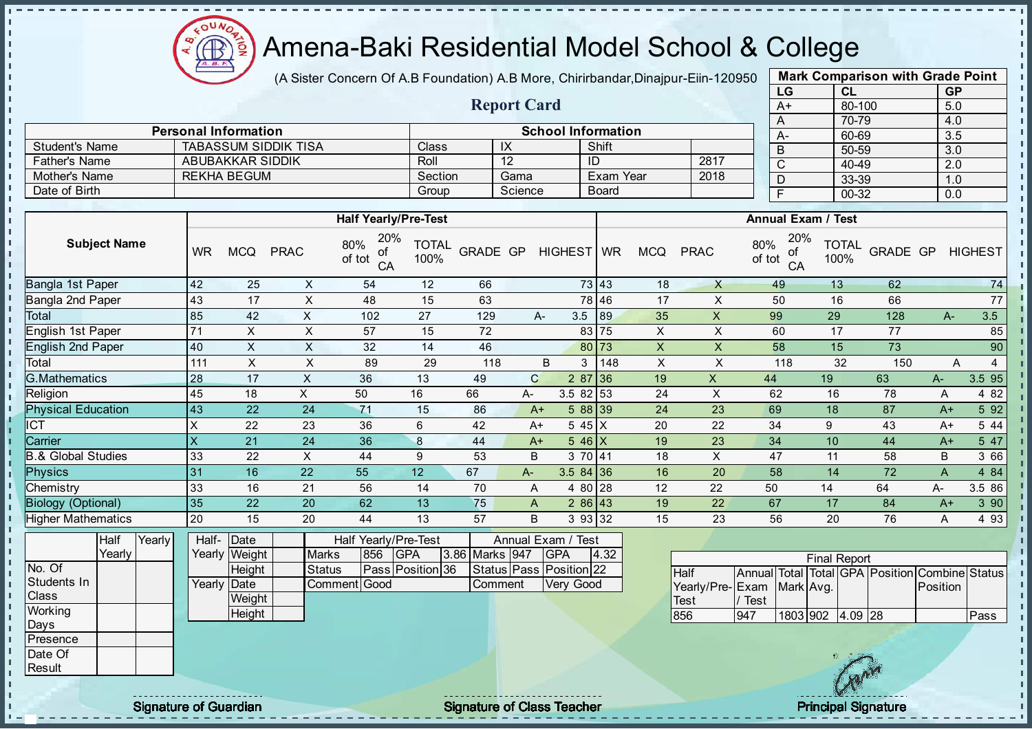# Amena-Baki Residential Model School & College

(A Sister Concern Of A.B Foundation) A.B More, Chirirbandar,Dinajpur-Eiin-120950

## Report Card

| Mark Comparison with Grade Point | | |
|---|---|---|
| LG | CL | GP |
| A+ | 80-100 | 5.0 |
| A | 70-79 | 4.0 |
| A- | 60-69 | 3.5 |
| B | 50-59 | 3.0 |
| C | 40-49 | 2.0 |
| D | 33-39 | 1.0 |
| F | 00-32 | 0.0 |

| Personal Information | | School Information | | | |
|---|---|---|---|---|---|
| Student's Name | TABASSUM SIDDIK TISA | Class | IX | Shift | |
| Father's Name | ABUBAKKAR SIDDIK | Roll | 12 | ID | 2817 |
| Mother's Name | REKHA BEGUM | Section | Gama | Exam Year | 2018 |
| Date of Birth | | Group | Science | Board | |

| Subject Name | Half Yearly/Pre-Test | | | | | | | | | Annual Exam / Test | | | | | | | | |
|---|---|---|---|---|---|---|---|---|---|---|---|---|---|---|---|---|---|---|
| | WR | MCQ | PRAC | 80% of tot | 20% of CA | TOTAL 100% | GRADE | GP | HIGHEST | WR | MCQ | PRAC | 80% of tot | 20% of CA | TOTAL 100% | GRADE | GP | HIGHEST |
| Bangla 1st Paper | 42 | 25 | X | 54 | 12 | 66 | | | 73 | 43 | 18 | X | 49 | 13 | 62 | | | 74 |
| Bangla 2nd Paper | 43 | 17 | X | 48 | 15 | 63 | | | 78 | 46 | 17 | X | 50 | 16 | 66 | | | 77 |
| Total | 85 | 42 | X | 102 | 27 | 129 | A- | 3.5 | | 89 | 35 | X | 99 | 29 | 128 | A- | 3.5 | |
| English 1st Paper | 71 | X | X | 57 | 15 | 72 | | | 83 | 75 | X | X | 60 | 17 | 77 | | | 85 |
| English 2nd Paper | 40 | X | X | 32 | 14 | 46 | | | 80 | 73 | X | X | 58 | 15 | 73 | | | 90 |
| Total | 111 | X | X | 89 | 29 | 118 | B | 3 | | 148 | X | X | 118 | 32 | 150 | A | 4 | |
| G.Mathematics | 28 | 17 | X | 36 | 13 | 49 | C | 2 | 87 | 36 | 19 | X | 44 | 19 | 63 | A- | 3.5 | 95 |
| Religion | 45 | 18 | X | 50 | 16 | 66 | A- | 3.5 | 82 | 53 | 24 | X | 62 | 16 | 78 | A | 4 | 82 |
| Physical Education | 43 | 22 | 24 | 71 | 15 | 86 | A+ | 5 | 88 | 39 | 24 | 23 | 69 | 18 | 87 | A+ | 5 | 92 |
| ICT | X | 22 | 23 | 36 | 6 | 42 | A+ | 5 | 45 | X | 20 | 22 | 34 | 9 | 43 | A+ | 5 | 44 |
| Carrier | X | 21 | 24 | 36 | 8 | 44 | A+ | 5 | 46 | X | 19 | 23 | 34 | 10 | 44 | A+ | 5 | 47 |
| B.& Global Studies | 33 | 22 | X | 44 | 9 | 53 | B | 3 | 70 | 41 | 18 | X | 47 | 11 | 58 | B | 3 | 66 |
| Physics | 31 | 16 | 22 | 55 | 12 | 67 | A- | 3.5 | 84 | 36 | 16 | 20 | 58 | 14 | 72 | A | 4 | 84 |
| Chemistry | 33 | 16 | 21 | 56 | 14 | 70 | A | 4 | 80 | 28 | 12 | 22 | 50 | 14 | 64 | A- | 3.5 | 86 |
| Biology (Optional) | 35 | 22 | 20 | 62 | 13 | 75 | A | 2 | 86 | 43 | 19 | 22 | 67 | 17 | 84 | A+ | 3 | 90 |
| Higher Mathematics | 20 | 15 | 20 | 44 | 13 | 57 | B | 3 | 93 | 32 | 15 | 23 | 56 | 20 | 76 | A | 4 | 93 |

| | Half Yearly | Yearly |
|---|---|---|
| No. Of Students In Class | | |
| Working Days | | |
| Presence | | |
| Date Of Result | | |

| | | |
|---|---|---|
| Half-Yearly | Date | |
| | Weight | |
| | Height | |
| Yearly | Date | |
| | Weight | |
| | Height | |

| Half Yearly/Pre-Test | | | | Annual Exam / Test | | | |
|---|---|---|---|---|---|---|---|
| Marks | 856 | GPA | 3.86 | Marks | 947 | GPA | 4.32 |
| Status | Pass | Position | 36 | Status | Pass | Position | 22 |
| Comment | Good | | | Comment | Very Good | | |

| Final Report | | | | | | | |
|---|---|---|---|---|---|---|---|
| Half Yearly/Pre-Test | Annual Exam / Test | Total Mark | Total Avg. | GPA | Position | Combine Position | Status |
| 856 | 947 | 1803 | 902 | 4.09 | 28 | | Pass |

Signature of Guardian | Signature of Class Teacher | Principal Signature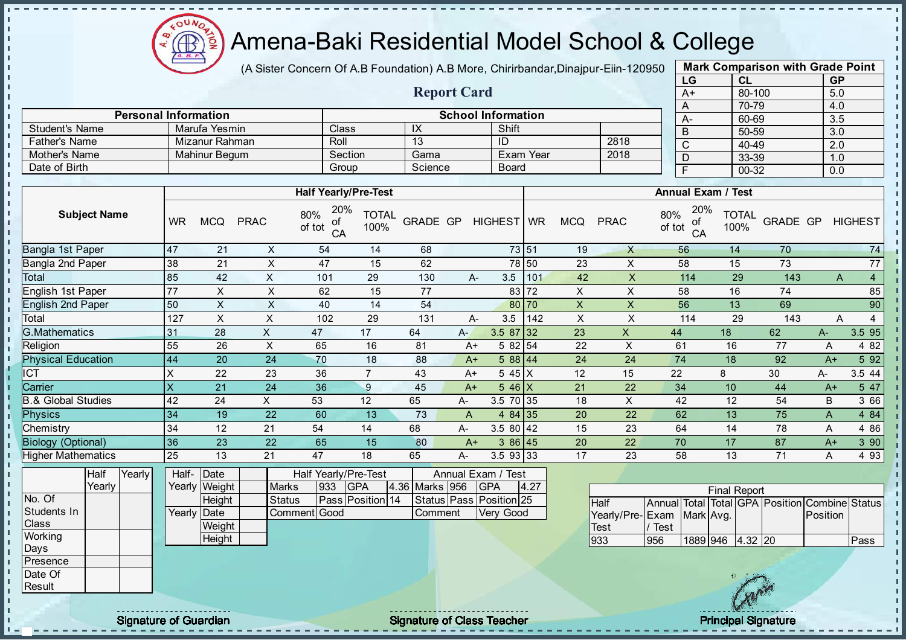# Amena-Baki Residential Model School & College

(A Sister Concern Of A.B Foundation) A.B More, Chirirbandar,Dinajpur-Eiin-120950

## Report Card

| Mark Comparison with Grade Point | | |
|---|---|---|
| LG | CL | GP |
| A+ | 80-100 | 5.0 |
| A | 70-79 | 4.0 |
| A- | 60-69 | 3.5 |
| B | 50-59 | 3.0 |
| C | 40-49 | 2.0 |
| D | 33-39 | 1.0 |
| F | 00-32 | 0.0 |

| Personal Information | | School Information | | | |
|---|---|---|---|---|---|
| Student's Name | Marufa Yesmin | Class | IX | Shift | |
| Father's Name | Mizanur Rahman | Roll | 13 | ID | 2818 |
| Mother's Name | Mahinur Begum | Section | Gama | Exam Year | 2018 |
| Date of Birth | | Group | Science | Board | |

| Subject Name | Half Yearly/Pre-Test | | | | | | | | | Annual Exam / Test | | | | | | | | |
|---|---|---|---|---|---|---|---|---|---|---|---|---|---|---|---|---|---|---|
| | WR | MCQ | PRAC | 80% of tot | 20% of CA | TOTAL 100% | GRADE | GP | HIGHEST | WR | MCQ | PRAC | 80% of tot | 20% of CA | TOTAL 100% | GRADE | GP | HIGHEST |
| Bangla 1st Paper | 47 | 21 | X | 54 | 14 | 68 | | | 73 | 51 | 19 | X | 56 | 14 | 70 | | | 74 |
| Bangla 2nd Paper | 38 | 21 | X | 47 | 15 | 62 | | | 78 | 50 | 23 | X | 58 | 15 | 73 | | | 77 |
| Total | 85 | 42 | X | 101 | 29 | 130 | A- | 3.5 | | 101 | 42 | X | 114 | 29 | 143 | A | 4 | |
| English 1st Paper | 77 | X | X | 62 | 15 | 77 | | | 83 | 72 | X | X | 58 | 16 | 74 | | | 85 |
| English 2nd Paper | 50 | X | X | 40 | 14 | 54 | | | 80 | 70 | X | X | 56 | 13 | 69 | | | 90 |
| Total | 127 | X | X | 102 | 29 | 131 | A- | 3.5 | | 142 | X | X | 114 | 29 | 143 | A | 4 | |
| G.Mathematics | 31 | 28 | X | 47 | 17 | 64 | A- | 3.5 | 87 | 32 | 23 | X | 44 | 18 | 62 | A- | 3.5 | 95 |
| Religion | 55 | 26 | X | 65 | 16 | 81 | A+ | 5 | 82 | 54 | 22 | X | 61 | 16 | 77 | A | 4 | 82 |
| Physical Education | 44 | 20 | 24 | 70 | 18 | 88 | A+ | 5 | 88 | 44 | 24 | 24 | 74 | 18 | 92 | A+ | 5 | 92 |
| ICT | X | 22 | 23 | 36 | 7 | 43 | A+ | 5 | 45 | X | 12 | 15 | 22 | 8 | 30 | A- | 3.5 | 44 |
| Carrier | X | 21 | 24 | 36 | 9 | 45 | A+ | 5 | 46 | X | 21 | 22 | 34 | 10 | 44 | A+ | 5 | 47 |
| B.& Global Studies | 42 | 24 | X | 53 | 12 | 65 | A- | 3.5 | 70 | 35 | 18 | X | 42 | 12 | 54 | B | 3 | 66 |
| Physics | 34 | 19 | 22 | 60 | 13 | 73 | A | 4 | 84 | 35 | 20 | 22 | 62 | 13 | 75 | A | 4 | 84 |
| Chemistry | 34 | 12 | 21 | 54 | 14 | 68 | A- | 3.5 | 80 | 42 | 15 | 23 | 64 | 14 | 78 | A | 4 | 86 |
| Biology (Optional) | 36 | 23 | 22 | 65 | 15 | 80 | A+ | 3 | 86 | 45 | 20 | 22 | 70 | 17 | 87 | A+ | 3 | 90 |
| Higher Mathematics | 25 | 13 | 21 | 47 | 18 | 65 | A- | 3.5 | 93 | 33 | 17 | 23 | 58 | 13 | 71 | A | 4 | 93 |

| | Half Yearly | Yearly |
|---|---|---|
| No. Of Students In Class | | |
| Working Days | | |
| Presence | | |
| Date Of Result | | |

| | | |
|---|---|---|
| Half-Yearly | Date | |
| | Weight | |
| | Height | |
| Yearly | Date | |
| | Weight | |
| | Height | |

| Half Yearly/Pre-Test | | | | Annual Exam / Test | | | |
|---|---|---|---|---|---|---|---|
| Marks | 933 | GPA | 4.36 | Marks | 956 | GPA | 4.27 |
| Status | Pass | Position | 14 | Status | Pass | Position | 25 |
| Comment | Good | | | Comment | Very Good | | |

| Final Report | | | | | | | |
|---|---|---|---|---|---|---|---|
| Half Yearly/Pre-Test | Annual Exam / Test | Total Mark | Total Avg. | GPA | Position | Combine Position | Status |
| 933 | 956 | 1889 | 946 | 4.32 | 20 | | Pass |

Signature of Guardian

Signature of Class Teacher

Principal Signature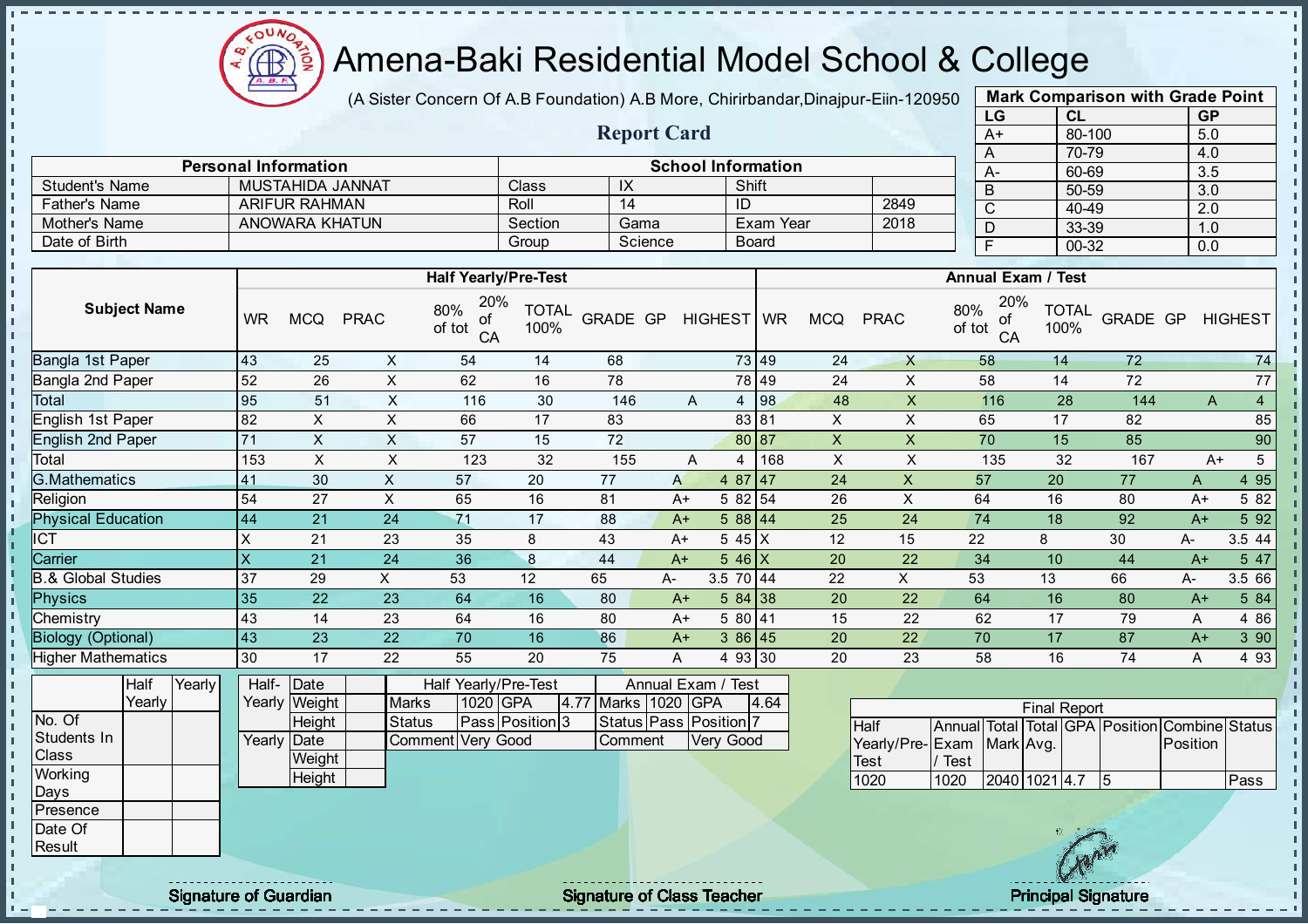# Amena-Baki Residential Model School & College

(A Sister Concern Of A.B Foundation) A.B More, Chirirbandar,Dinajpur-Eiin-120950

## Report Card

| Mark Comparison with Grade Point | | |
|---|---|---|
| LG | CL | GP |
| A+ | 80-100 | 5.0 |
| A | 70-79 | 4.0 |
| A- | 60-69 | 3.5 |
| B | 50-59 | 3.0 |
| C | 40-49 | 2.0 |
| D | 33-39 | 1.0 |
| F | 00-32 | 0.0 |

| Personal Information | | School Information | | | |
|---|---|---|---|---|---|
| Student's Name | MUSTAHIDA JANNAT | Class | IX | Shift | |
| Father's Name | ARIFUR RAHMAN | Roll | 14 | ID | 2849 |
| Mother's Name | ANOWARA KHATUN | Section | Gama | Exam Year | 2018 |
| Date of Birth | | Group | Science | Board | |

| Subject Name | Half Yearly/Pre-Test | | | | | | | | | Annual Exam / Test | | | | | | | | |
|---|---|---|---|---|---|---|---|---|---|---|---|---|---|---|---|---|---|---|
| | WR | MCQ | PRAC | 80% of tot | 20% of CA | TOTAL 100% | GRADE | GP | HIGHEST | WR | MCQ | PRAC | 80% of tot | 20% of CA | TOTAL 100% | GRADE | GP | HIGHEST |
| Bangla 1st Paper | 43 | 25 | X | 54 | 14 | 68 | | | 73 | 49 | 24 | X | 58 | 14 | 72 | | | 74 |
| Bangla 2nd Paper | 52 | 26 | X | 62 | 16 | 78 | | | 78 | 49 | 24 | X | 58 | 14 | 72 | | | 77 |
| Total | 95 | 51 | X | 116 | 30 | 146 | A | 4 | | 98 | 48 | X | 116 | 28 | 144 | A | 4 | |
| English 1st Paper | 82 | X | X | 66 | 17 | 83 | | | 83 | 81 | X | X | 65 | 17 | 82 | | | 85 |
| English 2nd Paper | 71 | X | X | 57 | 15 | 72 | | | 80 | 87 | X | X | 70 | 15 | 85 | | | 90 |
| Total | 153 | X | X | 123 | 32 | 155 | A | 4 | | 168 | X | X | 135 | 32 | 167 | A+ | 5 | |
| G.Mathematics | 41 | 30 | X | 57 | 20 | 77 | A | 4 | 87 | 47 | 24 | X | 57 | 20 | 77 | A | 4 | 95 |
| Religion | 54 | 27 | X | 65 | 16 | 81 | A+ | 5 | 82 | 54 | 26 | X | 64 | 16 | 80 | A+ | 5 | 82 |
| Physical Education | 44 | 21 | 24 | 71 | 17 | 88 | A+ | 5 | 88 | 44 | 25 | 24 | 74 | 18 | 92 | A+ | 5 | 92 |
| ICT | X | 21 | 23 | 35 | 8 | 43 | A+ | 5 | 45 | X | 12 | 15 | 22 | 8 | 30 | A- | 3.5 | 44 |
| Carrier | X | 21 | 24 | 36 | 8 | 44 | A+ | 5 | 46 | X | 20 | 22 | 34 | 10 | 44 | A+ | 5 | 47 |
| B.& Global Studies | 37 | 29 | X | 53 | 12 | 65 | A- | 3.5 | 70 | 44 | 22 | X | 53 | 13 | 66 | A- | 3.5 | 66 |
| Physics | 35 | 22 | 23 | 64 | 16 | 80 | A+ | 5 | 84 | 38 | 20 | 22 | 64 | 16 | 80 | A+ | 5 | 84 |
| Chemistry | 43 | 14 | 23 | 64 | 16 | 80 | A+ | 5 | 80 | 41 | 15 | 22 | 62 | 17 | 79 | A | 4 | 86 |
| Biology (Optional) | 43 | 23 | 22 | 70 | 16 | 86 | A+ | 3 | 86 | 45 | 20 | 22 | 70 | 17 | 87 | A+ | 3 | 90 |
| Higher Mathematics | 30 | 17 | 22 | 55 | 20 | 75 | A | 4 | 93 | 30 | 20 | 23 | 58 | 16 | 74 | A | 4 | 93 |

| | Half Yearly | Yearly |
|---|---|---|
| No. Of Students In Class | | |
| Working Days | | |
| Presence | | |
| Date Of Result | | |

| | | |
|---|---|---|
| Half-Yearly | Date | |
| | Weight | |
| | Height | |
| Yearly | Date | |
| | Weight | |
| | Height | |

| Half Yearly/Pre-Test | | | | Annual Exam / Test | | | |
|---|---|---|---|---|---|---|---|
| Marks | 1020 | GPA | 4.77 | Marks | 1020 | GPA | 4.64 |
| Status | Pass | Position | 3 | Status | Pass | Position | 7 |
| Comment | Very Good | | | Comment | Very Good | | |

| Final Report | | | | | | | |
|---|---|---|---|---|---|---|---|
| Half Yearly/Pre-Test | Annual Exam / Test | Total Mark | Total Avg. | GPA | Position | Combine Position | Status |
| 1020 | 1020 | 2040 | 1021 | 4.7 | 5 | | Pass |

Signature of Guardian | Signature of Class Teacher | Principal Signature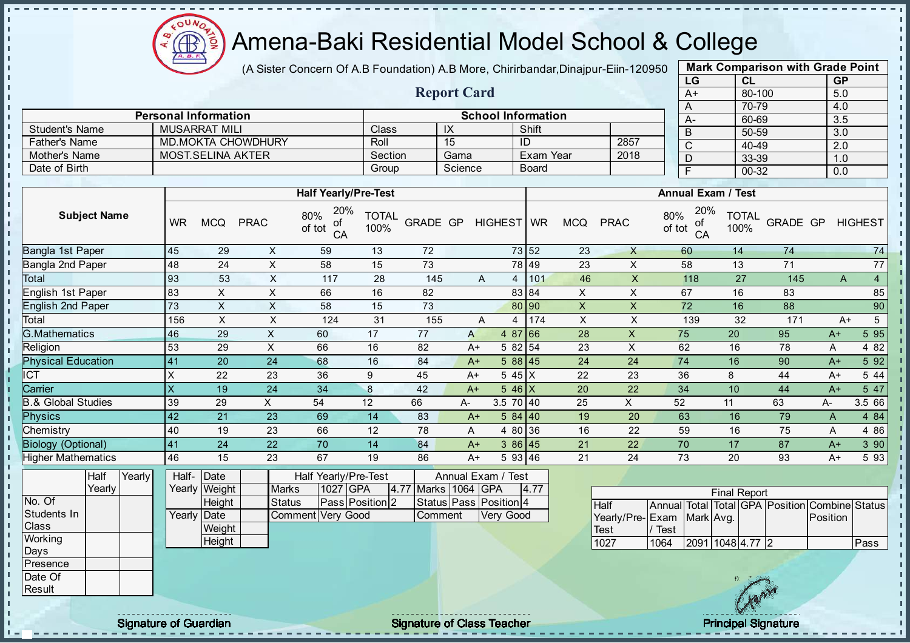# Amena-Baki Residential Model School & College

(A Sister Concern Of A.B Foundation) A.B More, Chirirbandar,Dinajpur-Eiin-120950

## Report Card

| Mark Comparison with Grade Point | | |
|---|---|---|
| LG | CL | GP |
| A+ | 80-100 | 5.0 |
| A | 70-79 | 4.0 |
| A- | 60-69 | 3.5 |
| B | 50-59 | 3.0 |
| C | 40-49 | 2.0 |
| D | 33-39 | 1.0 |
| F | 00-32 | 0.0 |

| Personal Information | | School Information | | | |
|---|---|---|---|---|---|
| Student's Name | MUSARRAT MILI | Class | IX | Shift | |
| Father's Name | MD.MOKTA CHOWDHURY | Roll | 15 | ID | 2857 |
| Mother's Name | MOST.SELINA AKTER | Section | Gama | Exam Year | 2018 |
| Date of Birth | | Group | Science | Board | |

| Subject Name | Half Yearly/Pre-Test | | | | | | | | | Annual Exam / Test | | | | | | | | |
|---|---|---|---|---|---|---|---|---|---|---|---|---|---|---|---|---|---|---|
| | WR | MCQ | PRAC | 80% of tot | 20% of CA | TOTAL 100% | GRADE | GP | HIGHEST | WR | MCQ | PRAC | 80% of tot | 20% of CA | TOTAL 100% | GRADE | GP | HIGHEST |
| Bangla 1st Paper | 45 | 29 | X | 59 | 13 | 72 | | | 73 | 52 | 23 | X | 60 | 14 | 74 | | | 74 |
| Bangla 2nd Paper | 48 | 24 | X | 58 | 15 | 73 | | | 78 | 49 | 23 | X | 58 | 13 | 71 | | | 77 |
| Total | 93 | 53 | X | 117 | 28 | 145 | A | 4 | | 101 | 46 | X | 118 | 27 | 145 | A | 4 | |
| English 1st Paper | 83 | X | X | 66 | 16 | 82 | | | 83 | 84 | X | X | 67 | 16 | 83 | | | 85 |
| English 2nd Paper | 73 | X | X | 58 | 15 | 73 | | | 80 | 90 | X | X | 72 | 16 | 88 | | | 90 |
| Total | 156 | X | X | 124 | 31 | 155 | A | 4 | | 174 | X | X | 139 | 32 | 171 | A+ | 5 | |
| G.Mathematics | 46 | 29 | X | 60 | 17 | 77 | A | 4 | 87 | 66 | 28 | X | 75 | 20 | 95 | A+ | 5 | 95 |
| Religion | 53 | 29 | X | 66 | 16 | 82 | A+ | 5 | 82 | 54 | 23 | X | 62 | 16 | 78 | A | 4 | 82 |
| Physical Education | 41 | 20 | 24 | 68 | 16 | 84 | A+ | 5 | 88 | 45 | 24 | 24 | 74 | 16 | 90 | A+ | 5 | 92 |
| ICT | X | 22 | 23 | 36 | 9 | 45 | A+ | 5 | 45 | X | 22 | 23 | 36 | 8 | 44 | A+ | 5 | 44 |
| Carrier | X | 19 | 24 | 34 | 8 | 42 | A+ | 5 | 46 | X | 20 | 22 | 34 | 10 | 44 | A+ | 5 | 47 |
| B.& Global Studies | 39 | 29 | X | 54 | 12 | 66 | A- | 3.5 | 70 | 40 | 25 | X | 52 | 11 | 63 | A- | 3.5 | 66 |
| Physics | 42 | 21 | 23 | 69 | 14 | 83 | A+ | 5 | 84 | 40 | 19 | 20 | 63 | 16 | 79 | A | 4 | 84 |
| Chemistry | 40 | 19 | 23 | 66 | 12 | 78 | A | 4 | 80 | 36 | 16 | 22 | 59 | 16 | 75 | A | 4 | 86 |
| Biology (Optional) | 41 | 24 | 22 | 70 | 14 | 84 | A+ | 3 | 86 | 45 | 21 | 22 | 70 | 17 | 87 | A+ | 3 | 90 |
| Higher Mathematics | 46 | 15 | 23 | 67 | 19 | 86 | A+ | 5 | 93 | 46 | 21 | 24 | 73 | 20 | 93 | A+ | 5 | 93 |

| | Half Yearly | Yearly |
|---|---|---|
| No. Of Students In Class | | |
| Working Days | | |
| Presence | | |
| Date Of Result | | |

| | | |
|---|---|---|
| Half-Yearly | Date | |
| | Weight | |
| | Height | |
| Yearly | Date | |
| | Weight | |
| | Height | |

| Half Yearly/Pre-Test | | | | Annual Exam / Test | | | |
|---|---|---|---|---|---|---|---|
| Marks | 1027 | GPA | 4.77 | Marks | 1064 | GPA | 4.77 |
| Status | Pass | Position | 2 | Status | Pass | Position | 4 |
| Comment | Very Good | | | Comment | Very Good | | |

| Final Report | | | | | | | |
|---|---|---|---|---|---|---|---|
| Half Yearly/Pre-Test | Annual Exam / Test | Total Mark | Total Avg. | GPA | Position | Combine Position | Status |
| 1027 | 1064 | 2091 | 1048 | 4.77 | 2 | | Pass |

Signature of Guardian | Signature of Class Teacher | Principal Signature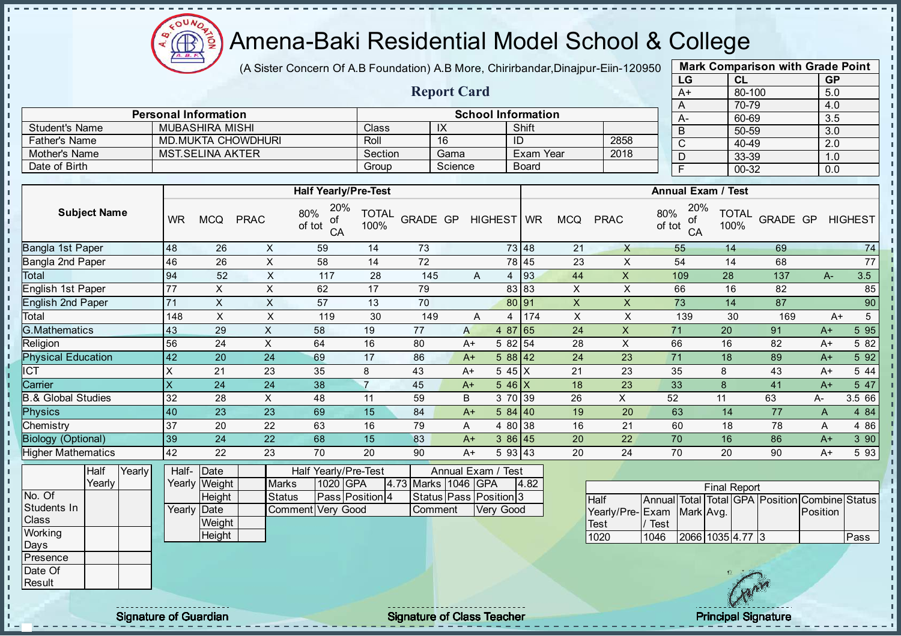# Amena-Baki Residential Model School & College

(A Sister Concern Of A.B Foundation) A.B More, Chirirbandar,Dinajpur-Eiin-120950

## Report Card

| Mark Comparison with Grade Point | | |
|---|---|---|
| LG | CL | GP |
| A+ | 80-100 | 5.0 |
| A | 70-79 | 4.0 |
| A- | 60-69 | 3.5 |
| B | 50-59 | 3.0 |
| C | 40-49 | 2.0 |
| D | 33-39 | 1.0 |
| F | 00-32 | 0.0 |

| Personal Information | | School Information | | | |
|---|---|---|---|---|---|
| Student's Name | MUBASHIRA MISHI | Class | IX | Shift | |
| Father's Name | MD.MUKTA CHOWDHURI | Roll | 16 | ID | 2858 |
| Mother's Name | MST.SELINA AKTER | Section | Gama | Exam Year | 2018 |
| Date of Birth | | Group | Science | Board | |

| Subject Name | Half Yearly/Pre-Test | | | | | | | | | Annual Exam / Test | | | | | | | | |
|---|---|---|---|---|---|---|---|---|---|---|---|---|---|---|---|---|---|---|
| | WR | MCQ | PRAC | 80% of tot | 20% of CA | TOTAL 100% | GRADE | GP | HIGHEST | WR | MCQ | PRAC | 80% of tot | 20% of CA | TOTAL 100% | GRADE | GP | HIGHEST |
| Bangla 1st Paper | 48 | 26 | X | 59 | 14 | 73 | | | 73 | 48 | 21 | X | 55 | 14 | 69 | | | 74 |
| Bangla 2nd Paper | 46 | 26 | X | 58 | 14 | 72 | | | 78 | 45 | 23 | X | 54 | 14 | 68 | | | 77 |
| Total | 94 | 52 | X | 117 | 28 | 145 | A | 4 | | 93 | 44 | X | 109 | 28 | 137 | A- | 3.5 | |
| English 1st Paper | 77 | X | X | 62 | 17 | 79 | | | 83 | 83 | X | X | 66 | 16 | 82 | | | 85 |
| English 2nd Paper | 71 | X | X | 57 | 13 | 70 | | | 80 | 91 | X | X | 73 | 14 | 87 | | | 90 |
| Total | 148 | X | X | 119 | 30 | 149 | A | 4 | | 174 | X | X | 139 | 30 | 169 | A+ | 5 | |
| G.Mathematics | 43 | 29 | X | 58 | 19 | 77 | A | 4 | 87 | 65 | 24 | X | 71 | 20 | 91 | A+ | 5 | 95 |
| Religion | 56 | 24 | X | 64 | 16 | 80 | A+ | 5 | 82 | 54 | 28 | X | 66 | 16 | 82 | A+ | 5 | 82 |
| Physical Education | 42 | 20 | 24 | 69 | 17 | 86 | A+ | 5 | 88 | 42 | 24 | 23 | 71 | 18 | 89 | A+ | 5 | 92 |
| ICT | X | 21 | 23 | 35 | 8 | 43 | A+ | 5 | 45 | X | 21 | 23 | 35 | 8 | 43 | A+ | 5 | 44 |
| Carrier | X | 24 | 24 | 38 | 7 | 45 | A+ | 5 | 46 | X | 18 | 23 | 33 | 8 | 41 | A+ | 5 | 47 |
| B.& Global Studies | 32 | 28 | X | 48 | 11 | 59 | B | 3 | 70 | 39 | 26 | X | 52 | 11 | 63 | A- | 3.5 | 66 |
| Physics | 40 | 23 | 23 | 69 | 15 | 84 | A+ | 5 | 84 | 40 | 19 | 20 | 63 | 14 | 77 | A | 4 | 84 |
| Chemistry | 37 | 20 | 22 | 63 | 16 | 79 | A | 4 | 80 | 38 | 16 | 21 | 60 | 18 | 78 | A | 4 | 86 |
| Biology (Optional) | 39 | 24 | 22 | 68 | 15 | 83 | A+ | 3 | 86 | 45 | 20 | 22 | 70 | 16 | 86 | A+ | 3 | 90 |
| Higher Mathematics | 42 | 22 | 23 | 70 | 20 | 90 | A+ | 5 | 93 | 43 | 20 | 24 | 70 | 20 | 90 | A+ | 5 | 93 |

| | Half Yearly | Yearly |
|---|---|---|
| No. Of Students In Class | | |
| Working Days | | |
| Presence | | |
| Date Of Result | | |

| | | |
|---|---|---|
| Half-Yearly | Date | |
| | Weight | |
| | Height | |
| Yearly | Date | |
| | Weight | |
| | Height | |

| Half Yearly/Pre-Test | | | | Annual Exam / Test | | | |
|---|---|---|---|---|---|---|---|
| Marks | 1020 | GPA | 4.73 | Marks | 1046 | GPA | 4.82 |
| Status | Pass | Position | 4 | Status | Pass | Position | 3 |
| Comment | Very Good | | | Comment | Very Good | | |

| Final Report | | | | | | | |
|---|---|---|---|---|---|---|---|
| Half Yearly/Pre-Test | Annual Exam / Test | Total Mark | Total Avg. | GPA | Position | Combine Position | Status |
| 1020 | 1046 | 2066 | 1035 | 4.77 | 3 | | Pass |

Signature of Guardian | Signature of Class Teacher | Principal Signature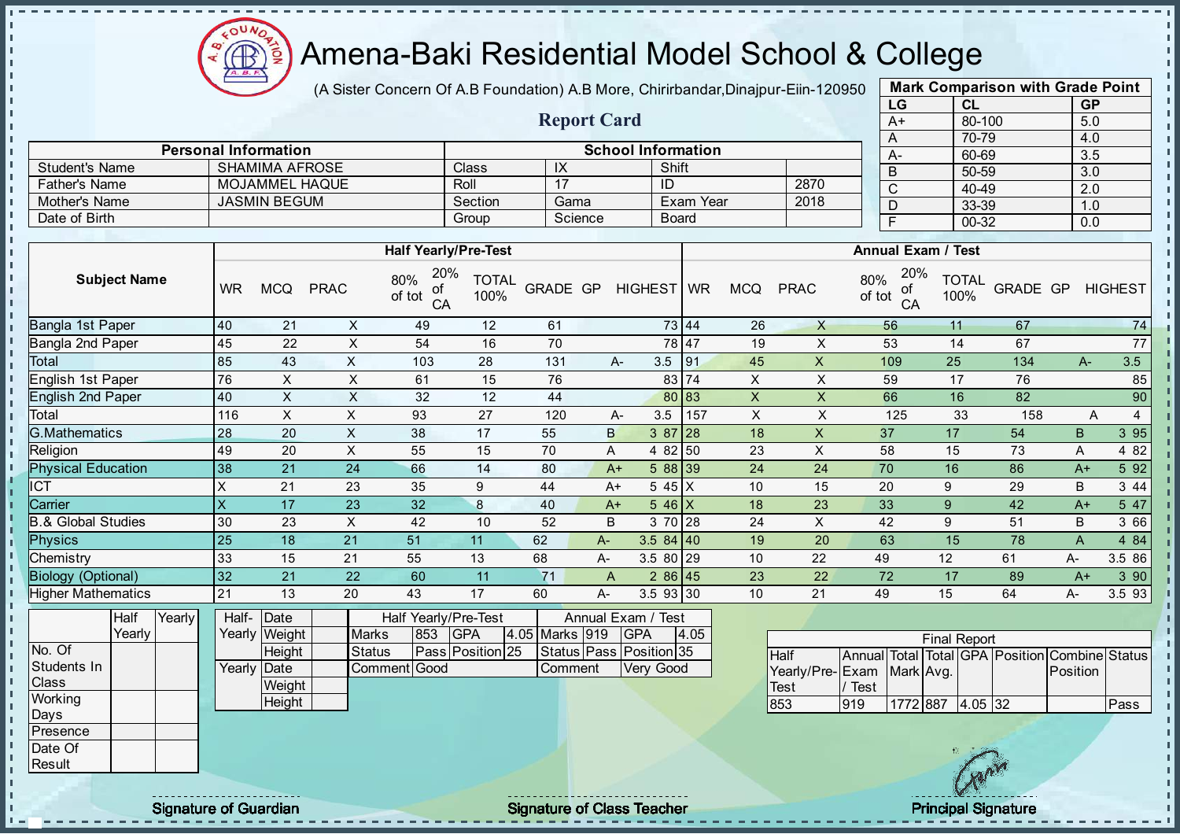# Amena-Baki Residential Model School & College

(A Sister Concern Of A.B Foundation) A.B More, Chirirbandar,Dinajpur-Eiin-120950

## Report Card

| Mark Comparison with Grade Point | | |
|---|---|---|
| LG | CL | GP |
| A+ | 80-100 | 5.0 |
| A | 70-79 | 4.0 |
| A- | 60-69 | 3.5 |
| B | 50-59 | 3.0 |
| C | 40-49 | 2.0 |
| D | 33-39 | 1.0 |
| F | 00-32 | 0.0 |

| Personal Information | | School Information | | | |
|---|---|---|---|---|---|
| Student's Name | SHAMIMA AFROSE | Class | IX | Shift | |
| Father's Name | MOJAMMEL HAQUE | Roll | 17 | ID | 2870 |
| Mother's Name | JASMIN BEGUM | Section | Gama | Exam Year | 2018 |
| Date of Birth | | Group | Science | Board | |

| Subject Name | Half Yearly/Pre-Test | | | | | | | | | Annual Exam / Test | | | | | | | | |
|---|---|---|---|---|---|---|---|---|---|---|---|---|---|---|---|---|---|---|
| | WR | MCQ | PRAC | 80% of tot | 20% of CA | TOTAL 100% | GRADE | GP | HIGHEST | WR | MCQ | PRAC | 80% of tot | 20% of CA | TOTAL 100% | GRADE | GP | HIGHEST |
| Bangla 1st Paper | 40 | 21 | X | 49 | 12 | 61 | | | 73 | 44 | 26 | X | 56 | 11 | 67 | | | 74 |
| Bangla 2nd Paper | 45 | 22 | X | 54 | 16 | 70 | | | 78 | 47 | 19 | X | 53 | 14 | 67 | | | 77 |
| Total | 85 | 43 | X | 103 | 28 | 131 | A- | 3.5 | | 91 | 45 | X | 109 | 25 | 134 | A- | 3.5 | |
| English 1st Paper | 76 | X | X | 61 | 15 | 76 | | | 83 | 74 | X | X | 59 | 17 | 76 | | | 85 |
| English 2nd Paper | 40 | X | X | 32 | 12 | 44 | | | 80 | 83 | X | X | 66 | 16 | 82 | | | 90 |
| Total | 116 | X | X | 93 | 27 | 120 | A- | 3.5 | | 157 | X | X | 125 | 33 | 158 | A | 4 | |
| G.Mathematics | 28 | 20 | X | 38 | 17 | 55 | B | 3 | 87 | 28 | 18 | X | 37 | 17 | 54 | B | 3 | 95 |
| Religion | 49 | 20 | X | 55 | 15 | 70 | A | 4 | 82 | 50 | 23 | X | 58 | 15 | 73 | A | 4 | 82 |
| Physical Education | 38 | 21 | 24 | 66 | 14 | 80 | A+ | 5 | 88 | 39 | 24 | 24 | 70 | 16 | 86 | A+ | 5 | 92 |
| ICT | X | 21 | 23 | 35 | 9 | 44 | A+ | 5 | 45 | X | 10 | 15 | 20 | 9 | 29 | B | 3 | 44 |
| Carrier | X | 17 | 23 | 32 | 8 | 40 | A+ | 5 | 46 | X | 18 | 23 | 33 | 9 | 42 | A+ | 5 | 47 |
| B.& Global Studies | 30 | 23 | X | 42 | 10 | 52 | B | 3 | 70 | 28 | 24 | X | 42 | 9 | 51 | B | 3 | 66 |
| Physics | 25 | 18 | 21 | 51 | 11 | 62 | A- | 3.5 | 84 | 40 | 19 | 20 | 63 | 15 | 78 | A | 4 | 84 |
| Chemistry | 33 | 15 | 21 | 55 | 13 | 68 | A- | 3.5 | 80 | 29 | 10 | 22 | 49 | 12 | 61 | A- | 3.5 | 86 |
| Biology (Optional) | 32 | 21 | 22 | 60 | 11 | 71 | A | 2 | 86 | 45 | 23 | 22 | 72 | 17 | 89 | A+ | 3 | 90 |
| Higher Mathematics | 21 | 13 | 20 | 43 | 17 | 60 | A- | 3.5 | 93 | 30 | 10 | 21 | 49 | 15 | 64 | A- | 3.5 | 93 |

| | Half Yearly | Yearly |
|---|---|---|
| No. Of Students In Class | | |
| Working Days | | |
| Presence | | |
| Date Of Result | | |

| | | |
|---|---|---|
| Half-Yearly | Date | |
| | Weight | |
| | Height | |
| Yearly | Date | |
| | Weight | |
| | Height | |

| Half Yearly/Pre-Test | | | | Annual Exam / Test | | | |
|---|---|---|---|---|---|---|---|
| Marks | 853 | GPA | 4.05 | Marks | 919 | GPA | 4.05 |
| Status | Pass | Position | 25 | Status | Pass | Position | 35 |
| Comment | Good | | | Comment | Very Good | | |

| Final Report | | | | | | | |
|---|---|---|---|---|---|---|---|
| Half Yearly/Pre-Test | Annual Exam / Test | Total Mark | Total Avg. | GPA | Position | Combine Position | Status |
| 853 | 919 | 1772 | 887 | 4.05 | 32 | | Pass |

Signature of Guardian

Signature of Class Teacher

Principal Signature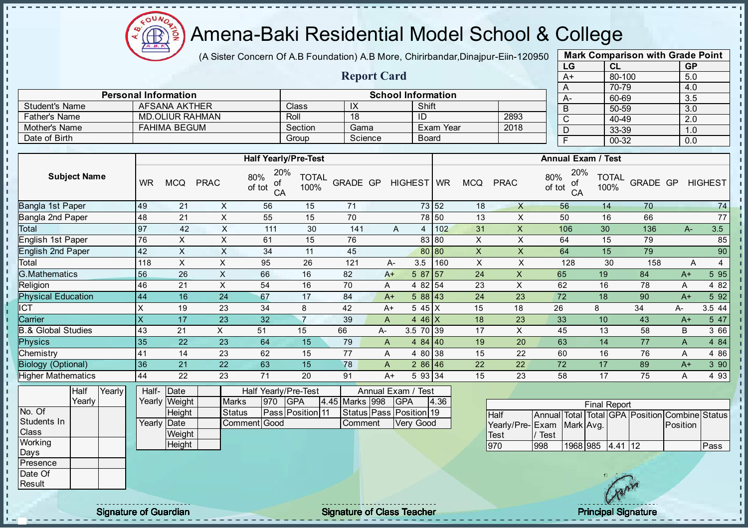# Amena-Baki Residential Model School & College

(A Sister Concern Of A.B Foundation) A.B More, Chirirbandar,Dinajpur-Eiin-120950

## Report Card

| Mark Comparison with Grade Point | | |
|---|---|---|
| LG | CL | GP |
| A+ | 80-100 | 5.0 |
| A | 70-79 | 4.0 |
| A- | 60-69 | 3.5 |
| B | 50-59 | 3.0 |
| C | 40-49 | 2.0 |
| D | 33-39 | 1.0 |
| F | 00-32 | 0.0 |

| Personal Information | | School Information | | | |
|---|---|---|---|---|---|
| Student's Name | AFSANA AKTHER | Class | IX | Shift | |
| Father's Name | MD.OLIUR RAHMAN | Roll | 18 | ID | 2893 |
| Mother's Name | FAHIMA BEGUM | Section | Gama | Exam Year | 2018 |
| Date of Birth | | Group | Science | Board | |

| Subject Name | Half Yearly/Pre-Test | | | | | | | | | Annual Exam / Test | | | | | | | | |
|---|---|---|---|---|---|---|---|---|---|---|---|---|---|---|---|---|---|---|
| | WR | MCQ | PRAC | 80% of tot | 20% of CA | TOTAL 100% | GRADE | GP | HIGHEST | WR | MCQ | PRAC | 80% of tot | 20% of CA | TOTAL 100% | GRADE | GP | HIGHEST |
| Bangla 1st Paper | 49 | 21 | X | 56 | 15 | 71 | | | 73 | 52 | 18 | X | 56 | 14 | 70 | | | 74 |
| Bangla 2nd Paper | 48 | 21 | X | 55 | 15 | 70 | | | 78 | 50 | 13 | X | 50 | 16 | 66 | | | 77 |
| Total | 97 | 42 | X | 111 | 30 | 141 | A | 4 | | 102 | 31 | X | 106 | 30 | 136 | A- | 3.5 | |
| English 1st Paper | 76 | X | X | 61 | 15 | 76 | | | 83 | 80 | X | X | 64 | 15 | 79 | | | 85 |
| English 2nd Paper | 42 | X | X | 34 | 11 | 45 | | | 80 | 80 | X | X | 64 | 15 | 79 | | | 90 |
| Total | 118 | X | X | 95 | 26 | 121 | A- | 3.5 | | 160 | X | X | 128 | 30 | 158 | A | 4 | |
| G.Mathematics | 56 | 26 | X | 66 | 16 | 82 | A+ | 5 | 87 | 57 | 24 | X | 65 | 19 | 84 | A+ | 5 | 95 |
| Religion | 46 | 21 | X | 54 | 16 | 70 | A | 4 | 82 | 54 | 23 | X | 62 | 16 | 78 | A | 4 | 82 |
| Physical Education | 44 | 16 | 24 | 67 | 17 | 84 | A+ | 5 | 88 | 43 | 24 | 23 | 72 | 18 | 90 | A+ | 5 | 92 |
| ICT | X | 19 | 23 | 34 | 8 | 42 | A+ | 5 | 45 | X | 15 | 18 | 26 | 8 | 34 | A- | 3.5 | 44 |
| Carrier | X | 17 | 23 | 32 | 7 | 39 | A | 4 | 46 | X | 18 | 23 | 33 | 10 | 43 | A+ | 5 | 47 |
| B.& Global Studies | 43 | 21 | X | 51 | 15 | 66 | A- | 3.5 | 70 | 39 | 17 | X | 45 | 13 | 58 | B | 3 | 66 |
| Physics | 35 | 22 | 23 | 64 | 15 | 79 | A | 4 | 84 | 40 | 19 | 20 | 63 | 14 | 77 | A | 4 | 84 |
| Chemistry | 41 | 14 | 23 | 62 | 15 | 77 | A | 4 | 80 | 38 | 15 | 22 | 60 | 16 | 76 | A | 4 | 86 |
| Biology (Optional) | 36 | 21 | 22 | 63 | 15 | 78 | A | 2 | 86 | 46 | 22 | 22 | 72 | 17 | 89 | A+ | 3 | 90 |
| Higher Mathematics | 44 | 22 | 23 | 71 | 20 | 91 | A+ | 5 | 93 | 34 | 15 | 23 | 58 | 17 | 75 | A | 4 | 93 |

| | Half Yearly | Yearly |
|---|---|---|
| No. Of Students In Class | | |
| Working Days | | |
| Presence | | |
| Date Of Result | | |

| | | |
|---|---|---|
| Half-Yearly | Date | |
| | Weight | |
| | Height | |
| Yearly | Date | |
| | Weight | |
| | Height | |

| Half Yearly/Pre-Test | | | | Annual Exam / Test | | | |
|---|---|---|---|---|---|---|---|
| Marks | 970 | GPA | 4.45 | Marks | 998 | GPA | 4.36 |
| Status | Pass | Position | 11 | Status | Pass | Position | 19 |
| Comment | Good | | | Comment | Very Good | | |

| Final Report | | | | | | | |
|---|---|---|---|---|---|---|---|
| Half Yearly/Pre-Test | Annual Exam / Test | Total Mark | Total Avg. | GPA | Position | Combine Position | Status |
| 970 | 998 | 1968 | 985 | 4.41 | 12 | | Pass |

Signature of Guardian

Signature of Class Teacher

Principal Signature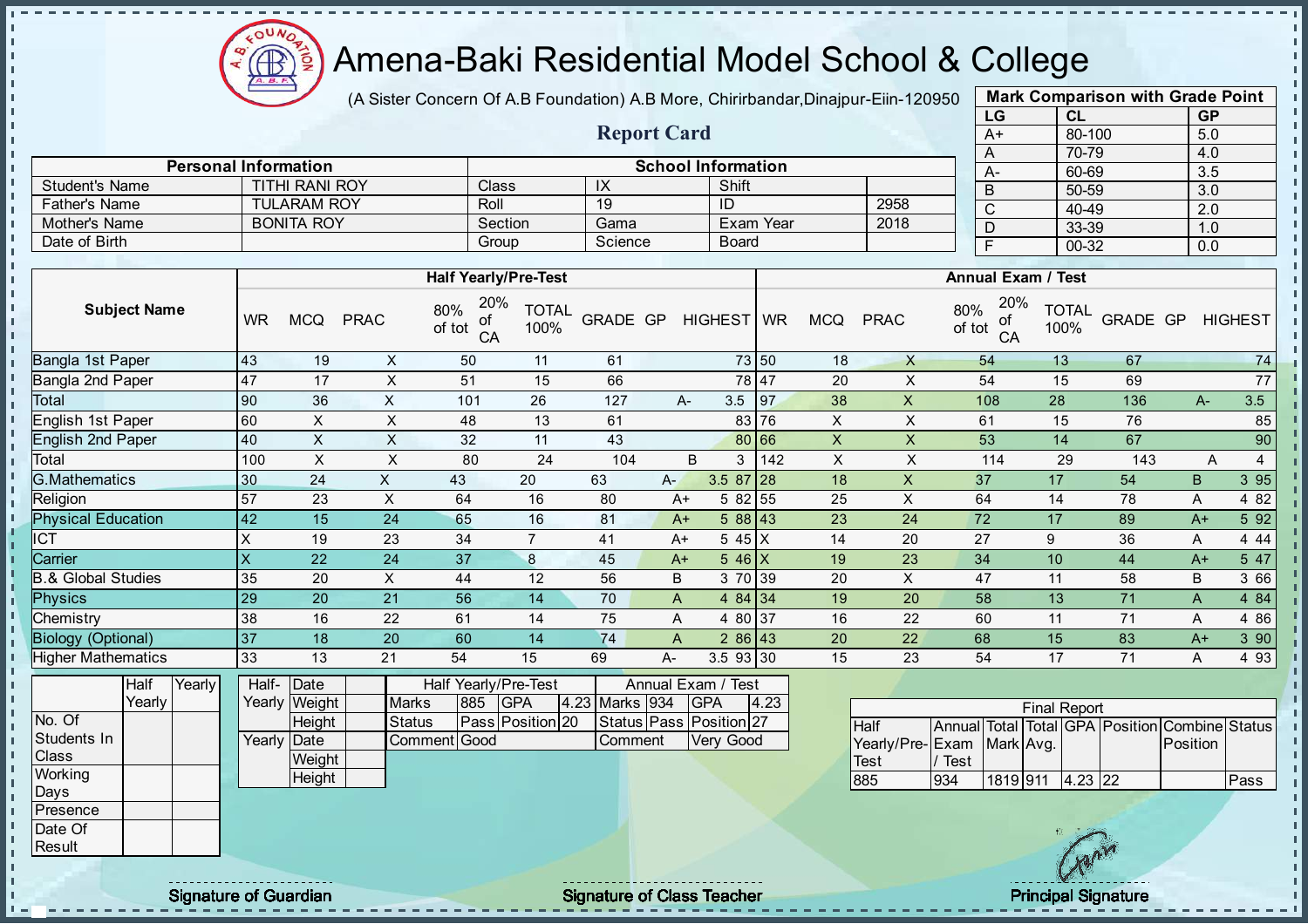# Amena-Baki Residential Model School & College

(A Sister Concern Of A.B Foundation) A.B More, Chirirbandar,Dinajpur-Eiin-120950

## Report Card

| Mark Comparison with Grade Point | | |
|---|---|---|
| LG | CL | GP |
| A+ | 80-100 | 5.0 |
| A | 70-79 | 4.0 |
| A- | 60-69 | 3.5 |
| B | 50-59 | 3.0 |
| C | 40-49 | 2.0 |
| D | 33-39 | 1.0 |
| F | 00-32 | 0.0 |

| Personal Information | | School Information | | | |
|---|---|---|---|---|---|
| Student's Name | TITHI RANI ROY | Class | IX | Shift | |
| Father's Name | TULARAM ROY | Roll | 19 | ID | 2958 |
| Mother's Name | BONITA ROY | Section | Gama | Exam Year | 2018 |
| Date of Birth | | Group | Science | Board | |

| Subject Name | Half Yearly/Pre-Test | | | | | | | | | Annual Exam / Test | | | | | | | | |
|---|---|---|---|---|---|---|---|---|---|---|---|---|---|---|---|---|---|---|
| | WR | MCQ | PRAC | 80% of tot | 20% of CA | TOTAL 100% | GRADE | GP | HIGHEST | WR | MCQ | PRAC | 80% of tot | 20% of CA | TOTAL 100% | GRADE | GP | HIGHEST |
| Bangla 1st Paper | 43 | 19 | X | 50 | 11 | 61 | | | 73 | 50 | 18 | X | 54 | 13 | 67 | | | 74 |
| Bangla 2nd Paper | 47 | 17 | X | 51 | 15 | 66 | | | 78 | 47 | 20 | X | 54 | 15 | 69 | | | 77 |
| Total | 90 | 36 | X | 101 | 26 | 127 | A- | 3.5 | | 97 | 38 | X | 108 | 28 | 136 | A- | 3.5 | |
| English 1st Paper | 60 | X | X | 48 | 13 | 61 | | | 83 | 76 | X | X | 61 | 15 | 76 | | | 85 |
| English 2nd Paper | 40 | X | X | 32 | 11 | 43 | | | 80 | 66 | X | X | 53 | 14 | 67 | | | 90 |
| Total | 100 | X | X | 80 | 24 | 104 | B | 3 | | 142 | X | X | 114 | 29 | 143 | A | 4 | |
| G.Mathematics | 30 | 24 | X | 43 | 20 | 63 | A- | 3.5 | 87 | 28 | 18 | X | 37 | 17 | 54 | B | 3 | 95 |
| Religion | 57 | 23 | X | 64 | 16 | 80 | A+ | 5 | 82 | 55 | 25 | X | 64 | 14 | 78 | A | 4 | 82 |
| Physical Education | 42 | 15 | 24 | 65 | 16 | 81 | A+ | 5 | 88 | 43 | 23 | 24 | 72 | 17 | 89 | A+ | 5 | 92 |
| ICT | X | 19 | 23 | 34 | 7 | 41 | A+ | 5 | 45 | X | 14 | 20 | 27 | 9 | 36 | A | 4 | 44 |
| Carrier | X | 22 | 24 | 37 | 8 | 45 | A+ | 5 | 46 | X | 19 | 23 | 34 | 10 | 44 | A+ | 5 | 47 |
| B.& Global Studies | 35 | 20 | X | 44 | 12 | 56 | B | 3 | 70 | 39 | 20 | X | 47 | 11 | 58 | B | 3 | 66 |
| Physics | 29 | 20 | 21 | 56 | 14 | 70 | A | 4 | 84 | 34 | 19 | 20 | 58 | 13 | 71 | A | 4 | 84 |
| Chemistry | 38 | 16 | 22 | 61 | 14 | 75 | A | 4 | 80 | 37 | 16 | 22 | 60 | 11 | 71 | A | 4 | 86 |
| Biology (Optional) | 37 | 18 | 20 | 60 | 14 | 74 | A | 2 | 86 | 43 | 20 | 22 | 68 | 15 | 83 | A+ | 3 | 90 |
| Higher Mathematics | 33 | 13 | 21 | 54 | 15 | 69 | A- | 3.5 | 93 | 30 | 15 | 23 | 54 | 17 | 71 | A | 4 | 93 |

| | Half Yearly | Yearly |
|---|---|---|
| No. Of Students In Class | | |
| Working Days | | |
| Presence | | |
| Date Of Result | | |

| | | |
|---|---|---|
| Half-Yearly | Date | |
| | Weight | |
| | Height | |
| Yearly | Date | |
| | Weight | |
| | Height | |

| Half Yearly/Pre-Test | | | | Annual Exam / Test | | | |
|---|---|---|---|---|---|---|---|
| Marks | 885 | GPA | 4.23 | Marks | 934 | GPA | 4.23 |
| Status | Pass | Position | 20 | Status | Pass | Position | 27 |
| Comment | Good | | | Comment | Very Good | | |

| Final Report | | | | | | | |
|---|---|---|---|---|---|---|---|
| Half Yearly/Pre-Test | Annual Exam / Test | Total Mark | Total Avg. | GPA | Position | Combine Position | Status |
| 885 | 934 | 1819 | 911 | 4.23 | 22 | | Pass |

Signature of Guardian　　　Signature of Class Teacher　　　Principal Signature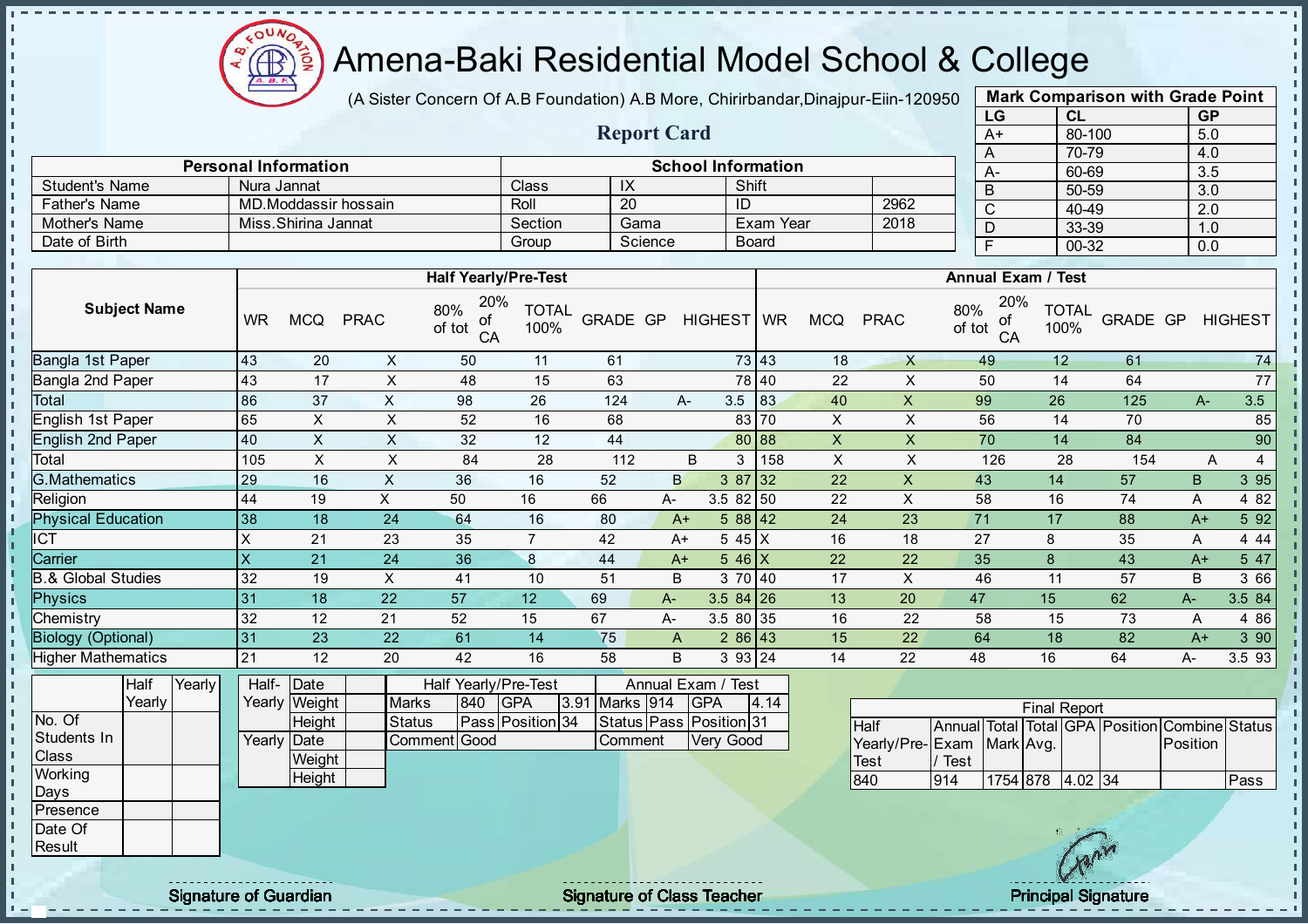# Amena-Baki Residential Model School & College

(A Sister Concern Of A.B Foundation) A.B More, Chirirbandar,Dinajpur-Eiin-120950

## Report Card

| Mark Comparison with Grade Point | | |
|---|---|---|
| LG | CL | GP |
| A+ | 80-100 | 5.0 |
| A | 70-79 | 4.0 |
| A- | 60-69 | 3.5 |
| B | 50-59 | 3.0 |
| C | 40-49 | 2.0 |
| D | 33-39 | 1.0 |
| F | 00-32 | 0.0 |

| Personal Information | | School Information | | | |
|---|---|---|---|---|---|
| Student's Name | Nura Jannat | Class | IX | Shift | |
| Father's Name | MD.Moddassir hossain | Roll | 20 | ID | 2962 |
| Mother's Name | Miss.Shirina Jannat | Section | Gama | Exam Year | 2018 |
| Date of Birth | | Group | Science | Board | |

| Subject Name | Half Yearly/Pre-Test | | | | | | | | | Annual Exam / Test | | | | | | | | |
|---|---|---|---|---|---|---|---|---|---|---|---|---|---|---|---|---|---|---|
| | WR | MCQ | PRAC | 80% of tot | 20% of CA | TOTAL 100% | GRADE | GP | HIGHEST | WR | MCQ | PRAC | 80% of tot | 20% of CA | TOTAL 100% | GRADE | GP | HIGHEST |
| Bangla 1st Paper | 43 | 20 | X | 50 | 11 | 61 | | | 73 | 43 | 18 | X | 49 | 12 | 61 | | | 74 |
| Bangla 2nd Paper | 43 | 17 | X | 48 | 15 | 63 | | | 78 | 40 | 22 | X | 50 | 14 | 64 | | | 77 |
| Total | 86 | 37 | X | 98 | 26 | 124 | A- | 3.5 | | 83 | 40 | X | 99 | 26 | 125 | A- | 3.5 | |
| English 1st Paper | 65 | X | X | 52 | 16 | 68 | | | 83 | 70 | X | X | 56 | 14 | 70 | | | 85 |
| English 2nd Paper | 40 | X | X | 32 | 12 | 44 | | | 80 | 88 | X | X | 70 | 14 | 84 | | | 90 |
| Total | 105 | X | X | 84 | 28 | 112 | B | 3 | | 158 | X | X | 126 | 28 | 154 | A | 4 | |
| G.Mathematics | 29 | 16 | X | 36 | 16 | 52 | B | 3 | 87 | 32 | 22 | X | 43 | 14 | 57 | B | 3 | 95 |
| Religion | 44 | 19 | X | 50 | 16 | 66 | A- | 3.5 | 82 | 50 | 22 | X | 58 | 16 | 74 | A | 4 | 82 |
| Physical Education | 38 | 18 | 24 | 64 | 16 | 80 | A+ | 5 | 88 | 42 | 24 | 23 | 71 | 17 | 88 | A+ | 5 | 92 |
| ICT | X | 21 | 23 | 35 | 7 | 42 | A+ | 5 | 45 | X | 16 | 18 | 27 | 8 | 35 | A | 4 | 44 |
| Carrier | X | 21 | 24 | 36 | 8 | 44 | A+ | 5 | 46 | X | 22 | 22 | 35 | 8 | 43 | A+ | 5 | 47 |
| B.& Global Studies | 32 | 19 | X | 41 | 10 | 51 | B | 3 | 70 | 40 | 17 | X | 46 | 11 | 57 | B | 3 | 66 |
| Physics | 31 | 18 | 22 | 57 | 12 | 69 | A- | 3.5 | 84 | 26 | 13 | 20 | 47 | 15 | 62 | A- | 3.5 | 84 |
| Chemistry | 32 | 12 | 21 | 52 | 15 | 67 | A- | 3.5 | 80 | 35 | 16 | 22 | 58 | 15 | 73 | A | 4 | 86 |
| Biology (Optional) | 31 | 23 | 22 | 61 | 14 | 75 | A | 2 | 86 | 43 | 15 | 22 | 64 | 18 | 82 | A+ | 3 | 90 |
| Higher Mathematics | 21 | 12 | 20 | 42 | 16 | 58 | B | 3 | 93 | 24 | 14 | 22 | 48 | 16 | 64 | A- | 3.5 | 93 |

| | Half Yearly | Yearly |
|---|---|---|
| No. Of Students In Class | | |
| Working Days | | |
| Presence | | |
| Date Of Result | | |

| | | |
|---|---|---|
| Half-Yearly | Date | |
| | Weight | |
| | Height | |
| Yearly | Date | |
| | Weight | |
| | Height | |

| Half Yearly/Pre-Test | | | | Annual Exam / Test | | | |
|---|---|---|---|---|---|---|---|
| Marks | 840 | GPA | 3.91 | Marks | 914 | GPA | 4.14 |
| Status | Pass | Position | 34 | Status | Pass | Position | 31 |
| Comment | Good | | | Comment | Very Good | | |

| Final Report | | | | | | | |
|---|---|---|---|---|---|---|---|
| Half Yearly/Pre-Test | Annual Exam / Test | Total Mark | Total Avg. | GPA | Position | Combine Position | Status |
| 840 | 914 | 1754 | 878 | 4.02 | 34 | | Pass |

Signature of Guardian

Signature of Class Teacher

Principal Signature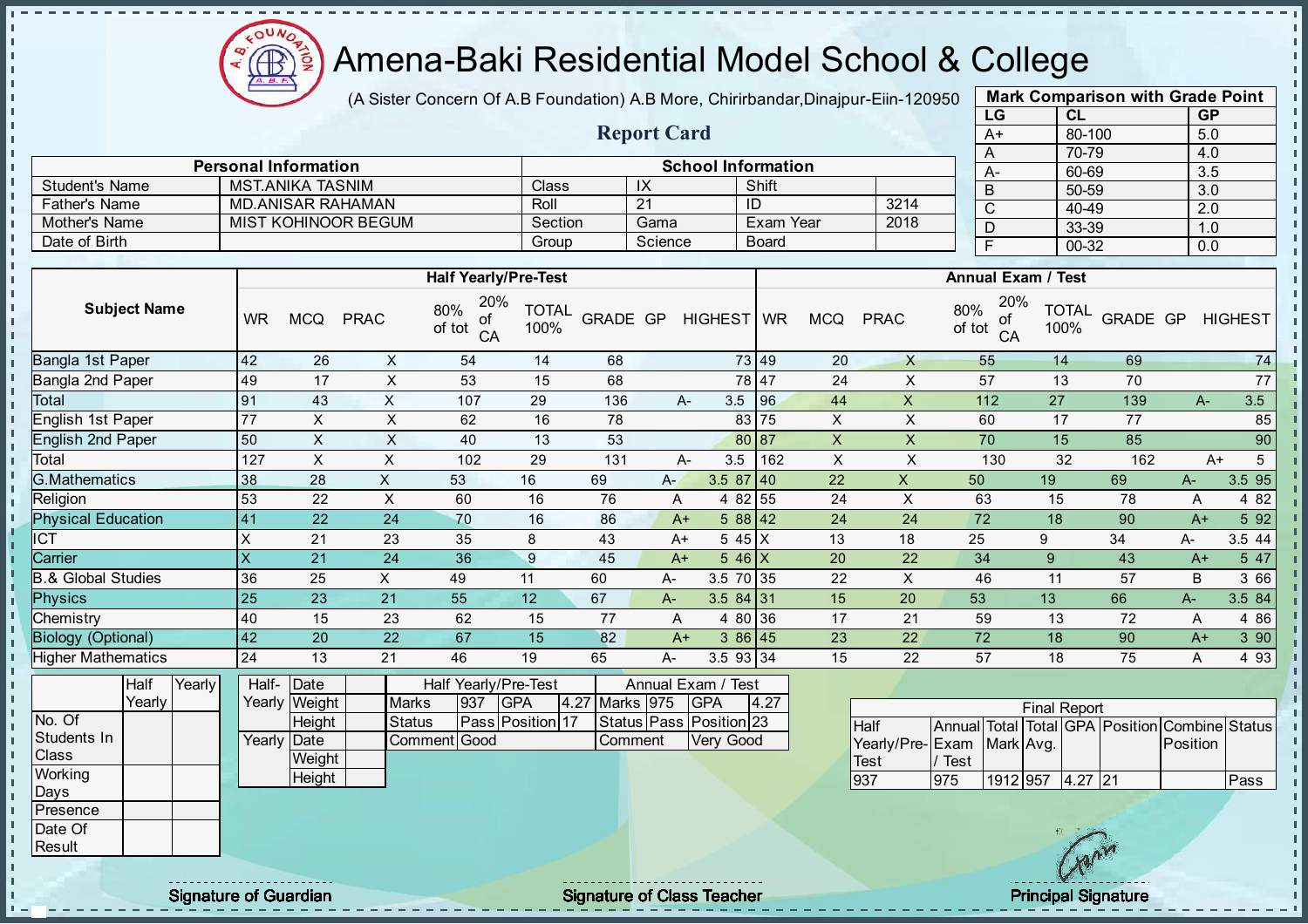# Amena-Baki Residential Model School & College

(A Sister Concern Of A.B Foundation) A.B More, Chirirbandar,Dinajpur-Eiin-120950

## Report Card

| Mark Comparison with Grade Point | | |
|---|---|---|
| LG | CL | GP |
| A+ | 80-100 | 5.0 |
| A | 70-79 | 4.0 |
| A- | 60-69 | 3.5 |
| B | 50-59 | 3.0 |
| C | 40-49 | 2.0 |
| D | 33-39 | 1.0 |
| F | 00-32 | 0.0 |

| Personal Information | | School Information | | | |
|---|---|---|---|---|---|
| Student's Name | MST.ANIKA TASNIM | Class | IX | Shift | |
| Father's Name | MD.ANISAR RAHAMAN | Roll | 21 | ID | 3214 |
| Mother's Name | MIST KOHINOOR BEGUM | Section | Gama | Exam Year | 2018 |
| Date of Birth | | Group | Science | Board | |

| Subject Name | Half Yearly/Pre-Test | | | | | | | | | Annual Exam / Test | | | | | | | | |
|---|---|---|---|---|---|---|---|---|---|---|---|---|---|---|---|---|---|---|
| | WR | MCQ | PRAC | 80% of tot | 20% of CA | TOTAL 100% | GRADE | GP | HIGHEST | WR | MCQ | PRAC | 80% of tot | 20% of CA | TOTAL 100% | GRADE | GP | HIGHEST |
| Bangla 1st Paper | 42 | 26 | X | 54 | 14 | 68 | | | 73 | 49 | 20 | X | 55 | 14 | 69 | | | 74 |
| Bangla 2nd Paper | 49 | 17 | X | 53 | 15 | 68 | | | 78 | 47 | 24 | X | 57 | 13 | 70 | | | 77 |
| Total | 91 | 43 | X | 107 | 29 | 136 | A- | 3.5 | | 96 | 44 | X | 112 | 27 | 139 | A- | 3.5 | |
| English 1st Paper | 77 | X | X | 62 | 16 | 78 | | | 83 | 75 | X | X | 60 | 17 | 77 | | | 85 |
| English 2nd Paper | 50 | X | X | 40 | 13 | 53 | | | 80 | 87 | X | X | 70 | 15 | 85 | | | 90 |
| Total | 127 | X | X | 102 | 29 | 131 | A- | 3.5 | | 162 | X | X | 130 | 32 | 162 | A+ | 5 | |
| G.Mathematics | 38 | 28 | X | 53 | 16 | 69 | A- | 3.5 | 87 | 40 | 22 | X | 50 | 19 | 69 | A- | 3.5 | 95 |
| Religion | 53 | 22 | X | 60 | 16 | 76 | A | 4 | 82 | 55 | 24 | X | 63 | 15 | 78 | A | 4 | 82 |
| Physical Education | 41 | 22 | 24 | 70 | 16 | 86 | A+ | 5 | 88 | 42 | 24 | 24 | 72 | 18 | 90 | A+ | 5 | 92 |
| ICT | X | 21 | 23 | 35 | 8 | 43 | A+ | 5 | 45 | X | 13 | 18 | 25 | 9 | 34 | A- | 3.5 | 44 |
| Carrier | X | 21 | 24 | 36 | 9 | 45 | A+ | 5 | 46 | X | 20 | 22 | 34 | 9 | 43 | A+ | 5 | 47 |
| B.& Global Studies | 36 | 25 | X | 49 | 11 | 60 | A- | 3.5 | 70 | 35 | 22 | X | 46 | 11 | 57 | B | 3 | 66 |
| Physics | 25 | 23 | 21 | 55 | 12 | 67 | A- | 3.5 | 84 | 31 | 15 | 20 | 53 | 13 | 66 | A- | 3.5 | 84 |
| Chemistry | 40 | 15 | 23 | 62 | 15 | 77 | A | 4 | 80 | 36 | 17 | 21 | 59 | 13 | 72 | A | 4 | 86 |
| Biology (Optional) | 42 | 20 | 22 | 67 | 15 | 82 | A+ | 3 | 86 | 45 | 23 | 22 | 72 | 18 | 90 | A+ | 3 | 90 |
| Higher Mathematics | 24 | 13 | 21 | 46 | 19 | 65 | A- | 3.5 | 93 | 34 | 15 | 22 | 57 | 18 | 75 | A | 4 | 93 |

| | Half Yearly | Yearly |
|---|---|---|
| No. Of Students In Class | | |
| Working Days | | |
| Presence | | |
| Date Of Result | | |

| | | |
|---|---|---|
| Half-Yearly | Date | |
| | Weight | |
| | Height | |
| Yearly | Date | |
| | Weight | |
| | Height | |

| Half Yearly/Pre-Test | | | | Annual Exam / Test | | | |
|---|---|---|---|---|---|---|---|
| Marks | 937 | GPA | 4.27 | Marks | 975 | GPA | 4.27 |
| Status | Pass | Position | 17 | Status | Pass | Position | 23 |
| Comment | Good | | | Comment | Very Good | | |

| Final Report | | | | | | | |
|---|---|---|---|---|---|---|---|
| Half Yearly/Pre-Test | Annual Exam / Test | Total Mark | Total Avg. | GPA | Position | Combine Position | Status |
| 937 | 975 | 1912 | 957 | 4.27 | 21 | | Pass |

Signature of Guardian

Signature of Class Teacher

Principal Signature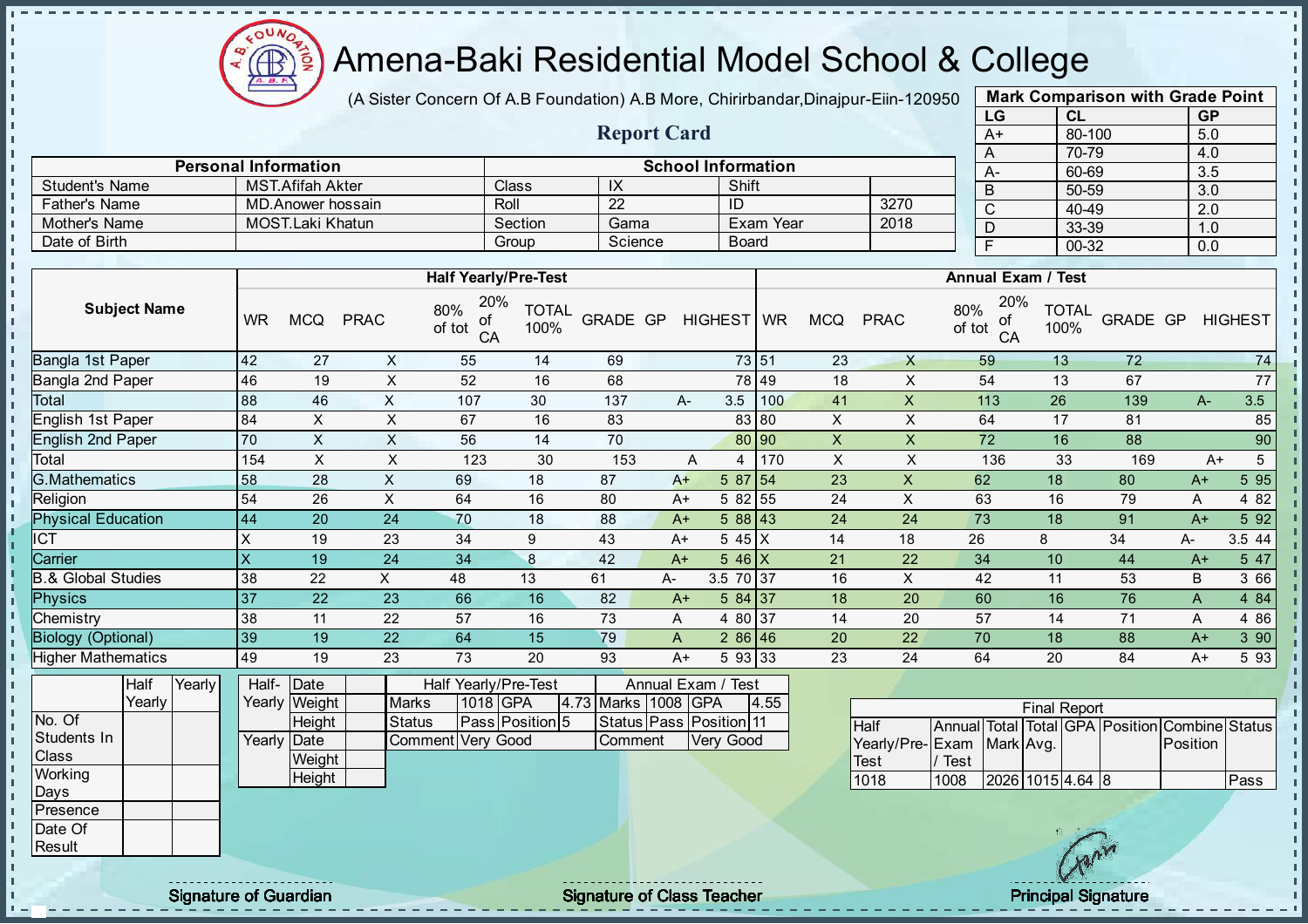# Amena-Baki Residential Model School & College

(A Sister Concern Of A.B Foundation) A.B More, Chirirbandar,Dinajpur-Eiin-120950

## Report Card

| Mark Comparison with Grade Point | | |
|---|---|---|
| LG | CL | GP |
| A+ | 80-100 | 5.0 |
| A | 70-79 | 4.0 |
| A- | 60-69 | 3.5 |
| B | 50-59 | 3.0 |
| C | 40-49 | 2.0 |
| D | 33-39 | 1.0 |
| F | 00-32 | 0.0 |

| Personal Information | | School Information | | | |
|---|---|---|---|---|---|
| Student's Name | MST.Afifah Akter | Class | IX | Shift | |
| Father's Name | MD.Anower hossain | Roll | 22 | ID | 3270 |
| Mother's Name | MOST.Laki Khatun | Section | Gama | Exam Year | 2018 |
| Date of Birth | | Group | Science | Board | |

| Subject Name | Half Yearly/Pre-Test | | | | | | | | | Annual Exam / Test | | | | | | | | |
|---|---|---|---|---|---|---|---|---|---|---|---|---|---|---|---|---|---|---|
| | WR | MCQ | PRAC | 80% of tot | 20% of CA | TOTAL 100% | GRADE | GP | HIGHEST | WR | MCQ | PRAC | 80% of tot | 20% of CA | TOTAL 100% | GRADE | GP | HIGHEST |
| Bangla 1st Paper | 42 | 27 | X | 55 | 14 | 69 | | | 73 | 51 | 23 | X | 59 | 13 | 72 | | | 74 |
| Bangla 2nd Paper | 46 | 19 | X | 52 | 16 | 68 | | | 78 | 49 | 18 | X | 54 | 13 | 67 | | | 77 |
| Total | 88 | 46 | X | 107 | 30 | 137 | A- | 3.5 | | 100 | 41 | X | 113 | 26 | 139 | A- | 3.5 | |
| English 1st Paper | 84 | X | X | 67 | 16 | 83 | | | 83 | 80 | X | X | 64 | 17 | 81 | | | 85 |
| English 2nd Paper | 70 | X | X | 56 | 14 | 70 | | | 80 | 90 | X | X | 72 | 16 | 88 | | | 90 |
| Total | 154 | X | X | 123 | 30 | 153 | A | 4 | | 170 | X | X | 136 | 33 | 169 | A+ | 5 | |
| G.Mathematics | 58 | 28 | X | 69 | 18 | 87 | A+ | 5 | 87 | 54 | 23 | X | 62 | 18 | 80 | A+ | 5 | 95 |
| Religion | 54 | 26 | X | 64 | 16 | 80 | A+ | 5 | 82 | 55 | 24 | X | 63 | 16 | 79 | A | 4 | 82 |
| Physical Education | 44 | 20 | 24 | 70 | 18 | 88 | A+ | 5 | 88 | 43 | 24 | 24 | 73 | 18 | 91 | A+ | 5 | 92 |
| ICT | X | 19 | 23 | 34 | 9 | 43 | A+ | 5 | 45 | X | 14 | 18 | 26 | 8 | 34 | A- | 3.5 | 44 |
| Carrier | X | 19 | 24 | 34 | 8 | 42 | A+ | 5 | 46 | X | 21 | 22 | 34 | 10 | 44 | A+ | 5 | 47 |
| B.& Global Studies | 38 | 22 | X | 48 | 13 | 61 | A- | 3.5 | 70 | 37 | 16 | X | 42 | 11 | 53 | B | 3 | 66 |
| Physics | 37 | 22 | 23 | 66 | 16 | 82 | A+ | 5 | 84 | 37 | 18 | 20 | 60 | 16 | 76 | A | 4 | 84 |
| Chemistry | 38 | 11 | 22 | 57 | 16 | 73 | A | 4 | 80 | 37 | 14 | 20 | 57 | 14 | 71 | A | 4 | 86 |
| Biology (Optional) | 39 | 19 | 22 | 64 | 15 | 79 | A | 2 | 86 | 46 | 20 | 22 | 70 | 18 | 88 | A+ | 3 | 90 |
| Higher Mathematics | 49 | 19 | 23 | 73 | 20 | 93 | A+ | 5 | 93 | 33 | 23 | 24 | 64 | 20 | 84 | A+ | 5 | 93 |

| | Half Yearly | Yearly |
|---|---|---|
| No. Of Students In Class | | |
| Working Days | | |
| Presence | | |
| Date Of Result | | |

| | | |
|---|---|---|
| Half-Yearly | Date | |
| | Weight | |
| | Height | |
| Yearly | Date | |
| | Weight | |
| | Height | |

| Half Yearly/Pre-Test | | | | Annual Exam / Test | | | |
|---|---|---|---|---|---|---|---|
| Marks | 1018 | GPA | 4.73 | Marks | 1008 | GPA | 4.55 |
| Status | Pass | Position | 5 | Status | Pass | Position | 11 |
| Comment | Very Good | | | Comment | Very Good | | |

| Final Report | | | | | | | |
|---|---|---|---|---|---|---|---|
| Half Yearly/Pre-Test | Annual Exam / Test | Total Mark | Total Avg. | GPA | Position | Combine Position | Status |
| 1018 | 1008 | 2026 | 1015 | 4.64 | 8 | | Pass |

Signature of Guardian | Signature of Class Teacher | Principal Signature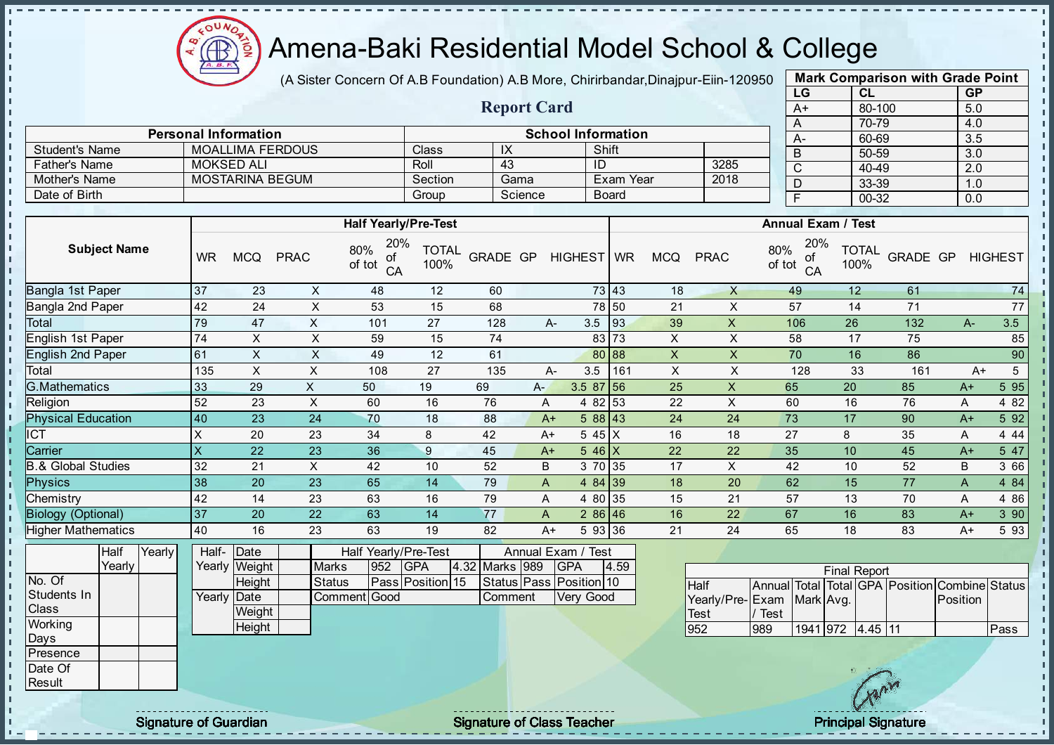# Amena-Baki Residential Model School & College

(A Sister Concern Of A.B Foundation) A.B More, Chirirbandar,Dinajpur-Eiin-120950

## Report Card

| Mark Comparison with Grade Point | | |
|---|---|---|
| LG | CL | GP |
| A+ | 80-100 | 5.0 |
| A | 70-79 | 4.0 |
| A- | 60-69 | 3.5 |
| B | 50-59 | 3.0 |
| C | 40-49 | 2.0 |
| D | 33-39 | 1.0 |
| F | 00-32 | 0.0 |

| Personal Information | | School Information | | | |
|---|---|---|---|---|---|
| Student's Name | MOALLIMA FERDOUS | Class | IX | Shift | |
| Father's Name | MOKSED ALI | Roll | 43 | ID | 3285 |
| Mother's Name | MOSTARINA BEGUM | Section | Gama | Exam Year | 2018 |
| Date of Birth | | Group | Science | Board | |

| Subject Name | Half Yearly/Pre-Test | | | | | | | | | Annual Exam / Test | | | | | | | | |
|---|---|---|---|---|---|---|---|---|---|---|---|---|---|---|---|---|---|---|
| | WR | MCQ | PRAC | 80% of tot | 20% of CA | TOTAL 100% | GRADE | GP | HIGHEST | WR | MCQ | PRAC | 80% of tot | 20% of CA | TOTAL 100% | GRADE | GP | HIGHEST |
| Bangla 1st Paper | 37 | 23 | X | 48 | 12 | 60 | | | 73 | 43 | 18 | X | 49 | 12 | 61 | | | 74 |
| Bangla 2nd Paper | 42 | 24 | X | 53 | 15 | 68 | | | 78 | 50 | 21 | X | 57 | 14 | 71 | | | 77 |
| Total | 79 | 47 | X | 101 | 27 | 128 | A- | 3.5 | | 93 | 39 | X | 106 | 26 | 132 | A- | 3.5 | |
| English 1st Paper | 74 | X | X | 59 | 15 | 74 | | | 83 | 73 | X | X | 58 | 17 | 75 | | | 85 |
| English 2nd Paper | 61 | X | X | 49 | 12 | 61 | | | 80 | 88 | X | X | 70 | 16 | 86 | | | 90 |
| Total | 135 | X | X | 108 | 27 | 135 | A- | 3.5 | | 161 | X | X | 128 | 33 | 161 | A+ | 5 | |
| G.Mathematics | 33 | 29 | X | 50 | 19 | 69 | A- | 3.5 | 87 | 56 | 25 | X | 65 | 20 | 85 | A+ | 5 | 95 |
| Religion | 52 | 23 | X | 60 | 16 | 76 | A | 4 | 82 | 53 | 22 | X | 60 | 16 | 76 | A | 4 | 82 |
| Physical Education | 40 | 23 | 24 | 70 | 18 | 88 | A+ | 5 | 88 | 43 | 24 | 24 | 73 | 17 | 90 | A+ | 5 | 92 |
| ICT | X | 20 | 23 | 34 | 8 | 42 | A+ | 5 | 45 | X | 16 | 18 | 27 | 8 | 35 | A | 4 | 44 |
| Carrier | X | 22 | 23 | 36 | 9 | 45 | A+ | 5 | 46 | X | 22 | 22 | 35 | 10 | 45 | A+ | 5 | 47 |
| B.& Global Studies | 32 | 21 | X | 42 | 10 | 52 | B | 3 | 70 | 35 | 17 | X | 42 | 10 | 52 | B | 3 | 66 |
| Physics | 38 | 20 | 23 | 65 | 14 | 79 | A | 4 | 84 | 39 | 18 | 20 | 62 | 15 | 77 | A | 4 | 84 |
| Chemistry | 42 | 14 | 23 | 63 | 16 | 79 | A | 4 | 80 | 35 | 15 | 21 | 57 | 13 | 70 | A | 4 | 86 |
| Biology (Optional) | 37 | 20 | 22 | 63 | 14 | 77 | A | 2 | 86 | 46 | 16 | 22 | 67 | 16 | 83 | A+ | 3 | 90 |
| Higher Mathematics | 40 | 16 | 23 | 63 | 19 | 82 | A+ | 5 | 93 | 36 | 21 | 24 | 65 | 18 | 83 | A+ | 5 | 93 |

| | Half Yearly | Yearly |
|---|---|---|
| No. Of Students In Class | | |
| Working Days | | |
| Presence | | |
| Date Of Result | | |

| | | |
|---|---|---|
| Half-Yearly | Date | |
| | Weight | |
| | Height | |
| Yearly | Date | |
| | Weight | |
| | Height | |

| Half Yearly/Pre-Test | | | | Annual Exam / Test | | | |
|---|---|---|---|---|---|---|---|
| Marks | 952 | GPA | 4.32 | Marks | 989 | GPA | 4.59 |
| Status | Pass | Position | 15 | Status | Pass | Position | 10 |
| Comment | Good | | | Comment | Very Good | | |

| Final Report | | | | | | | |
|---|---|---|---|---|---|---|---|
| Half Yearly/Pre-Test | Annual Exam / Test | Total Mark | Total Avg. | GPA | Position | Combine Position | Status |
| 952 | 989 | 1941 | 972 | 4.45 | 11 | | Pass |

Signature of Guardian | Signature of Class Teacher | Principal Signature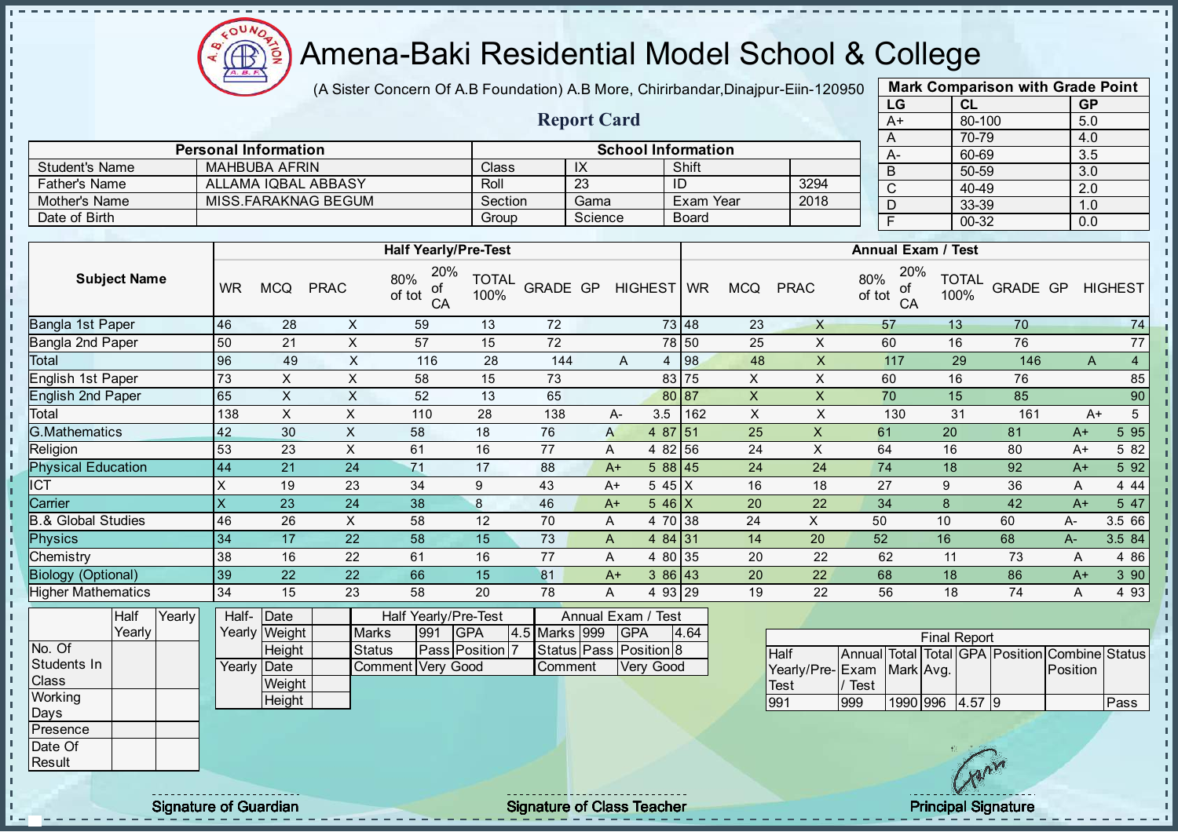# Amena-Baki Residential Model School & College

(A Sister Concern Of A.B Foundation) A.B More, Chirirbandar,Dinajpur-Eiin-120950

## Report Card

| Mark Comparison with Grade Point | | |
|---|---|---|
| LG | CL | GP |
| A+ | 80-100 | 5.0 |
| A | 70-79 | 4.0 |
| A- | 60-69 | 3.5 |
| B | 50-59 | 3.0 |
| C | 40-49 | 2.0 |
| D | 33-39 | 1.0 |
| F | 00-32 | 0.0 |

| Personal Information | | School Information | | | |
|---|---|---|---|---|---|
| Student's Name | MAHBUBA AFRIN | Class | IX | Shift | |
| Father's Name | ALLAMA IQBAL ABBASY | Roll | 23 | ID | 3294 |
| Mother's Name | MISS.FARAKNAG BEGUM | Section | Gama | Exam Year | 2018 |
| Date of Birth | | Group | Science | Board | |

| Subject Name | Half Yearly/Pre-Test | | | | | | | | | Annual Exam / Test | | | | | | | | |
|---|---|---|---|---|---|---|---|---|---|---|---|---|---|---|---|---|---|---|
| | WR | MCQ | PRAC | 80% of tot | 20% of CA | TOTAL 100% | GRADE | GP | HIGHEST | WR | MCQ | PRAC | 80% of tot | 20% of CA | TOTAL 100% | GRADE | GP | HIGHEST |
| Bangla 1st Paper | 46 | 28 | X | 59 | 13 | 72 | | | 73 | 48 | 23 | X | 57 | 13 | 70 | | | 74 |
| Bangla 2nd Paper | 50 | 21 | X | 57 | 15 | 72 | | | 78 | 50 | 25 | X | 60 | 16 | 76 | | | 77 |
| Total | 96 | 49 | X | 116 | 28 | 144 | A | 4 | | 98 | 48 | X | 117 | 29 | 146 | A | 4 | |
| English 1st Paper | 73 | X | X | 58 | 15 | 73 | | | 83 | 75 | X | X | 60 | 16 | 76 | | | 85 |
| English 2nd Paper | 65 | X | X | 52 | 13 | 65 | | | 80 | 87 | X | X | 70 | 15 | 85 | | | 90 |
| Total | 138 | X | X | 110 | 28 | 138 | A- | 3.5 | | 162 | X | X | 130 | 31 | 161 | A+ | 5 | |
| G.Mathematics | 42 | 30 | X | 58 | 18 | 76 | A | 4 | 87 | 51 | 25 | X | 61 | 20 | 81 | A+ | 5 | 95 |
| Religion | 53 | 23 | X | 61 | 16 | 77 | A | 4 | 82 | 56 | 24 | X | 64 | 16 | 80 | A+ | 5 | 82 |
| Physical Education | 44 | 21 | 24 | 71 | 17 | 88 | A+ | 5 | 88 | 45 | 24 | 24 | 74 | 18 | 92 | A+ | 5 | 92 |
| ICT | X | 19 | 23 | 34 | 9 | 43 | A+ | 5 | 45 | X | 16 | 18 | 27 | 9 | 36 | A | 4 | 44 |
| Carrier | X | 23 | 24 | 38 | 8 | 46 | A+ | 5 | 46 | X | 20 | 22 | 34 | 8 | 42 | A+ | 5 | 47 |
| B.& Global Studies | 46 | 26 | X | 58 | 12 | 70 | A | 4 | 70 | 38 | 24 | X | 50 | 10 | 60 | A- | 3.5 | 66 |
| Physics | 34 | 17 | 22 | 58 | 15 | 73 | A | 4 | 84 | 31 | 14 | 20 | 52 | 16 | 68 | A- | 3.5 | 84 |
| Chemistry | 38 | 16 | 22 | 61 | 16 | 77 | A | 4 | 80 | 35 | 20 | 22 | 62 | 11 | 73 | A | 4 | 86 |
| Biology (Optional) | 39 | 22 | 22 | 66 | 15 | 81 | A+ | 3 | 86 | 43 | 20 | 22 | 68 | 18 | 86 | A+ | 3 | 90 |
| Higher Mathematics | 34 | 15 | 23 | 58 | 20 | 78 | A | 4 | 93 | 29 | 19 | 22 | 56 | 18 | 74 | A | 4 | 93 |

| | Half Yearly | Yearly |
|---|---|---|
| No. Of Students In Class | | |
| Working Days | | |
| Presence | | |
| Date Of Result | | |

| | | |
|---|---|---|
| Half-Yearly | Date | |
| | Weight | |
| | Height | |
| Yearly | Date | |
| | Weight | |
| | Height | |

| Half Yearly/Pre-Test | | | | Annual Exam / Test | | | |
|---|---|---|---|---|---|---|---|
| Marks | 991 | GPA | 4.5 | Marks | 999 | GPA | 4.64 |
| Status | Pass | Position | 7 | Status | Pass | Position | 8 |
| Comment | Very Good | | | Comment | Very Good | | |

| Final Report | | | | | | | |
|---|---|---|---|---|---|---|---|
| Half Yearly/Pre-Test | Annual Exam / Test | Total Mark | Total Avg. | GPA | Position | Combine Position | Status |
| 991 | 999 | 1990 | 996 | 4.57 | 9 | | Pass |

Signature of Guardian

Signature of Class Teacher

Principal Signature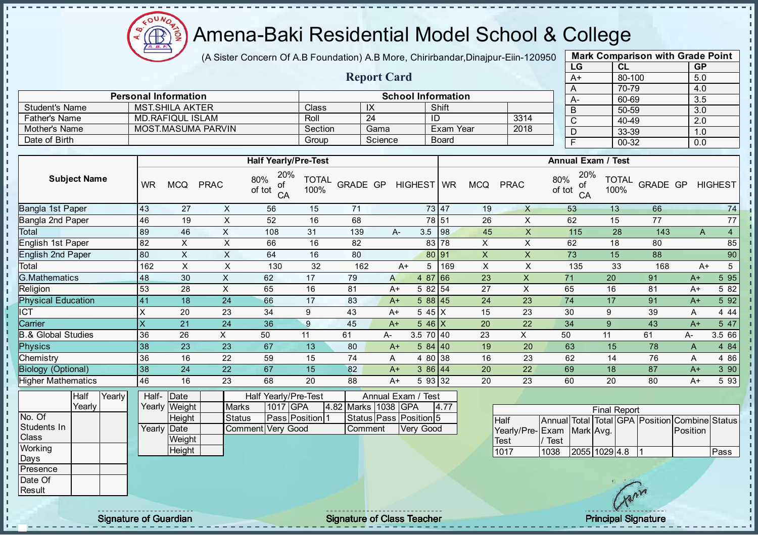# Amena-Baki Residential Model School & College

(A Sister Concern Of A.B Foundation) A.B More, Chirirbandar,Dinajpur-Eiin-120950

## Report Card

| Mark Comparison with Grade Point | | |
|---|---|---|
| LG | CL | GP |
| A+ | 80-100 | 5.0 |
| A | 70-79 | 4.0 |
| A- | 60-69 | 3.5 |
| B | 50-59 | 3.0 |
| C | 40-49 | 2.0 |
| D | 33-39 | 1.0 |
| F | 00-32 | 0.0 |

| Personal Information | | School Information | | | |
|---|---|---|---|---|---|
| Student's Name | MST.SHILA AKTER | Class | IX | Shift | |
| Father's Name | MD.RAFIQUL ISLAM | Roll | 24 | ID | 3314 |
| Mother's Name | MOST.MASUMA PARVIN | Section | Gama | Exam Year | 2018 |
| Date of Birth | | Group | Science | Board | |

| Subject Name | Half Yearly/Pre-Test | | | | | | | | | Annual Exam / Test | | | | | | | | |
|---|---|---|---|---|---|---|---|---|---|---|---|---|---|---|---|---|---|---|
| | WR | MCQ | PRAC | 80% of tot | 20% of CA | TOTAL 100% | GRADE | GP | HIGHEST | WR | MCQ | PRAC | 80% of tot | 20% of CA | TOTAL 100% | GRADE | GP | HIGHEST |
| Bangla 1st Paper | 43 | 27 | X | 56 | 15 | 71 | | | 73 | 47 | 19 | X | 53 | 13 | 66 | | | 74 |
| Bangla 2nd Paper | 46 | 19 | X | 52 | 16 | 68 | | | 78 | 51 | 26 | X | 62 | 15 | 77 | | | 77 |
| Total | 89 | 46 | X | 108 | 31 | 139 | A- | 3.5 | | 98 | 45 | X | 115 | 28 | 143 | A | 4 | |
| English 1st Paper | 82 | X | X | 66 | 16 | 82 | | | 83 | 78 | X | X | 62 | 18 | 80 | | | 85 |
| English 2nd Paper | 80 | X | X | 64 | 16 | 80 | | | 80 | 91 | X | X | 73 | 15 | 88 | | | 90 |
| Total | 162 | X | X | 130 | 32 | 162 | A+ | 5 | | 169 | X | X | 135 | 33 | 168 | A+ | 5 | |
| G.Mathematics | 48 | 30 | X | 62 | 17 | 79 | A | 4 | 87 | 66 | 23 | X | 71 | 20 | 91 | A+ | 5 | 95 |
| Religion | 53 | 28 | X | 65 | 16 | 81 | A+ | 5 | 82 | 54 | 27 | X | 65 | 16 | 81 | A+ | 5 | 82 |
| Physical Education | 41 | 18 | 24 | 66 | 17 | 83 | A+ | 5 | 88 | 45 | 24 | 23 | 74 | 17 | 91 | A+ | 5 | 92 |
| ICT | X | 20 | 23 | 34 | 9 | 43 | A+ | 5 | 45 | X | 15 | 23 | 30 | 9 | 39 | A | 4 | 44 |
| Carrier | X | 21 | 24 | 36 | 9 | 45 | A+ | 5 | 46 | X | 20 | 22 | 34 | 9 | 43 | A+ | 5 | 47 |
| B.& Global Studies | 36 | 26 | X | 50 | 11 | 61 | A- | 3.5 | 70 | 40 | 23 | X | 50 | 11 | 61 | A- | 3.5 | 66 |
| Physics | 38 | 23 | 23 | 67 | 13 | 80 | A+ | 5 | 84 | 40 | 19 | 20 | 63 | 15 | 78 | A | 4 | 84 |
| Chemistry | 36 | 16 | 22 | 59 | 15 | 74 | A | 4 | 80 | 38 | 16 | 23 | 62 | 14 | 76 | A | 4 | 86 |
| Biology (Optional) | 38 | 24 | 22 | 67 | 15 | 82 | A+ | 3 | 86 | 44 | 20 | 22 | 69 | 18 | 87 | A+ | 3 | 90 |
| Higher Mathematics | 46 | 16 | 23 | 68 | 20 | 88 | A+ | 5 | 93 | 32 | 20 | 23 | 60 | 20 | 80 | A+ | 5 | 93 |

| | Half Yearly | Yearly |
|---|---|---|
| No. Of Students In Class | | |
| Working Days | | |
| Presence | | |
| Date Of Result | | |

| | | |
|---|---|---|
| Half-Yearly | Date | |
| | Weight | |
| | Height | |
| Yearly | Date | |
| | Weight | |
| | Height | |

| Half Yearly/Pre-Test | | | | Annual Exam / Test | | | |
|---|---|---|---|---|---|---|---|
| Marks | 1017 | GPA | 4.82 | Marks | 1038 | GPA | 4.77 |
| Status | Pass | Position | 1 | Status | Pass | Position | 5 |
| Comment | Very Good | | | Comment | Very Good | | |

| Final Report | | | | | | | |
|---|---|---|---|---|---|---|---|
| Half Yearly/Pre-Test | Annual Exam / Test | Total Mark | Total Avg. | GPA | Position | Combine Position | Status |
| 1017 | 1038 | 2055 | 1029 | 4.8 | 1 | | Pass |

Signature of Guardian | Signature of Class Teacher | Principal Signature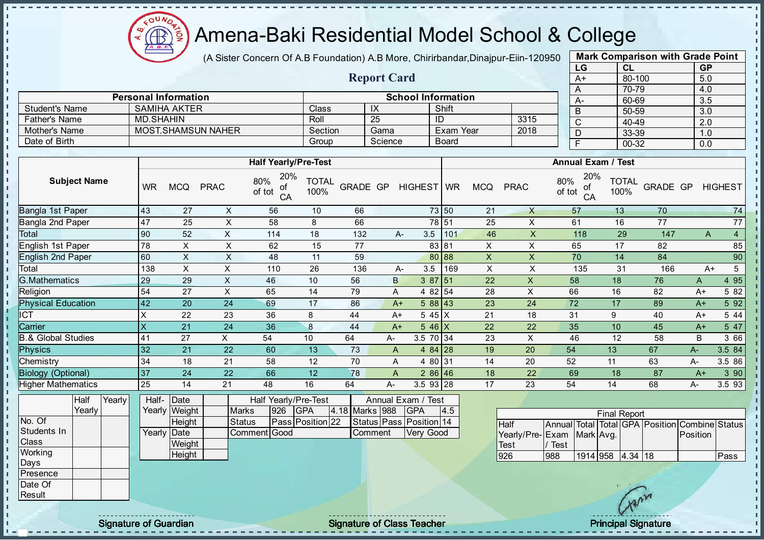# Amena-Baki Residential Model School & College

(A Sister Concern Of A.B Foundation) A.B More, Chirirbandar,Dinajpur-Eiin-120950

## Report Card

| Mark Comparison with Grade Point | | |
|---|---|---|
| LG | CL | GP |
| A+ | 80-100 | 5.0 |
| A | 70-79 | 4.0 |
| A- | 60-69 | 3.5 |
| B | 50-59 | 3.0 |
| C | 40-49 | 2.0 |
| D | 33-39 | 1.0 |
| F | 00-32 | 0.0 |

| Personal Information | | School Information | | | |
|---|---|---|---|---|---|
| Student's Name | SAMIHA AKTER | Class | IX | Shift | |
| Father's Name | MD.SHAHIN | Roll | 25 | ID | 3315 |
| Mother's Name | MOST.SHAMSUN NAHER | Section | Gama | Exam Year | 2018 |
| Date of Birth | | Group | Science | Board | |

| Subject Name | Half Yearly/Pre-Test | | | | | | | | | Annual Exam / Test | | | | | | | | |
|---|---|---|---|---|---|---|---|---|---|---|---|---|---|---|---|---|---|---|
| | WR | MCQ | PRAC | 80% of tot | 20% of CA | TOTAL 100% | GRADE | GP | HIGHEST | WR | MCQ | PRAC | 80% of tot | 20% of CA | TOTAL 100% | GRADE | GP | HIGHEST |
| Bangla 1st Paper | 43 | 27 | X | 56 | 10 | 66 | | | 73 | 50 | 21 | X | 57 | 13 | 70 | | | 74 |
| Bangla 2nd Paper | 47 | 25 | X | 58 | 8 | 66 | | | 78 | 51 | 25 | X | 61 | 16 | 77 | | | 77 |
| Total | 90 | 52 | X | 114 | 18 | 132 | A- | 3.5 | | 101 | 46 | X | 118 | 29 | 147 | A | 4 | |
| English 1st Paper | 78 | X | X | 62 | 15 | 77 | | | 83 | 81 | X | X | 65 | 17 | 82 | | | 85 |
| English 2nd Paper | 60 | X | X | 48 | 11 | 59 | | | 80 | 88 | X | X | 70 | 14 | 84 | | | 90 |
| Total | 138 | X | X | 110 | 26 | 136 | A- | 3.5 | | 169 | X | X | 135 | 31 | 166 | A+ | 5 | |
| G.Mathematics | 29 | 29 | X | 46 | 10 | 56 | B | 3 | 87 | 51 | 22 | X | 58 | 18 | 76 | A | 4 | 95 |
| Religion | 54 | 27 | X | 65 | 14 | 79 | A | 4 | 82 | 54 | 28 | X | 66 | 16 | 82 | A+ | 5 | 82 |
| Physical Education | 42 | 20 | 24 | 69 | 17 | 86 | A+ | 5 | 88 | 43 | 23 | 24 | 72 | 17 | 89 | A+ | 5 | 92 |
| ICT | X | 22 | 23 | 36 | 8 | 44 | A+ | 5 | 45 | X | 21 | 18 | 31 | 9 | 40 | A+ | 5 | 44 |
| Carrier | X | 21 | 24 | 36 | 8 | 44 | A+ | 5 | 46 | X | 22 | 22 | 35 | 10 | 45 | A+ | 5 | 47 |
| B.& Global Studies | 41 | 27 | X | 54 | 10 | 64 | A- | 3.5 | 70 | 34 | 23 | X | 46 | 12 | 58 | B | 3 | 66 |
| Physics | 32 | 21 | 22 | 60 | 13 | 73 | A | 4 | 84 | 28 | 19 | 20 | 54 | 13 | 67 | A- | 3.5 | 84 |
| Chemistry | 34 | 18 | 21 | 58 | 12 | 70 | A | 4 | 80 | 31 | 14 | 20 | 52 | 11 | 63 | A- | 3.5 | 86 |
| Biology (Optional) | 37 | 24 | 22 | 66 | 12 | 78 | A | 2 | 86 | 46 | 18 | 22 | 69 | 18 | 87 | A+ | 3 | 90 |
| Higher Mathematics | 25 | 14 | 21 | 48 | 16 | 64 | A- | 3.5 | 93 | 28 | 17 | 23 | 54 | 14 | 68 | A- | 3.5 | 93 |

| | Half Yearly | Yearly |
|---|---|---|
| No. Of Students In Class | | |
| Working Days | | |
| Presence | | |
| Date Of Result | | |

| | | |
|---|---|---|
| Half-Yearly | Date | |
| | Weight | |
| | Height | |
| Yearly | Date | |
| | Weight | |
| | Height | |

| Half Yearly/Pre-Test | | | | Annual Exam / Test | | | |
|---|---|---|---|---|---|---|---|
| Marks | 926 | GPA | 4.18 | Marks | 988 | GPA | 4.5 |
| Status | Pass | Position | 22 | Status | Pass | Position | 14 |
| Comment | Good | | | Comment | Very Good | | |

| Final Report | | | | | | | |
|---|---|---|---|---|---|---|---|
| Half Yearly/Pre-Test | Annual Exam / Test | Total Mark | Total Avg. | GPA | Position | Combine Position | Status |
| 926 | 988 | 1914 | 958 | 4.34 | 18 | | Pass |

Signature of Guardian | Signature of Class Teacher | Principal Signature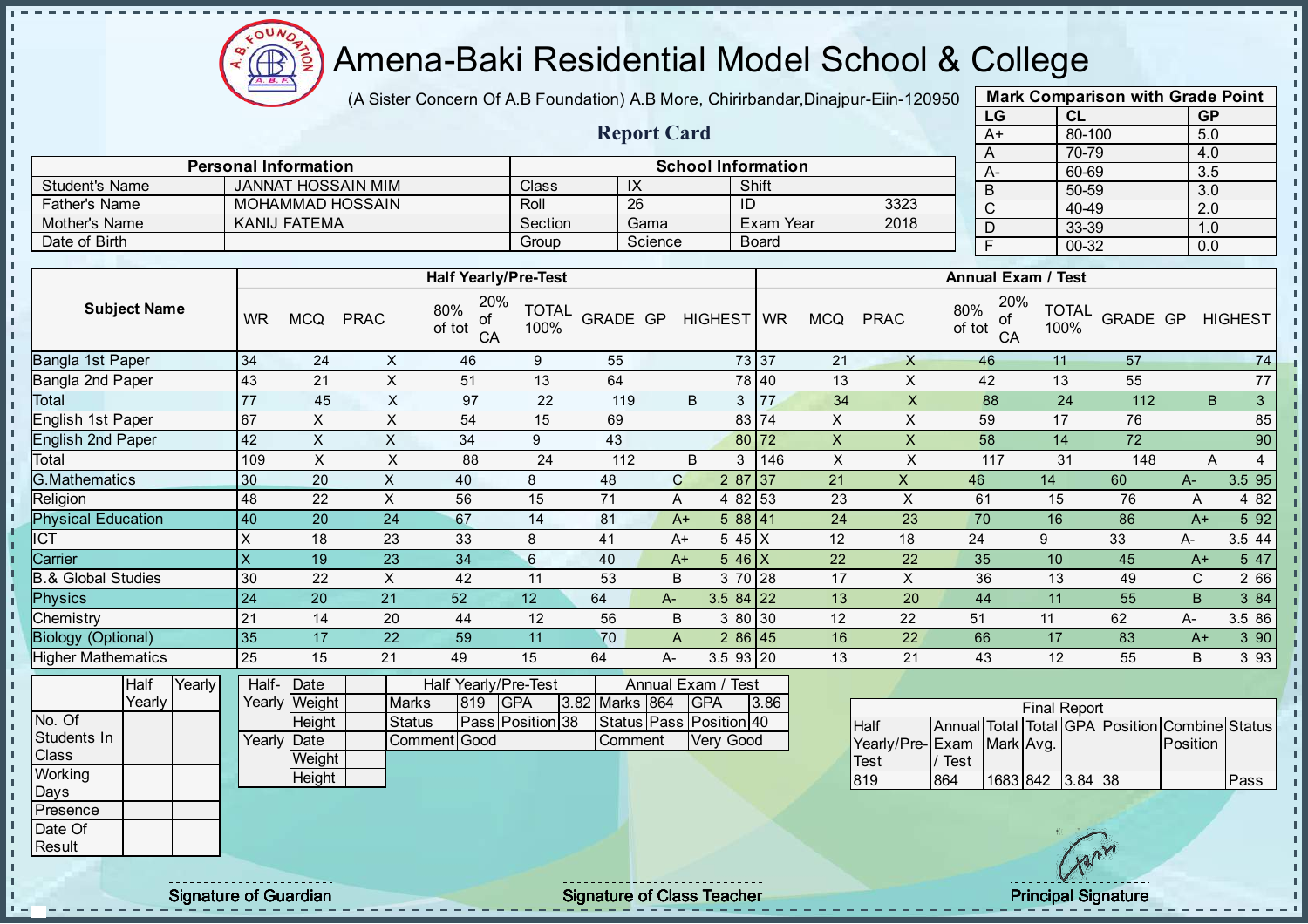# Amena-Baki Residential Model School & College

(A Sister Concern Of A.B Foundation) A.B More, Chirirbandar,Dinajpur-Eiin-120950

## Report Card

| Mark Comparison with Grade Point | | |
|---|---|---|
| LG | CL | GP |
| A+ | 80-100 | 5.0 |
| A | 70-79 | 4.0 |
| A- | 60-69 | 3.5 |
| B | 50-59 | 3.0 |
| C | 40-49 | 2.0 |
| D | 33-39 | 1.0 |
| F | 00-32 | 0.0 |

| Personal Information | | School Information | | | |
|---|---|---|---|---|---|
| Student's Name | JANNAT HOSSAIN MIM | Class | IX | Shift | |
| Father's Name | MOHAMMAD HOSSAIN | Roll | 26 | ID | 3323 |
| Mother's Name | KANIJ FATEMA | Section | Gama | Exam Year | 2018 |
| Date of Birth | | Group | Science | Board | |

| Subject Name | Half Yearly/Pre-Test | | | | | | | | | Annual Exam / Test | | | | | | | | |
|---|---|---|---|---|---|---|---|---|---|---|---|---|---|---|---|---|---|---|
| | WR | MCQ | PRAC | 80% of tot | 20% of CA | TOTAL 100% | GRADE | GP | HIGHEST | WR | MCQ | PRAC | 80% of tot | 20% of CA | TOTAL 100% | GRADE | GP | HIGHEST |
| Bangla 1st Paper | 34 | 24 | X | 46 | 9 | 55 | | | 73 | 37 | 21 | X | 46 | 11 | 57 | | | 74 |
| Bangla 2nd Paper | 43 | 21 | X | 51 | 13 | 64 | | | 78 | 40 | 13 | X | 42 | 13 | 55 | | | 77 |
| Total | 77 | 45 | X | 97 | 22 | 119 | B | 3 | | 77 | 34 | X | 88 | 24 | 112 | B | 3 | |
| English 1st Paper | 67 | X | X | 54 | 15 | 69 | | | 83 | 74 | X | X | 59 | 17 | 76 | | | 85 |
| English 2nd Paper | 42 | X | X | 34 | 9 | 43 | | | 80 | 72 | X | X | 58 | 14 | 72 | | | 90 |
| Total | 109 | X | X | 88 | 24 | 112 | B | 3 | | 146 | X | X | 117 | 31 | 148 | A | 4 | |
| G.Mathematics | 30 | 20 | X | 40 | 8 | 48 | C | 2 | 87 | 37 | 21 | X | 46 | 14 | 60 | A- | 3.5 | 95 |
| Religion | 48 | 22 | X | 56 | 15 | 71 | A | 4 | 82 | 53 | 23 | X | 61 | 15 | 76 | A | 4 | 82 |
| Physical Education | 40 | 20 | 24 | 67 | 14 | 81 | A+ | 5 | 88 | 41 | 24 | 23 | 70 | 16 | 86 | A+ | 5 | 92 |
| ICT | X | 18 | 23 | 33 | 8 | 41 | A+ | 5 | 45 | X | 12 | 18 | 24 | 9 | 33 | A- | 3.5 | 44 |
| Carrier | X | 19 | 23 | 34 | 6 | 40 | A+ | 5 | 46 | X | 22 | 22 | 35 | 10 | 45 | A+ | 5 | 47 |
| B.& Global Studies | 30 | 22 | X | 42 | 11 | 53 | B | 3 | 70 | 28 | 17 | X | 36 | 13 | 49 | C | 2 | 66 |
| Physics | 24 | 20 | 21 | 52 | 12 | 64 | A- | 3.5 | 84 | 22 | 13 | 20 | 44 | 11 | 55 | B | 3 | 84 |
| Chemistry | 21 | 14 | 20 | 44 | 12 | 56 | B | 3 | 80 | 30 | 12 | 22 | 51 | 11 | 62 | A- | 3.5 | 86 |
| Biology (Optional) | 35 | 17 | 22 | 59 | 11 | 70 | A | 2 | 86 | 45 | 16 | 22 | 66 | 17 | 83 | A+ | 3 | 90 |
| Higher Mathematics | 25 | 15 | 21 | 49 | 15 | 64 | A- | 3.5 | 93 | 20 | 13 | 21 | 43 | 12 | 55 | B | 3 | 93 |

| | Half Yearly | Yearly |
|---|---|---|
| No. Of Students In Class | | |
| Working Days | | |
| Presence | | |
| Date Of Result | | |

| | | |
|---|---|---|
| Half-Yearly | Date | |
| | Weight | |
| | Height | |
| Yearly | Date | |
| | Weight | |
| | Height | |

| Half Yearly/Pre-Test | | | | Annual Exam / Test | | | |
|---|---|---|---|---|---|---|---|
| Marks | 819 | GPA | 3.82 | Marks | 864 | GPA | 3.86 |
| Status | Pass | Position | 38 | Status | Pass | Position | 40 |
| Comment | Good | | | Comment | Very Good | | |

| Final Report | | | | | | | |
|---|---|---|---|---|---|---|---|
| Half Yearly/Pre-Test | Annual Exam / Test | Total Mark | Total Avg. | GPA | Position | Combine Position | Status |
| 819 | 864 | 1683 | 842 | 3.84 | 38 | | Pass |

Signature of Guardian | Signature of Class Teacher | Principal Signature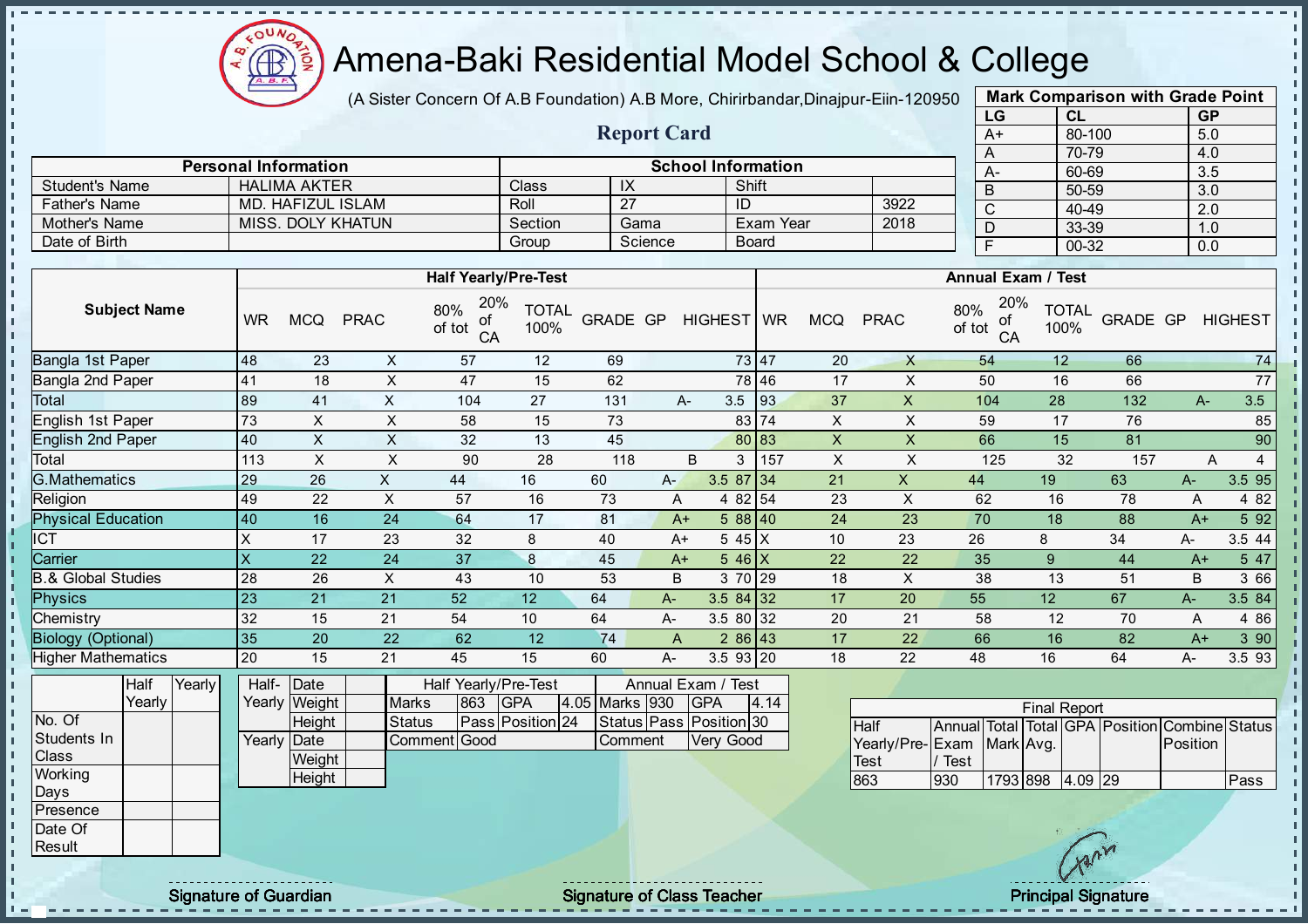# Amena-Baki Residential Model School & College

(A Sister Concern Of A.B Foundation) A.B More, Chirirbandar,Dinajpur-Eiin-120950

## Report Card

| Personal Information | | School Information | | | |
|---|---|---|---|---|---|
| Student's Name | HALIMA AKTER | Class | IX | Shift | |
| Father's Name | MD. HAFIZUL ISLAM | Roll | 27 | ID | 3922 |
| Mother's Name | MISS. DOLY KHATUN | Section | Gama | Exam Year | 2018 |
| Date of Birth | | Group | Science | Board | |

**Mark Comparison with Grade Point**

| LG | CL | GP |
|---|---|---|
| A+ | 80-100 | 5.0 |
| A | 70-79 | 4.0 |
| A- | 60-69 | 3.5 |
| B | 50-59 | 3.0 |
| C | 40-49 | 2.0 |
| D | 33-39 | 1.0 |
| F | 00-32 | 0.0 |

| Subject Name | Half Yearly/Pre-Test | | | | | | | | | Annual Exam / Test | | | | | | | | |
|---|---|---|---|---|---|---|---|---|---|---|---|---|---|---|---|---|---|---|
| | WR | MCQ | PRAC | 80% of tot | 20% of CA | TOTAL 100% | GRADE | GP | HIGHEST | WR | MCQ | PRAC | 80% of tot | 20% of CA | TOTAL 100% | GRADE | GP | HIGHEST |
| Bangla 1st Paper | 48 | 23 | X | 57 | 12 | 69 | | | 73 | 47 | 20 | X | 54 | 12 | 66 | | | 74 |
| Bangla 2nd Paper | 41 | 18 | X | 47 | 15 | 62 | | | 78 | 46 | 17 | X | 50 | 16 | 66 | | | 77 |
| Total | 89 | 41 | X | 104 | 27 | 131 | A- | 3.5 | | 93 | 37 | X | 104 | 28 | 132 | A- | 3.5 | |
| English 1st Paper | 73 | X | X | 58 | 15 | 73 | | | 83 | 74 | X | X | 59 | 17 | 76 | | | 85 |
| English 2nd Paper | 40 | X | X | 32 | 13 | 45 | | | 80 | 83 | X | X | 66 | 15 | 81 | | | 90 |
| Total | 113 | X | X | 90 | 28 | 118 | B | 3 | | 157 | X | X | 125 | 32 | 157 | A | 4 | |
| G.Mathematics | 29 | 26 | X | 44 | 16 | 60 | A- | 3.5 | 87 | 34 | 21 | X | 44 | 19 | 63 | A- | 3.5 | 95 |
| Religion | 49 | 22 | X | 57 | 16 | 73 | A | 4 | 82 | 54 | 23 | X | 62 | 16 | 78 | A | 4 | 82 |
| Physical Education | 40 | 16 | 24 | 64 | 17 | 81 | A+ | 5 | 88 | 40 | 24 | 23 | 70 | 18 | 88 | A+ | 5 | 92 |
| ICT | X | 17 | 23 | 32 | 8 | 40 | A+ | 5 | 45 | X | 10 | 23 | 26 | 8 | 34 | A- | 3.5 | 44 |
| Carrier | X | 22 | 24 | 37 | 8 | 45 | A+ | 5 | 46 | X | 22 | 22 | 35 | 9 | 44 | A+ | 5 | 47 |
| B.& Global Studies | 28 | 26 | X | 43 | 10 | 53 | B | 3 | 70 | 29 | 18 | X | 38 | 13 | 51 | B | 3 | 66 |
| Physics | 23 | 21 | 21 | 52 | 12 | 64 | A- | 3.5 | 84 | 32 | 17 | 20 | 55 | 12 | 67 | A- | 3.5 | 84 |
| Chemistry | 32 | 15 | 21 | 54 | 10 | 64 | A- | 3.5 | 80 | 32 | 20 | 21 | 58 | 12 | 70 | A | 4 | 86 |
| Biology (Optional) | 35 | 20 | 22 | 62 | 12 | 74 | A | 2 | 86 | 43 | 17 | 22 | 66 | 16 | 82 | A+ | 3 | 90 |
| Higher Mathematics | 20 | 15 | 21 | 45 | 15 | 60 | A- | 3.5 | 93 | 20 | 18 | 22 | 48 | 16 | 64 | A- | 3.5 | 93 |

| | Half Yearly | Yearly |
|---|---|---|
| No. Of Students In Class | | |
| Working Days | | |
| Presence | | |
| Date Of Result | | |

| Half-Yearly | Date | |
|---|---|---|
| | Weight | |
| | Height | |
| Yearly | Date | |
| | Weight | |
| | Height | |

| Half Yearly/Pre-Test | | | | Annual Exam / Test | | | |
|---|---|---|---|---|---|---|---|
| Marks | 863 | GPA | 4.05 | Marks | 930 | GPA | 4.14 |
| Status | Pass | Position | 24 | Status | Pass | Position | 30 |
| Comment | Good | | | Comment | Very Good | | |

**Final Report**

| Half Yearly/Pre-Test | Annual Exam / Test | Total Mark | Total Avg. | GPA | Position | Combine Position | Status |
|---|---|---|---|---|---|---|---|
| 863 | 930 | 1793 | 898 | 4.09 | 29 | | Pass |

Signature of Guardian

Signature of Class Teacher

Principal Signature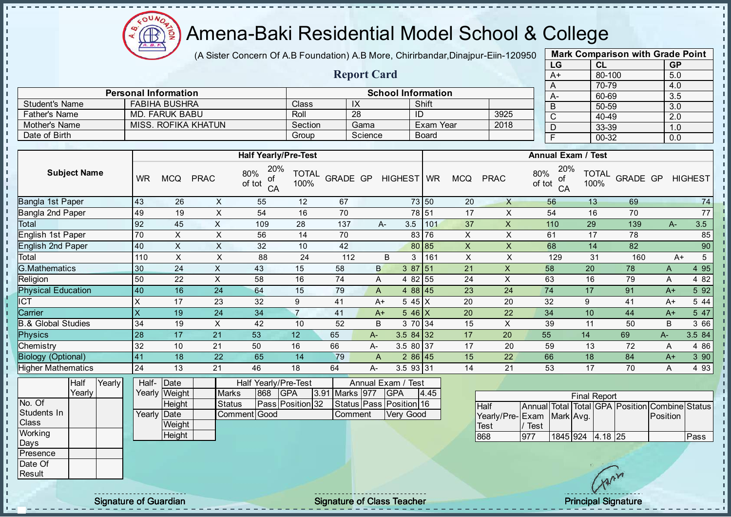# Amena-Baki Residential Model School & College

(A Sister Concern Of A.B Foundation) A.B More, Chirirbandar,Dinajpur-Eiin-120950

## Report Card

| Mark Comparison with Grade Point | | |
|---|---|---|
| LG | CL | GP |
| A+ | 80-100 | 5.0 |
| A | 70-79 | 4.0 |
| A- | 60-69 | 3.5 |
| B | 50-59 | 3.0 |
| C | 40-49 | 2.0 |
| D | 33-39 | 1.0 |
| F | 00-32 | 0.0 |

| Personal Information | | School Information | | | |
|---|---|---|---|---|---|
| Student's Name | FABIHA BUSHRA | Class | IX | Shift | |
| Father's Name | MD. FARUK BABU | Roll | 28 | ID | 3925 |
| Mother's Name | MISS. ROFIKA KHATUN | Section | Gama | Exam Year | 2018 |
| Date of Birth | | Group | Science | Board | |

| Subject Name | Half Yearly/Pre-Test | | | | | | | | | Annual Exam / Test | | | | | | | | |
|---|---|---|---|---|---|---|---|---|---|---|---|---|---|---|---|---|---|---|
| | WR | MCQ | PRAC | 80% of tot | 20% of CA | TOTAL 100% | GRADE | GP | HIGHEST | WR | MCQ | PRAC | 80% of tot | 20% of CA | TOTAL 100% | GRADE | GP | HIGHEST |
| Bangla 1st Paper | 43 | 26 | X | 55 | 12 | 67 | | | 73 | 50 | 20 | X | 56 | 13 | 69 | | | 74 |
| Bangla 2nd Paper | 49 | 19 | X | 54 | 16 | 70 | | | 78 | 51 | 17 | X | 54 | 16 | 70 | | | 77 |
| Total | 92 | 45 | X | 109 | 28 | 137 | A- | 3.5 | | 101 | 37 | X | 110 | 29 | 139 | A- | 3.5 | |
| English 1st Paper | 70 | X | X | 56 | 14 | 70 | | | 83 | 76 | X | X | 61 | 17 | 78 | | | 85 |
| English 2nd Paper | 40 | X | X | 32 | 10 | 42 | | | 80 | 85 | X | X | 68 | 14 | 82 | | | 90 |
| Total | 110 | X | X | 88 | 24 | 112 | B | 3 | | 161 | X | X | 129 | 31 | 160 | A+ | 5 | |
| G.Mathematics | 30 | 24 | X | 43 | 15 | 58 | B | 3 | 87 | 51 | 21 | X | 58 | 20 | 78 | A | 4 | 95 |
| Religion | 50 | 22 | X | 58 | 16 | 74 | A | 4 | 82 | 55 | 24 | X | 63 | 16 | 79 | A | 4 | 82 |
| Physical Education | 40 | 16 | 24 | 64 | 15 | 79 | A | 4 | 88 | 45 | 23 | 24 | 74 | 17 | 91 | A+ | 5 | 92 |
| ICT | X | 17 | 23 | 32 | 9 | 41 | A+ | 5 | 45 | X | 20 | 20 | 32 | 9 | 41 | A+ | 5 | 44 |
| Carrier | X | 19 | 24 | 34 | 7 | 41 | A+ | 5 | 46 | X | 20 | 22 | 34 | 10 | 44 | A+ | 5 | 47 |
| B.& Global Studies | 34 | 19 | X | 42 | 10 | 52 | B | 3 | 70 | 34 | 15 | X | 39 | 11 | 50 | B | 3 | 66 |
| Physics | 28 | 17 | 21 | 53 | 12 | 65 | A- | 3.5 | 84 | 32 | 17 | 20 | 55 | 14 | 69 | A- | 3.5 | 84 |
| Chemistry | 32 | 10 | 21 | 50 | 16 | 66 | A- | 3.5 | 80 | 37 | 17 | 20 | 59 | 13 | 72 | A | 4 | 86 |
| Biology (Optional) | 41 | 18 | 22 | 65 | 14 | 79 | A | 2 | 86 | 45 | 15 | 22 | 66 | 18 | 84 | A+ | 3 | 90 |
| Higher Mathematics | 24 | 13 | 21 | 46 | 18 | 64 | A- | 3.5 | 93 | 31 | 14 | 21 | 53 | 17 | 70 | A | 4 | 93 |

| | Half Yearly | Yearly |
|---|---|---|
| No. Of Students In Class | | |
| Working Days | | |
| Presence | | |
| Date Of Result | | |

| | | |
|---|---|---|
| Half-Yearly | Date | |
| | Weight | |
| | Height | |
| Yearly | Date | |
| | Weight | |
| | Height | |

| Half Yearly/Pre-Test | | | | Annual Exam / Test | | | |
|---|---|---|---|---|---|---|---|
| Marks | 868 | GPA | 3.91 | Marks | 977 | GPA | 4.45 |
| Status | Pass | Position | 32 | Status | Pass | Position | 16 |
| Comment | Good | | | Comment | Very Good | | |

| Final Report | | | | | | | |
|---|---|---|---|---|---|---|---|
| Half Yearly/Pre-Test | Annual Exam / Test | Total Mark | Total Avg. | GPA | Position | Combine Position | Status |
| 868 | 977 | 1845 | 924 | 4.18 | 25 | | Pass |

Signature of Guardian | Signature of Class Teacher | Principal Signature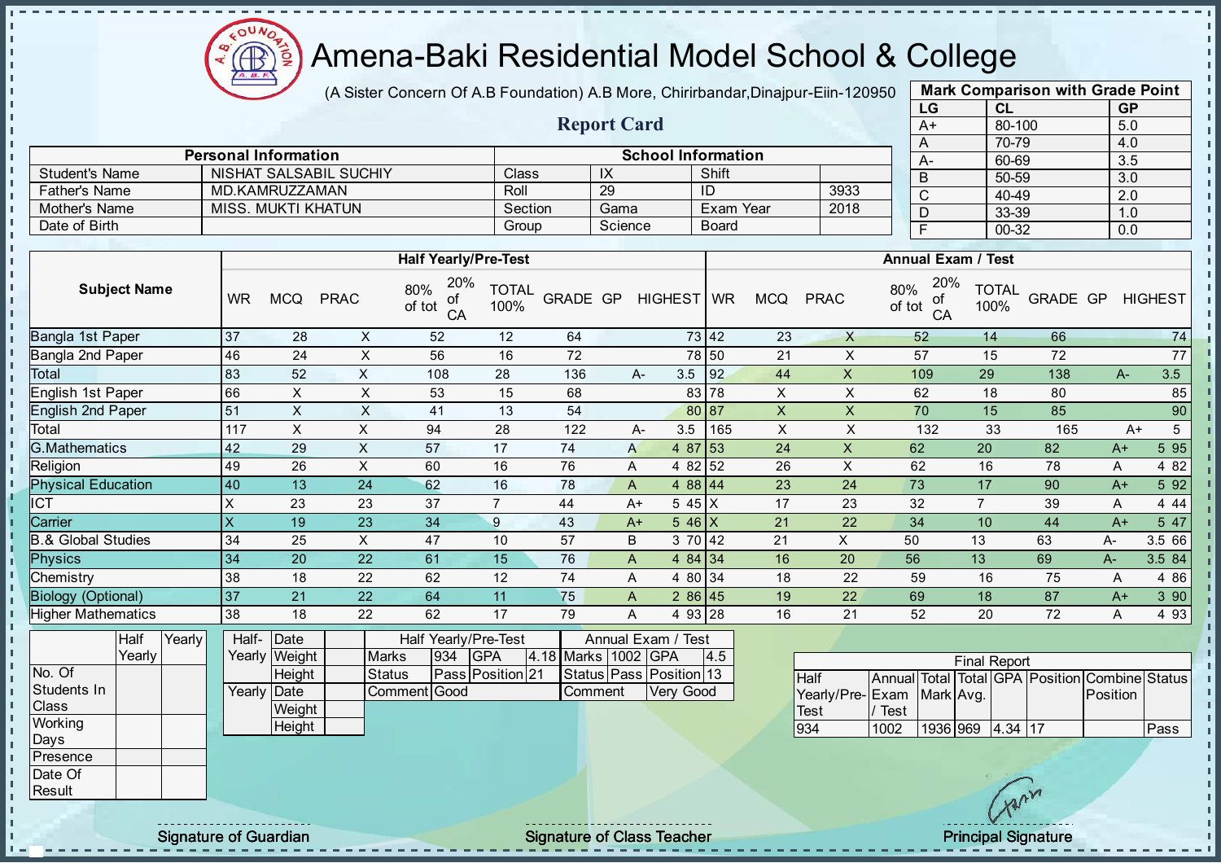# Amena-Baki Residential Model School & College

(A Sister Concern Of A.B Foundation) A.B More, Chirirbandar,Dinajpur-Eiin-120950

## Report Card

| Mark Comparison with Grade Point | | |
|---|---|---|
| LG | CL | GP |
| A+ | 80-100 | 5.0 |
| A | 70-79 | 4.0 |
| A- | 60-69 | 3.5 |
| B | 50-59 | 3.0 |
| C | 40-49 | 2.0 |
| D | 33-39 | 1.0 |
| F | 00-32 | 0.0 |

| Personal Information | | School Information | | | |
|---|---|---|---|---|---|
| Student's Name | NISHAT SALSABIL SUCHIY | Class | IX | Shift | |
| Father's Name | MD.KAMRUZZAMAN | Roll | 29 | ID | 3933 |
| Mother's Name | MISS. MUKTI KHATUN | Section | Gama | Exam Year | 2018 |
| Date of Birth | | Group | Science | Board | |

| Subject Name | Half Yearly/Pre-Test | | | | | | | | | Annual Exam / Test | | | | | | | | |
|---|---|---|---|---|---|---|---|---|---|---|---|---|---|---|---|---|---|---|
| | WR | MCQ | PRAC | 80% of tot | 20% of CA | TOTAL 100% | GRADE | GP | HIGHEST | WR | MCQ | PRAC | 80% of tot | 20% of CA | TOTAL 100% | GRADE | GP | HIGHEST |
| Bangla 1st Paper | 37 | 28 | X | 52 | 12 | 64 | | | 73 | 42 | 23 | X | 52 | 14 | 66 | | | 74 |
| Bangla 2nd Paper | 46 | 24 | X | 56 | 16 | 72 | | | 78 | 50 | 21 | X | 57 | 15 | 72 | | | 77 |
| Total | 83 | 52 | X | 108 | 28 | 136 | A- | 3.5 | | 92 | 44 | X | 109 | 29 | 138 | A- | 3.5 | |
| English 1st Paper | 66 | X | X | 53 | 15 | 68 | | | 83 | 78 | X | X | 62 | 18 | 80 | | | 85 |
| English 2nd Paper | 51 | X | X | 41 | 13 | 54 | | | 80 | 87 | X | X | 70 | 15 | 85 | | | 90 |
| Total | 117 | X | X | 94 | 28 | 122 | A- | 3.5 | | 165 | X | X | 132 | 33 | 165 | A+ | 5 | |
| G.Mathematics | 42 | 29 | X | 57 | 17 | 74 | A | 4 | 87 | 53 | 24 | X | 62 | 20 | 82 | A+ | 5 | 95 |
| Religion | 49 | 26 | X | 60 | 16 | 76 | A | 4 | 82 | 52 | 26 | X | 62 | 16 | 78 | A | 4 | 82 |
| Physical Education | 40 | 13 | 24 | 62 | 16 | 78 | A | 4 | 88 | 44 | 23 | 24 | 73 | 17 | 90 | A+ | 5 | 92 |
| ICT | X | 23 | 23 | 37 | 7 | 44 | A+ | 5 | 45 | X | 17 | 23 | 32 | 7 | 39 | A | 4 | 44 |
| Carrier | X | 19 | 23 | 34 | 9 | 43 | A+ | 5 | 46 | X | 21 | 22 | 34 | 10 | 44 | A+ | 5 | 47 |
| B.& Global Studies | 34 | 25 | X | 47 | 10 | 57 | B | 3 | 70 | 42 | 21 | X | 50 | 13 | 63 | A- | 3.5 | 66 |
| Physics | 34 | 20 | 22 | 61 | 15 | 76 | A | 4 | 84 | 34 | 16 | 20 | 56 | 13 | 69 | A- | 3.5 | 84 |
| Chemistry | 38 | 18 | 22 | 62 | 12 | 74 | A | 4 | 80 | 34 | 18 | 22 | 59 | 16 | 75 | A | 4 | 86 |
| Biology (Optional) | 37 | 21 | 22 | 64 | 11 | 75 | A | 2 | 86 | 45 | 19 | 22 | 69 | 18 | 87 | A+ | 3 | 90 |
| Higher Mathematics | 38 | 18 | 22 | 62 | 17 | 79 | A | 4 | 93 | 28 | 16 | 21 | 52 | 20 | 72 | A | 4 | 93 |

| | Half Yearly | Yearly |
|---|---|---|
| No. Of Students In Class | | |
| Working Days | | |
| Presence | | |
| Date Of Result | | |

| | | |
|---|---|---|
| Half-Yearly | Date | |
| | Weight | |
| | Height | |
| Yearly | Date | |
| | Weight | |
| | Height | |

| Half Yearly/Pre-Test | | | | Annual Exam / Test | | | |
|---|---|---|---|---|---|---|---|
| Marks | 934 | GPA | 4.18 | Marks | 1002 | GPA | 4.5 |
| Status | Pass | Position | 21 | Status | Pass | Position | 13 |
| Comment | Good | | | Comment | Very Good | | |

| Final Report | | | | | | | |
|---|---|---|---|---|---|---|---|
| Half Yearly/Pre-Test | Annual Exam / Test | Total Mark | Total Avg. | GPA | Position | Combine Position | Status |
| 934 | 1002 | 1936 | 969 | 4.34 | 17 | | Pass |

Signature of Guardian — Signature of Class Teacher — Principal Signature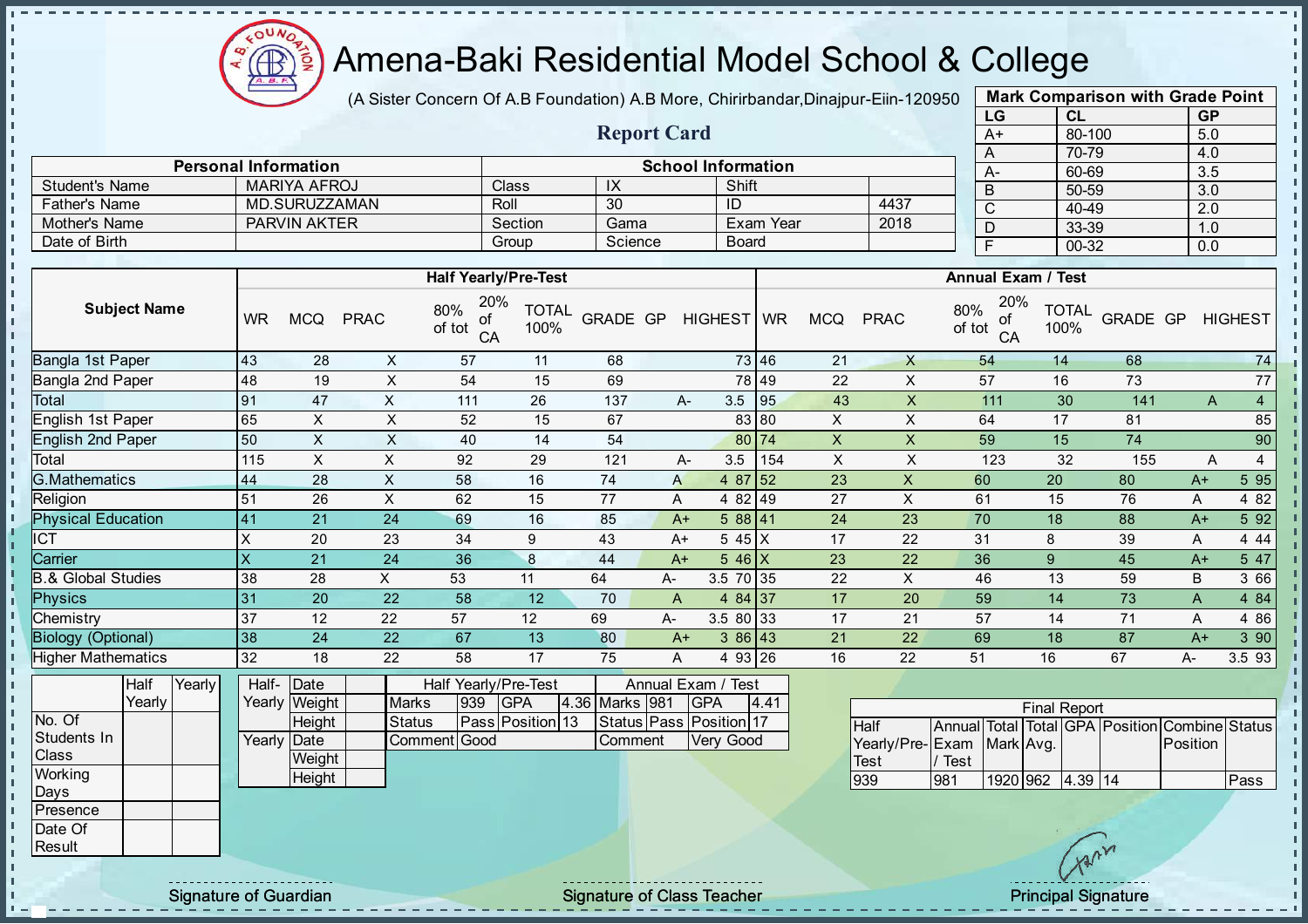# Amena-Baki Residential Model School & College

(A Sister Concern Of A.B Foundation) A.B More, Chirirbandar,Dinajpur-Eiin-120950

## Report Card

**Mark Comparison with Grade Point**

| LG | CL | GP |
|---|---|---|
| A+ | 80-100 | 5.0 |
| A | 70-79 | 4.0 |
| A- | 60-69 | 3.5 |
| B | 50-59 | 3.0 |
| C | 40-49 | 2.0 |
| D | 33-39 | 1.0 |
| F | 00-32 | 0.0 |

| Personal Information | | School Information | | | |
|---|---|---|---|---|---|
| Student's Name | MARIYA AFROJ | Class | IX | Shift | |
| Father's Name | MD.SURUZZAMAN | Roll | 30 | ID | 4437 |
| Mother's Name | PARVIN AKTER | Section | Gama | Exam Year | 2018 |
| Date of Birth | | Group | Science | Board | |

| Subject Name | Half Yearly/Pre-Test | | | | | | | | | Annual Exam / Test | | | | | | | | |
|---|---|---|---|---|---|---|---|---|---|---|---|---|---|---|---|---|---|---|
| | WR | MCQ | PRAC | 80% of tot | 20% of CA | TOTAL 100% | GRADE | GP | HIGHEST | WR | MCQ | PRAC | 80% of tot | 20% of CA | TOTAL 100% | GRADE | GP | HIGHEST |
| Bangla 1st Paper | 43 | 28 | X | 57 | 11 | 68 | | | 73 | 46 | 21 | X | 54 | 14 | 68 | | | 74 |
| Bangla 2nd Paper | 48 | 19 | X | 54 | 15 | 69 | | | 78 | 49 | 22 | X | 57 | 16 | 73 | | | 77 |
| Total | 91 | 47 | X | 111 | 26 | 137 | A- | 3.5 | | 95 | 43 | X | 111 | 30 | 141 | A | 4 | |
| English 1st Paper | 65 | X | X | 52 | 15 | 67 | | | 83 | 80 | X | X | 64 | 17 | 81 | | | 85 |
| English 2nd Paper | 50 | X | X | 40 | 14 | 54 | | | 80 | 74 | X | X | 59 | 15 | 74 | | | 90 |
| Total | 115 | X | X | 92 | 29 | 121 | A- | 3.5 | | 154 | X | X | 123 | 32 | 155 | A | 4 | |
| G.Mathematics | 44 | 28 | X | 58 | 16 | 74 | A | 4 | 87 | 52 | 23 | X | 60 | 20 | 80 | A+ | 5 | 95 |
| Religion | 51 | 26 | X | 62 | 15 | 77 | A | 4 | 82 | 49 | 27 | X | 61 | 15 | 76 | A | 4 | 82 |
| Physical Education | 41 | 21 | 24 | 69 | 16 | 85 | A+ | 5 | 88 | 41 | 24 | 23 | 70 | 18 | 88 | A+ | 5 | 92 |
| ICT | X | 20 | 23 | 34 | 9 | 43 | A+ | 5 | 45 | X | 17 | 22 | 31 | 8 | 39 | A | 4 | 44 |
| Carrier | X | 21 | 24 | 36 | 8 | 44 | A+ | 5 | 46 | X | 23 | 22 | 36 | 9 | 45 | A+ | 5 | 47 |
| B.& Global Studies | 38 | 28 | X | 53 | 11 | 64 | A- | 3.5 | 70 | 35 | 22 | X | 46 | 13 | 59 | B | 3 | 66 |
| Physics | 31 | 20 | 22 | 58 | 12 | 70 | A | 4 | 84 | 37 | 17 | 20 | 59 | 14 | 73 | A | 4 | 84 |
| Chemistry | 37 | 12 | 22 | 57 | 12 | 69 | A- | 3.5 | 80 | 33 | 17 | 21 | 57 | 14 | 71 | A | 4 | 86 |
| Biology (Optional) | 38 | 24 | 22 | 67 | 13 | 80 | A+ | 3 | 86 | 43 | 21 | 22 | 69 | 18 | 87 | A+ | 3 | 90 |
| Higher Mathematics | 32 | 18 | 22 | 58 | 17 | 75 | A | 4 | 93 | 26 | 16 | 22 | 51 | 16 | 67 | A- | 3.5 | 93 |

| | Half Yearly | Yearly |
|---|---|---|
| No. Of Students In Class | | |
| Working Days | | |
| Presence | | |
| Date Of Result | | |

| | | |
|---|---|---|
| Half-Yearly | Date | |
| | Weight | |
| | Height | |
| Yearly | Date | |
| | Weight | |
| | Height | |

| Half Yearly/Pre-Test | | | | Annual Exam / Test | | | |
|---|---|---|---|---|---|---|---|
| Marks | 939 | GPA | 4.36 | Marks | 981 | GPA | 4.41 |
| Status | Pass | Position | 13 | Status | Pass | Position | 17 |
| Comment | Good | | | Comment | Very Good | | |

**Final Report**

| Half Yearly/Pre-Test | Annual Exam / Test | Total Mark | Total Avg. | GPA | Position | Combine Position | Status |
|---|---|---|---|---|---|---|---|
| 939 | 981 | 1920 | 962 | 4.39 | 14 | | Pass |

Signature of Guardian | Signature of Class Teacher | Principal Signature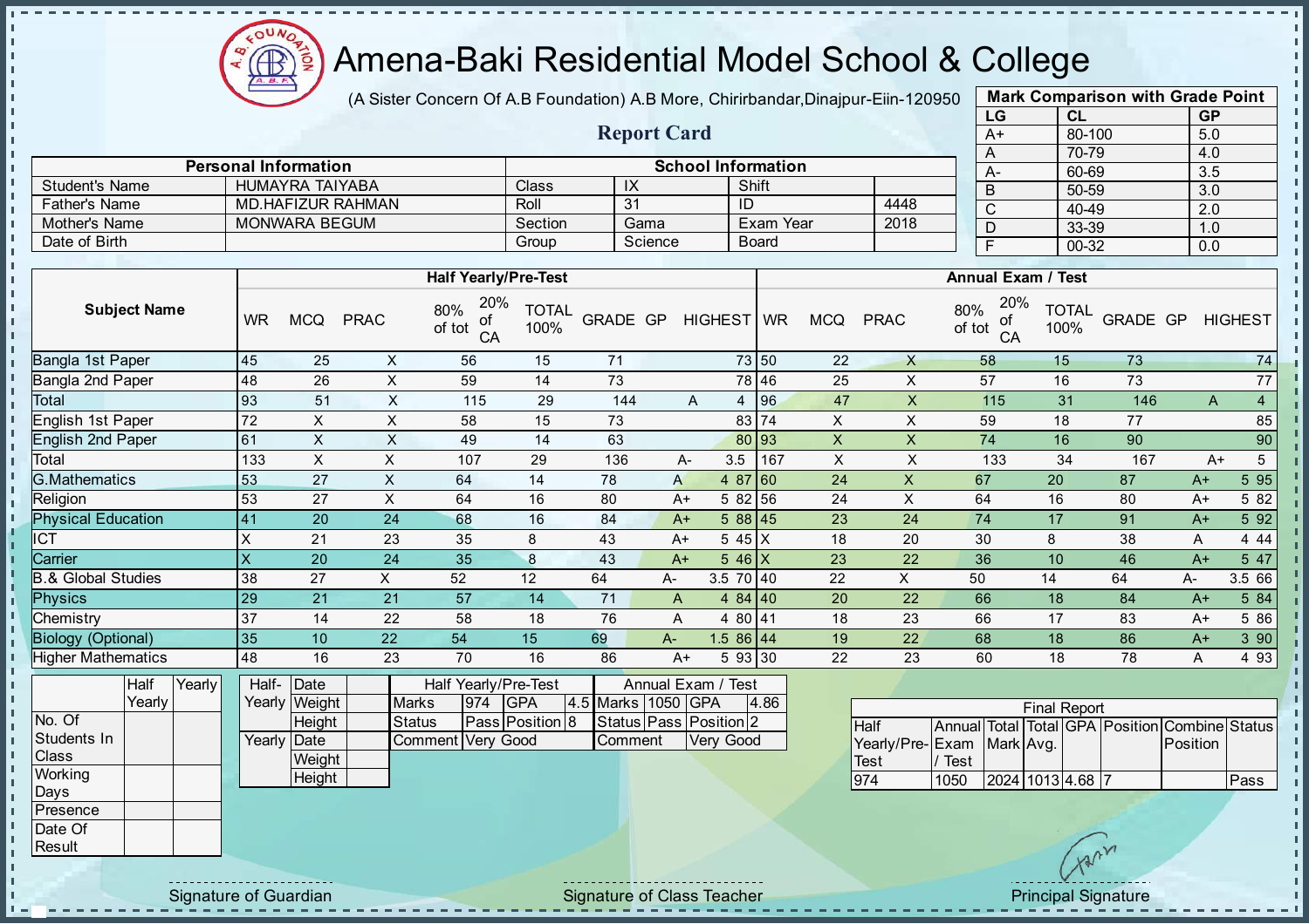# Amena-Baki Residential Model School & College

(A Sister Concern Of A.B Foundation) A.B More, Chirirbandar,Dinajpur-Eiin-120950

## Report Card

| Mark Comparison with Grade Point | | |
|---|---|---|
| LG | CL | GP |
| A+ | 80-100 | 5.0 |
| A | 70-79 | 4.0 |
| A- | 60-69 | 3.5 |
| B | 50-59 | 3.0 |
| C | 40-49 | 2.0 |
| D | 33-39 | 1.0 |
| F | 00-32 | 0.0 |

| Personal Information | | School Information | | | |
|---|---|---|---|---|---|
| Student's Name | HUMAYRA TAIYABA | Class | IX | Shift | |
| Father's Name | MD.HAFIZUR RAHMAN | Roll | 31 | ID | 4448 |
| Mother's Name | MONWARA BEGUM | Section | Gama | Exam Year | 2018 |
| Date of Birth | | Group | Science | Board | |

| Subject Name | Half Yearly/Pre-Test | | | | | | | | | Annual Exam / Test | | | | | | | | |
|---|---|---|---|---|---|---|---|---|---|---|---|---|---|---|---|---|---|---|
| | WR | MCQ | PRAC | 80% of tot | 20% of CA | TOTAL 100% | GRADE | GP | HIGHEST | WR | MCQ | PRAC | 80% of tot | 20% of CA | TOTAL 100% | GRADE | GP | HIGHEST |
| Bangla 1st Paper | 45 | 25 | X | 56 | 15 | 71 | | | 73 | 50 | 22 | X | 58 | 15 | 73 | | | 74 |
| Bangla 2nd Paper | 48 | 26 | X | 59 | 14 | 73 | | | 78 | 46 | 25 | X | 57 | 16 | 73 | | | 77 |
| Total | 93 | 51 | X | 115 | 29 | 144 | A | 4 | | 96 | 47 | X | 115 | 31 | 146 | A | 4 | |
| English 1st Paper | 72 | X | X | 58 | 15 | 73 | | | 83 | 74 | X | X | 59 | 18 | 77 | | | 85 |
| English 2nd Paper | 61 | X | X | 49 | 14 | 63 | | | 80 | 93 | X | X | 74 | 16 | 90 | | | 90 |
| Total | 133 | X | X | 107 | 29 | 136 | A- | 3.5 | | 167 | X | X | 133 | 34 | 167 | A+ | 5 | |
| G.Mathematics | 53 | 27 | X | 64 | 14 | 78 | A | 4 | 87 | 60 | 24 | X | 67 | 20 | 87 | A+ | 5 | 95 |
| Religion | 53 | 27 | X | 64 | 16 | 80 | A+ | 5 | 82 | 56 | 24 | X | 64 | 16 | 80 | A+ | 5 | 82 |
| Physical Education | 41 | 20 | 24 | 68 | 16 | 84 | A+ | 5 | 88 | 45 | 23 | 24 | 74 | 17 | 91 | A+ | 5 | 92 |
| ICT | X | 21 | 23 | 35 | 8 | 43 | A+ | 5 | 45 | X | 18 | 20 | 30 | 8 | 38 | A | 4 | 44 |
| Carrier | X | 20 | 24 | 35 | 8 | 43 | A+ | 5 | 46 | X | 23 | 22 | 36 | 10 | 46 | A+ | 5 | 47 |
| B.& Global Studies | 38 | 27 | X | 52 | 12 | 64 | A- | 3.5 | 70 | 40 | 22 | X | 50 | 14 | 64 | A- | 3.5 | 66 |
| Physics | 29 | 21 | 21 | 57 | 14 | 71 | A | 4 | 84 | 40 | 20 | 22 | 66 | 18 | 84 | A+ | 5 | 84 |
| Chemistry | 37 | 14 | 22 | 58 | 18 | 76 | A | 4 | 80 | 41 | 18 | 23 | 66 | 17 | 83 | A+ | 5 | 86 |
| Biology (Optional) | 35 | 10 | 22 | 54 | 15 | 69 | A- | 1.5 | 86 | 44 | 19 | 22 | 68 | 18 | 86 | A+ | 3 | 90 |
| Higher Mathematics | 48 | 16 | 23 | 70 | 16 | 86 | A+ | 5 | 93 | 30 | 22 | 23 | 60 | 18 | 78 | A | 4 | 93 |

| | Half Yearly | Yearly |
|---|---|---|
| No. Of Students In Class | | |
| Working Days | | |
| Presence | | |
| Date Of Result | | |

| | | |
|---|---|---|
| Half-Yearly | Date | |
| | Weight | |
| | Height | |
| Yearly | Date | |
| | Weight | |
| | Height | |

| Half Yearly/Pre-Test | | | | Annual Exam / Test | | | |
|---|---|---|---|---|---|---|---|
| Marks | 974 | GPA | 4.5 | Marks | 1050 | GPA | 4.86 |
| Status | Pass | Position | 8 | Status | Pass | Position | 2 |
| Comment | Very Good | | | Comment | Very Good | | |

| Final Report | | | | | | | |
|---|---|---|---|---|---|---|---|
| Half Yearly/Pre-Test | Annual Exam / Test | Total Mark | Total Avg. | GPA | Position | Combine Position | Status |
| 974 | 1050 | 2024 | 1013 | 4.68 | 7 | | Pass |

Signature of Guardian | Signature of Class Teacher | Principal Signature